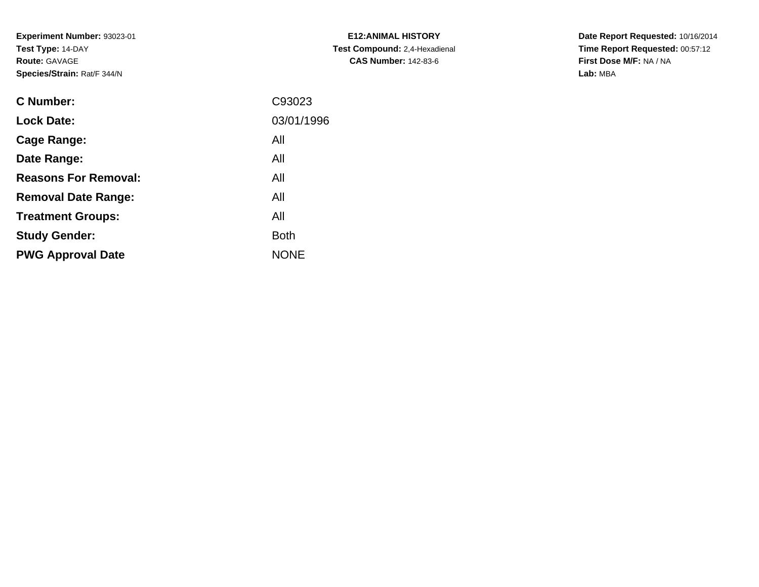**Experiment Number:** 93023-01
**Test Type:** 14-DAY
**Route:** GAVAGE
**Species/Strain:** Rat/F 344/N

**E12:ANIMAL HISTORY**
**Test Compound:** 2,4-Hexadienal
**CAS Number:** 142-83-6

**Date Report Requested:** 10/16/2014
**Time Report Requested:** 00:57:12
**First Dose M/F:** NA / NA
**Lab:** MBA

| | |
|---|---|
| **C Number:** | C93023 |
| **Lock Date:** | 03/01/1996 |
| **Cage Range:** | All |
| **Date Range:** | All |
| **Reasons For Removal:** | All |
| **Removal Date Range:** | All |
| **Treatment Groups:** | All |
| **Study Gender:** | Both |
| **PWG Approval Date** | NONE |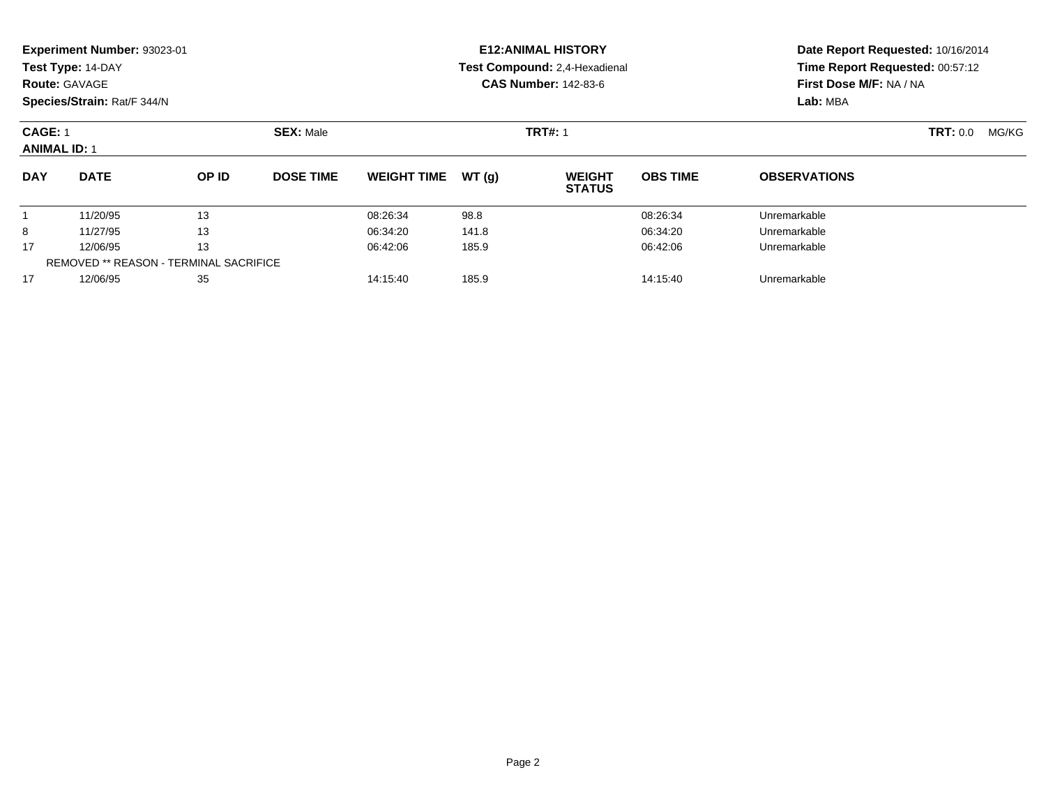**Experiment Number:** 93023-01
**Test Type:** 14-DAY
**Route:** GAVAGE
**Species/Strain:** Rat/F 344/N

**E12:ANIMAL HISTORY**
**Test Compound:** 2,4-Hexadienal
**CAS Number:** 142-83-6

**Date Report Requested:** 10/16/2014
**Time Report Requested:** 00:57:12
**First Dose M/F:** NA / NA
**Lab:** MBA

**CAGE:** 1 **SEX:** Male **TRT#:** 1 **TRT:** 0.0 MG/KG
**ANIMAL ID:** 1

| DAY | DATE | OP ID | DOSE TIME | WEIGHT TIME | WT (g) | WEIGHT STATUS | OBS TIME | OBSERVATIONS |
|---|---|---|---|---|---|---|---|---|
| 1 | 11/20/95 | 13 | | 08:26:34 | 98.8 | | 08:26:34 | Unremarkable |
| 8 | 11/27/95 | 13 | | 06:34:20 | 141.8 | | 06:34:20 | Unremarkable |
| 17 | 12/06/95 | 13 | | 06:42:06 | 185.9 | | 06:42:06 | Unremarkable |
| | REMOVED ** REASON - TERMINAL SACRIFICE | | | | | | | |
| 17 | 12/06/95 | 35 | | 14:15:40 | 185.9 | | 14:15:40 | Unremarkable |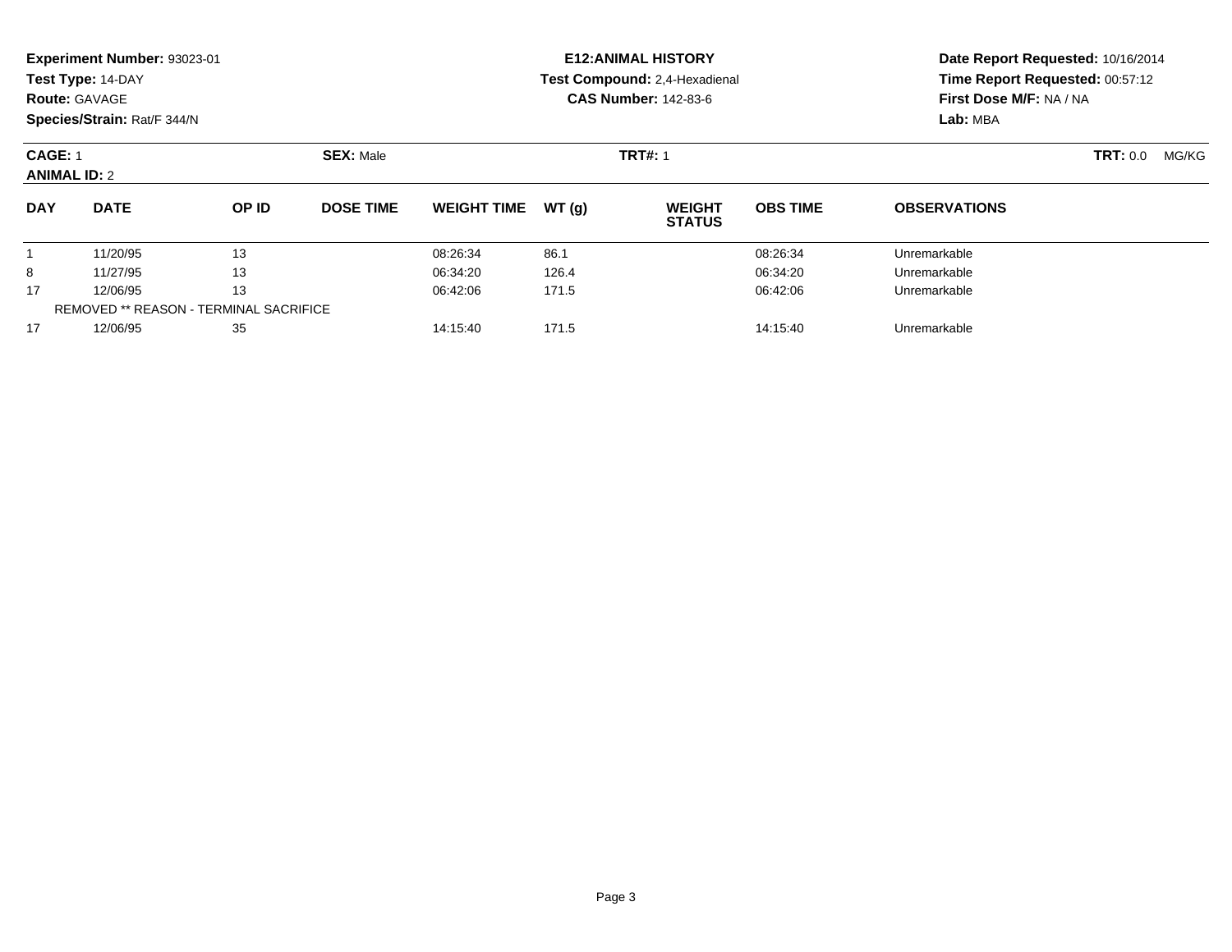**Experiment Number:** 93023-01
**Test Type:** 14-DAY
**Route:** GAVAGE
**Species/Strain:** Rat/F 344/N

**E12:ANIMAL HISTORY**
**Test Compound:** 2,4-Hexadienal
**CAS Number:** 142-83-6

**Date Report Requested:** 10/16/2014
**Time Report Requested:** 00:57:12
**First Dose M/F:** NA / NA
**Lab:** MBA

**CAGE:** 1 **SEX:** Male **TRT#:** 1 **TRT:** 0.0 MG/KG
**ANIMAL ID:** 2

| DAY | DATE | OP ID | DOSE TIME | WEIGHT TIME | WT (g) | WEIGHT STATUS | OBS TIME | OBSERVATIONS |
|---|---|---|---|---|---|---|---|---|
| 1 | 11/20/95 | 13 | | 08:26:34 | 86.1 | | 08:26:34 | Unremarkable |
| 8 | 11/27/95 | 13 | | 06:34:20 | 126.4 | | 06:34:20 | Unremarkable |
| 17 | 12/06/95 | 13 | | 06:42:06 | 171.5 | | 06:42:06 | Unremarkable |
| REMOVED ** REASON - TERMINAL SACRIFICE | | | | | | | | |
| 17 | 12/06/95 | 35 | | 14:15:40 | 171.5 | | 14:15:40 | Unremarkable |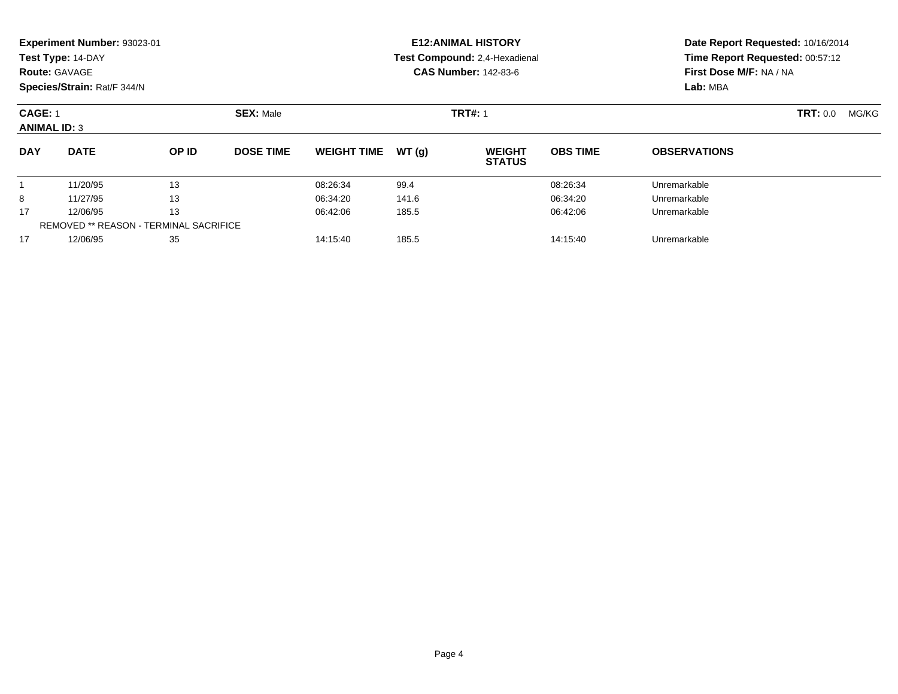**Experiment Number:** 93023-01
**Test Type:** 14-DAY
**Route:** GAVAGE
**Species/Strain:** Rat/F 344/N

**E12:ANIMAL HISTORY**
**Test Compound:** 2,4-Hexadienal
**CAS Number:** 142-83-6

**Date Report Requested:** 10/16/2014
**Time Report Requested:** 00:57:12
**First Dose M/F:** NA / NA
**Lab:** MBA

**CAGE:** 1 **SEX:** Male **TRT#:** 1 **TRT:** 0.0 MG/KG
**ANIMAL ID:** 3

| DAY | DATE | OP ID | DOSE TIME | WEIGHT TIME | WT (g) | WEIGHT STATUS | OBS TIME | OBSERVATIONS |
|---|---|---|---|---|---|---|---|---|
| 1 | 11/20/95 | 13 | | 08:26:34 | 99.4 | | 08:26:34 | Unremarkable |
| 8 | 11/27/95 | 13 | | 06:34:20 | 141.6 | | 06:34:20 | Unremarkable |
| 17 | 12/06/95 | 13 | | 06:42:06 | 185.5 | | 06:42:06 | Unremarkable |
| REMOVED ** REASON - TERMINAL SACRIFICE | | | | | | | | |
| 17 | 12/06/95 | 35 | | 14:15:40 | 185.5 | | 14:15:40 | Unremarkable |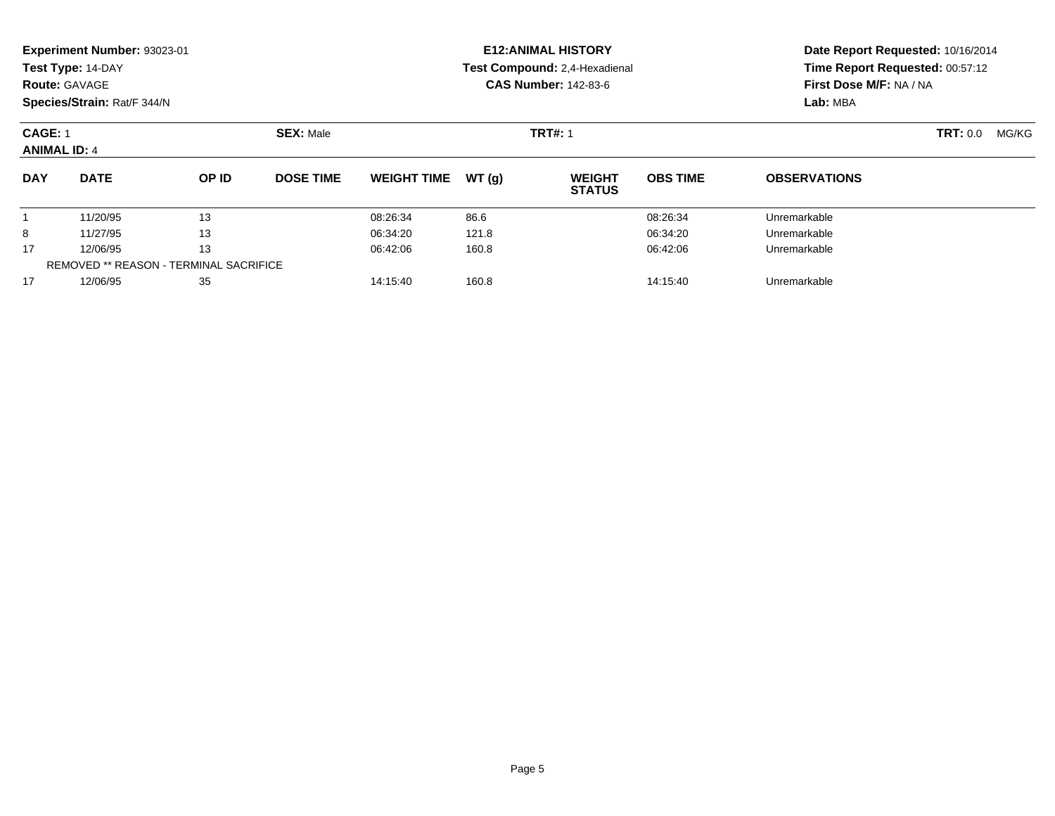**Experiment Number:** 93023-01
**Test Type:** 14-DAY
**Route:** GAVAGE
**Species/Strain:** Rat/F 344/N

**E12:ANIMAL HISTORY**
**Test Compound:** 2,4-Hexadienal
**CAS Number:** 142-83-6

**Date Report Requested:** 10/16/2014
**Time Report Requested:** 00:57:12
**First Dose M/F:** NA / NA
**Lab:** MBA

**CAGE:** 1 **SEX:** Male **TRT#:** 1 **TRT:** 0.0 MG/KG
**ANIMAL ID:** 4

| DAY | DATE | OP ID | DOSE TIME | WEIGHT TIME | WT (g) | WEIGHT STATUS | OBS TIME | OBSERVATIONS |
|---|---|---|---|---|---|---|---|---|
| 1 | 11/20/95 | 13 | | 08:26:34 | 86.6 | | 08:26:34 | Unremarkable |
| 8 | 11/27/95 | 13 | | 06:34:20 | 121.8 | | 06:34:20 | Unremarkable |
| 17 | 12/06/95 | 13 | | 06:42:06 | 160.8 | | 06:42:06 | Unremarkable |
| REMOVED ** REASON - TERMINAL SACRIFICE | | | | | | | | |
| 17 | 12/06/95 | 35 | | 14:15:40 | 160.8 | | 14:15:40 | Unremarkable |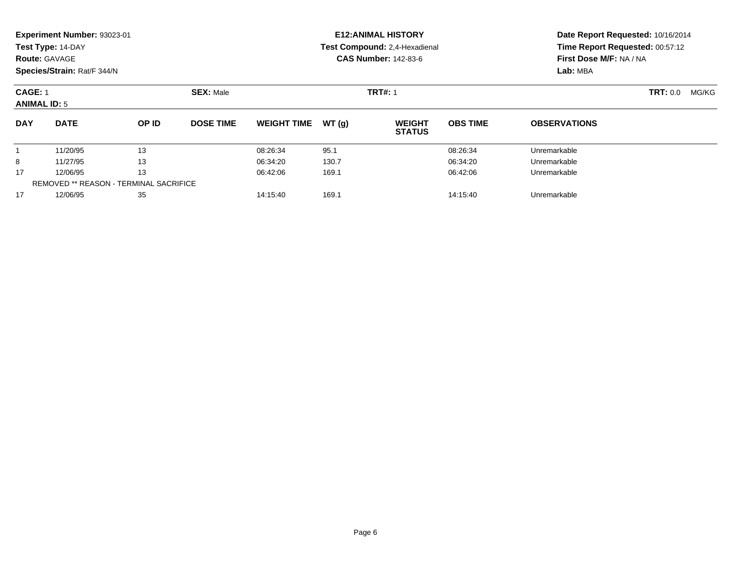**Experiment Number:** 93023-01
**Test Type:** 14-DAY
**Route:** GAVAGE
**Species/Strain:** Rat/F 344/N

**E12:ANIMAL HISTORY**
**Test Compound:** 2,4-Hexadienal
**CAS Number:** 142-83-6

**Date Report Requested:** 10/16/2014
**Time Report Requested:** 00:57:12
**First Dose M/F:** NA / NA
**Lab:** MBA

**CAGE:** 1 **SEX:** Male **TRT#:** 1 **TRT:** 0.0 MG/KG
**ANIMAL ID:** 5

| DAY | DATE | OP ID | DOSE TIME | WEIGHT TIME | WT (g) | WEIGHT STATUS | OBS TIME | OBSERVATIONS |
|---|---|---|---|---|---|---|---|---|
| 1 | 11/20/95 | 13 | | 08:26:34 | 95.1 | | 08:26:34 | Unremarkable |
| 8 | 11/27/95 | 13 | | 06:34:20 | 130.7 | | 06:34:20 | Unremarkable |
| 17 | 12/06/95 | 13 | | 06:42:06 | 169.1 | | 06:42:06 | Unremarkable |
| REMOVED ** REASON - TERMINAL SACRIFICE | | | | | | | | |
| 17 | 12/06/95 | 35 | | 14:15:40 | 169.1 | | 14:15:40 | Unremarkable |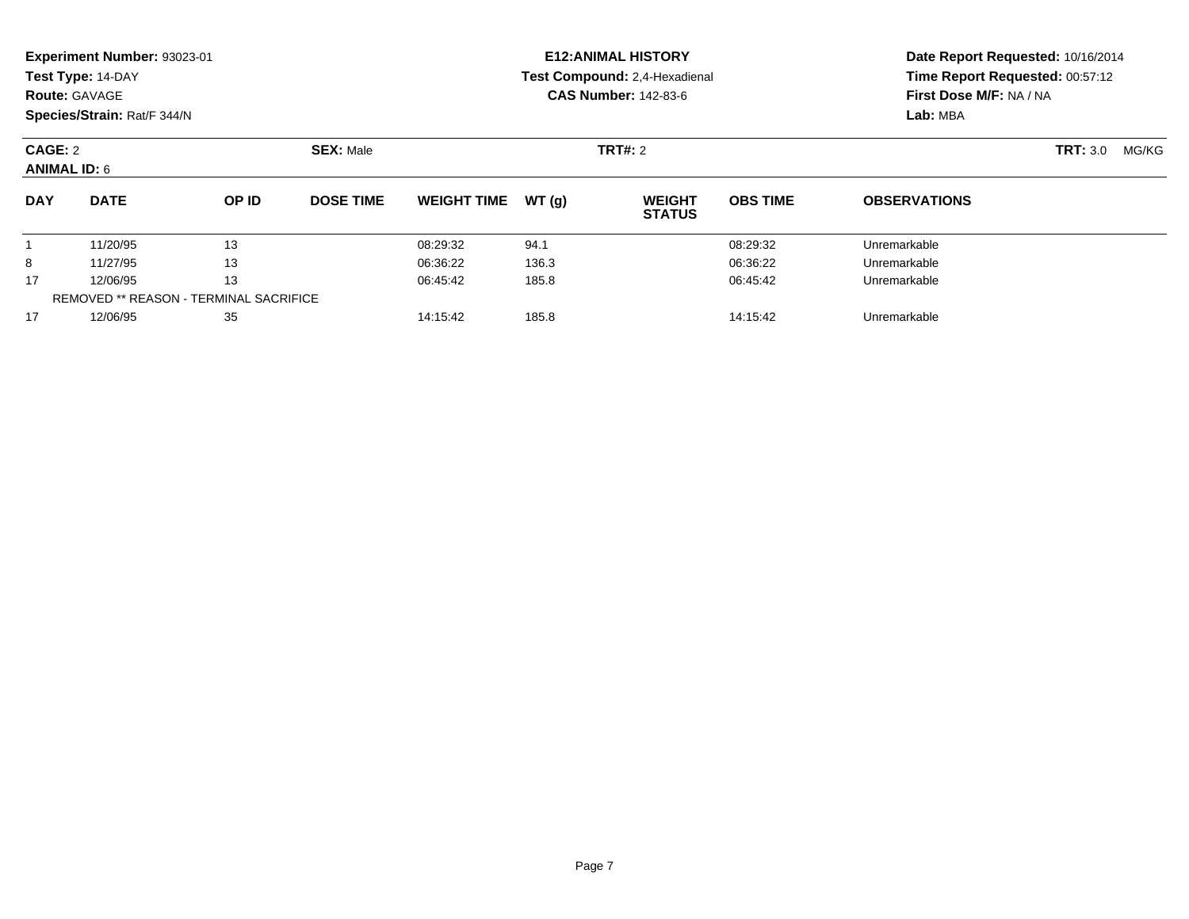**Experiment Number:** 93023-01
**Test Type:** 14-DAY
**Route:** GAVAGE
**Species/Strain:** Rat/F 344/N

**E12:ANIMAL HISTORY**
**Test Compound:** 2,4-Hexadienal
**CAS Number:** 142-83-6

**Date Report Requested:** 10/16/2014
**Time Report Requested:** 00:57:12
**First Dose M/F:** NA / NA
**Lab:** MBA

**CAGE:** 2 **SEX:** Male **TRT#:** 2 **TRT:** 3.0 MG/KG
**ANIMAL ID:** 6

| DAY | DATE | OP ID | DOSE TIME | WEIGHT TIME | WT (g) | WEIGHT STATUS | OBS TIME | OBSERVATIONS |
|---|---|---|---|---|---|---|---|---|
| 1 | 11/20/95 | 13 | | 08:29:32 | 94.1 | | 08:29:32 | Unremarkable |
| 8 | 11/27/95 | 13 | | 06:36:22 | 136.3 | | 06:36:22 | Unremarkable |
| 17 | 12/06/95 | 13 | | 06:45:42 | 185.8 | | 06:45:42 | Unremarkable |
| REMOVED ** REASON - TERMINAL SACRIFICE | | | | | | | | |
| 17 | 12/06/95 | 35 | | 14:15:42 | 185.8 | | 14:15:42 | Unremarkable |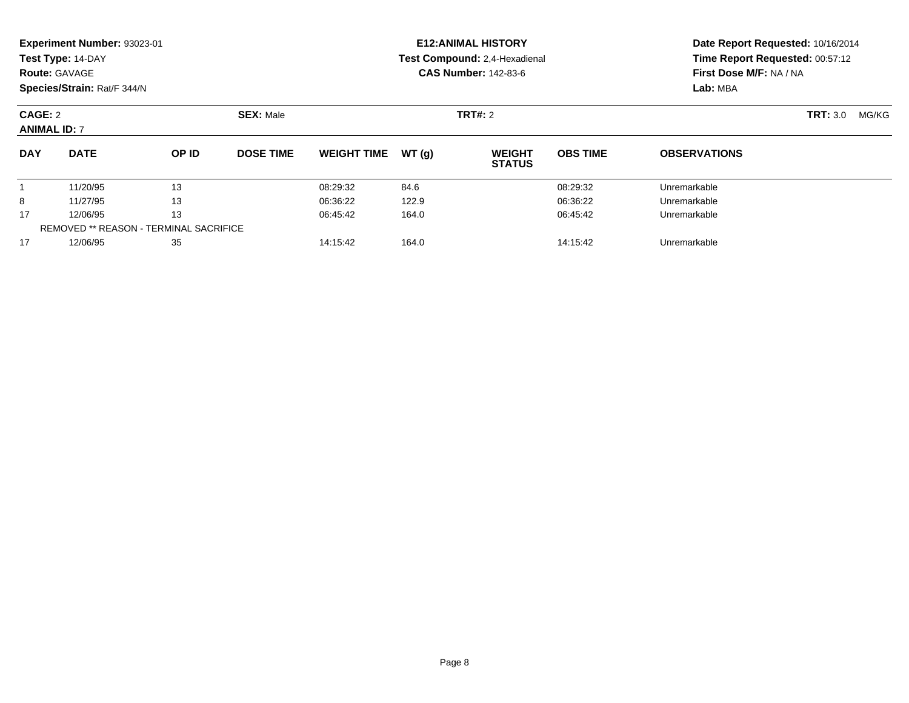**Experiment Number:** 93023-01
**Test Type:** 14-DAY
**Route:** GAVAGE
**Species/Strain:** Rat/F 344/N

**E12:ANIMAL HISTORY**
**Test Compound:** 2,4-Hexadienal
**CAS Number:** 142-83-6

**Date Report Requested:** 10/16/2014
**Time Report Requested:** 00:57:12
**First Dose M/F:** NA / NA
**Lab:** MBA

**CAGE:** 2 **SEX:** Male **TRT#:** 2 **TRT:** 3.0 MG/KG
**ANIMAL ID:** 7

| DAY | DATE | OP ID | DOSE TIME | WEIGHT TIME | WT (g) | WEIGHT STATUS | OBS TIME | OBSERVATIONS |
|---|---|---|---|---|---|---|---|---|
| 1 | 11/20/95 | 13 | | 08:29:32 | 84.6 | | 08:29:32 | Unremarkable |
| 8 | 11/27/95 | 13 | | 06:36:22 | 122.9 | | 06:36:22 | Unremarkable |
| 17 | 12/06/95 | 13 | | 06:45:42 | 164.0 | | 06:45:42 | Unremarkable |
| REMOVED ** REASON - TERMINAL SACRIFICE | | | | | | | | |
| 17 | 12/06/95 | 35 | | 14:15:42 | 164.0 | | 14:15:42 | Unremarkable |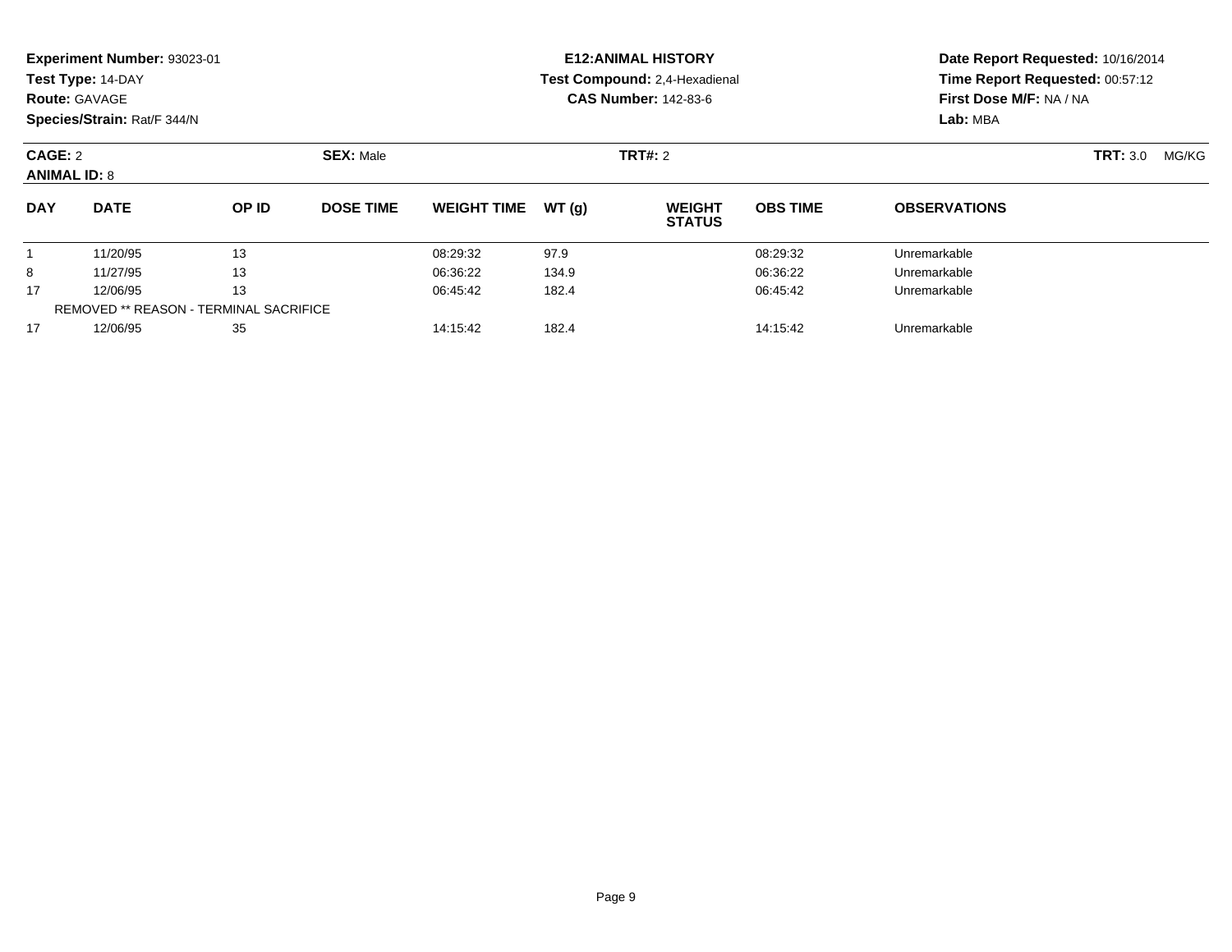**Experiment Number:** 93023-01
**Test Type:** 14-DAY
**Route:** GAVAGE
**Species/Strain:** Rat/F 344/N

**E12:ANIMAL HISTORY**
**Test Compound:** 2,4-Hexadienal
**CAS Number:** 142-83-6

**Date Report Requested:** 10/16/2014
**Time Report Requested:** 00:57:12
**First Dose M/F:** NA / NA
**Lab:** MBA

**CAGE:** 2 | **SEX:** Male | **TRT#:** 2 | **TRT:** 3.0 MG/KG

**ANIMAL ID:** 8

| DAY | DATE | OP ID | DOSE TIME | WEIGHT TIME | WT (g) | WEIGHT STATUS | OBS TIME | OBSERVATIONS |
|---|---|---|---|---|---|---|---|---|
| 1 | 11/20/95 | 13 | | 08:29:32 | 97.9 | | 08:29:32 | Unremarkable |
| 8 | 11/27/95 | 13 | | 06:36:22 | 134.9 | | 06:36:22 | Unremarkable |
| 17 | 12/06/95 | 13 | | 06:45:42 | 182.4 | | 06:45:42 | Unremarkable |
| REMOVED ** REASON - TERMINAL SACRIFICE | | | | | | | | |
| 17 | 12/06/95 | 35 | | 14:15:42 | 182.4 | | 14:15:42 | Unremarkable |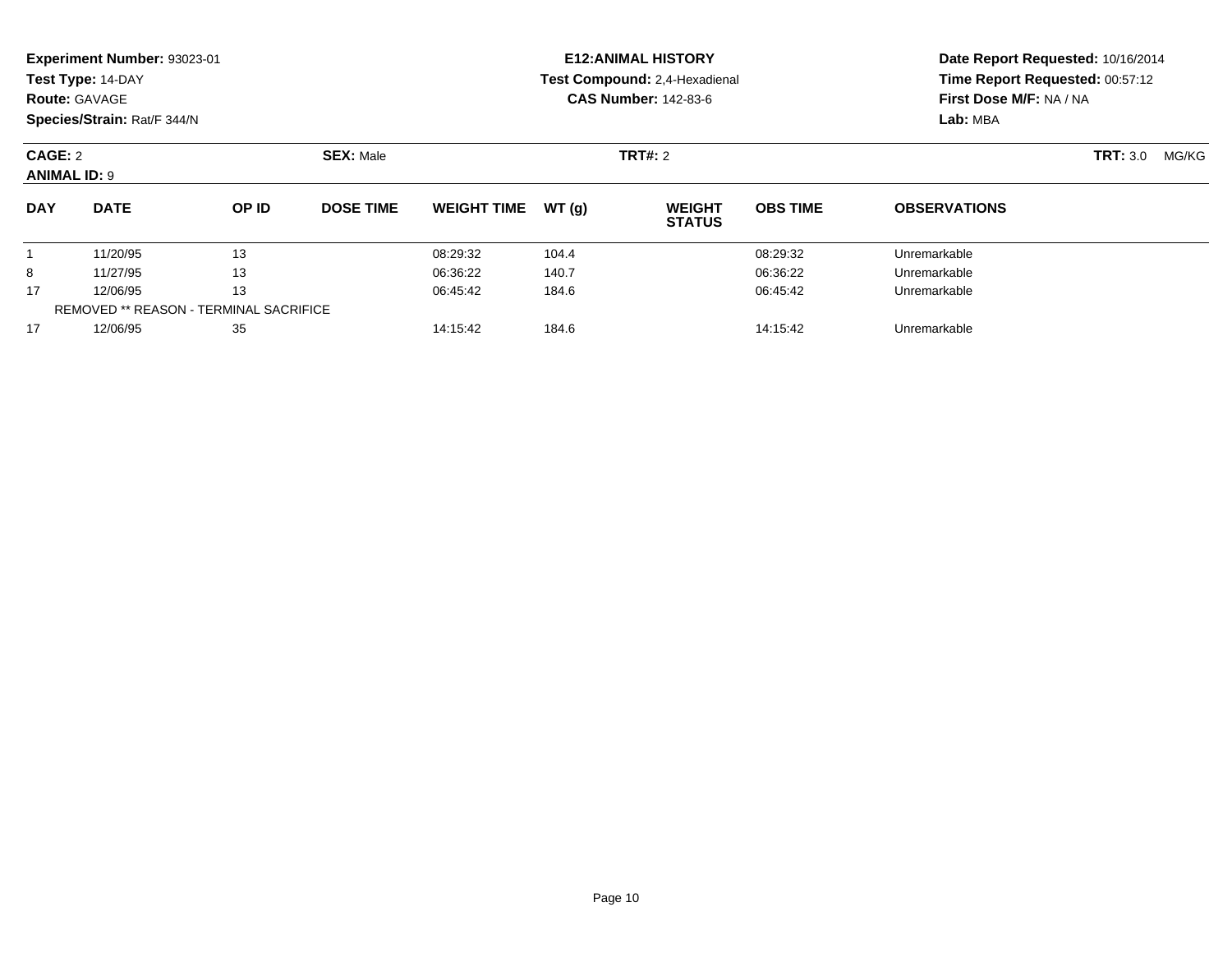**Experiment Number:** 93023-01
**Test Type:** 14-DAY
**Route:** GAVAGE
**Species/Strain:** Rat/F 344/N

**E12:ANIMAL HISTORY**
**Test Compound:** 2,4-Hexadienal
**CAS Number:** 142-83-6

**Date Report Requested:** 10/16/2014
**Time Report Requested:** 00:57:12
**First Dose M/F:** NA / NA
**Lab:** MBA

**CAGE:** 2 **SEX:** Male **TRT#:** 2 **TRT:** 3.0 MG/KG
**ANIMAL ID:** 9

| DAY | DATE | OP ID | DOSE TIME | WEIGHT TIME | WT (g) | WEIGHT STATUS | OBS TIME | OBSERVATIONS |
|---|---|---|---|---|---|---|---|---|
| 1 | 11/20/95 | 13 | | 08:29:32 | 104.4 | | 08:29:32 | Unremarkable |
| 8 | 11/27/95 | 13 | | 06:36:22 | 140.7 | | 06:36:22 | Unremarkable |
| 17 | 12/06/95 | 13 | | 06:45:42 | 184.6 | | 06:45:42 | Unremarkable |
| REMOVED ** REASON - TERMINAL SACRIFICE | | | | | | | | |
| 17 | 12/06/95 | 35 | | 14:15:42 | 184.6 | | 14:15:42 | Unremarkable |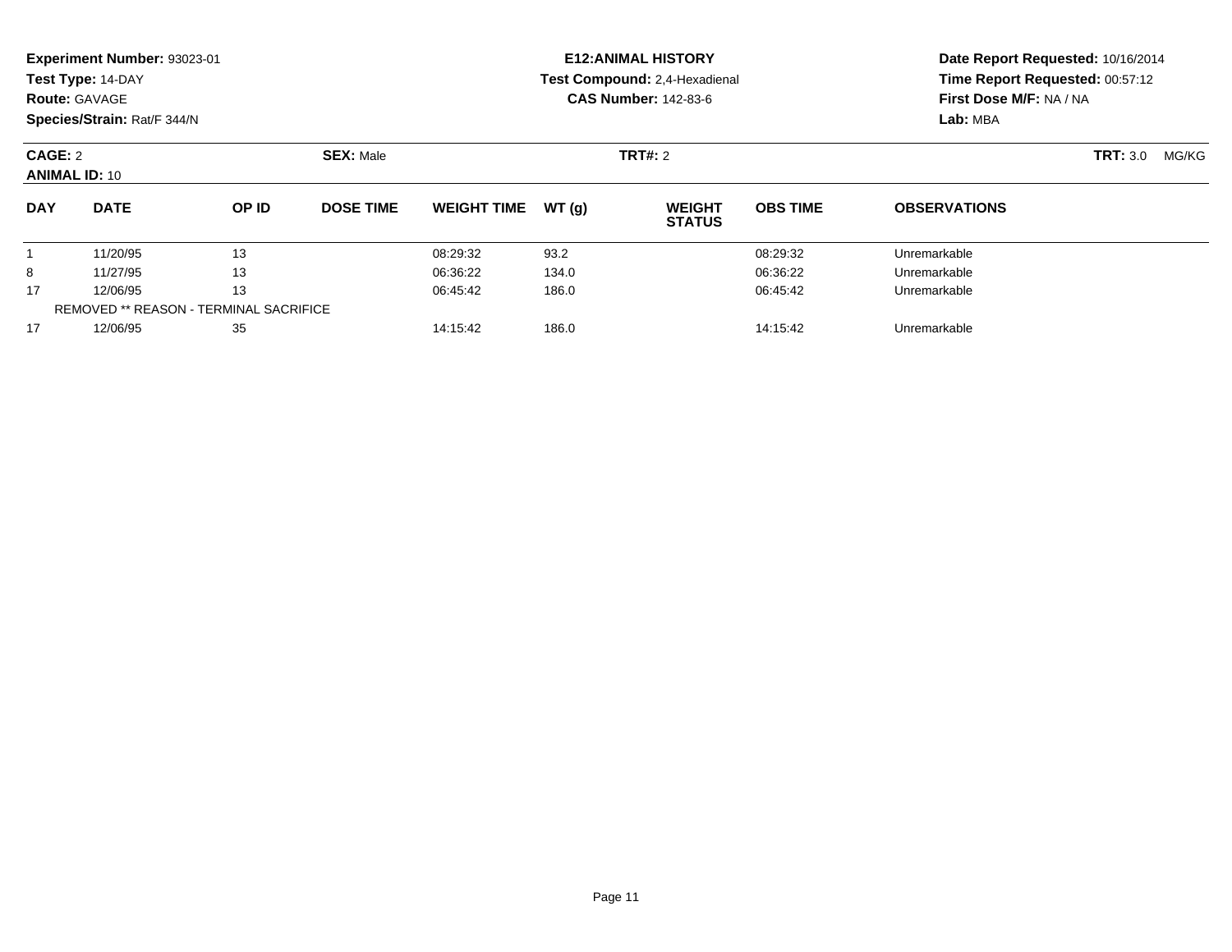**Experiment Number:** 93023-01
**Test Type:** 14-DAY
**Route:** GAVAGE
**Species/Strain:** Rat/F 344/N

**E12:ANIMAL HISTORY**
**Test Compound:** 2,4-Hexadienal
**CAS Number:** 142-83-6

**Date Report Requested:** 10/16/2014
**Time Report Requested:** 00:57:12
**First Dose M/F:** NA / NA
**Lab:** MBA

**CAGE:** 2 **SEX:** Male **TRT#:** 2 **TRT:** 3.0 MG/KG
**ANIMAL ID:** 10

| DAY | DATE | OP ID | DOSE TIME | WEIGHT TIME | WT (g) | WEIGHT STATUS | OBS TIME | OBSERVATIONS |
|---|---|---|---|---|---|---|---|---|
| 1 | 11/20/95 | 13 | | 08:29:32 | 93.2 | | 08:29:32 | Unremarkable |
| 8 | 11/27/95 | 13 | | 06:36:22 | 134.0 | | 06:36:22 | Unremarkable |
| 17 | 12/06/95 | 13 | | 06:45:42 | 186.0 | | 06:45:42 | Unremarkable |
| REMOVED ** REASON - TERMINAL SACRIFICE | | | | | | | | |
| 17 | 12/06/95 | 35 | | 14:15:42 | 186.0 | | 14:15:42 | Unremarkable |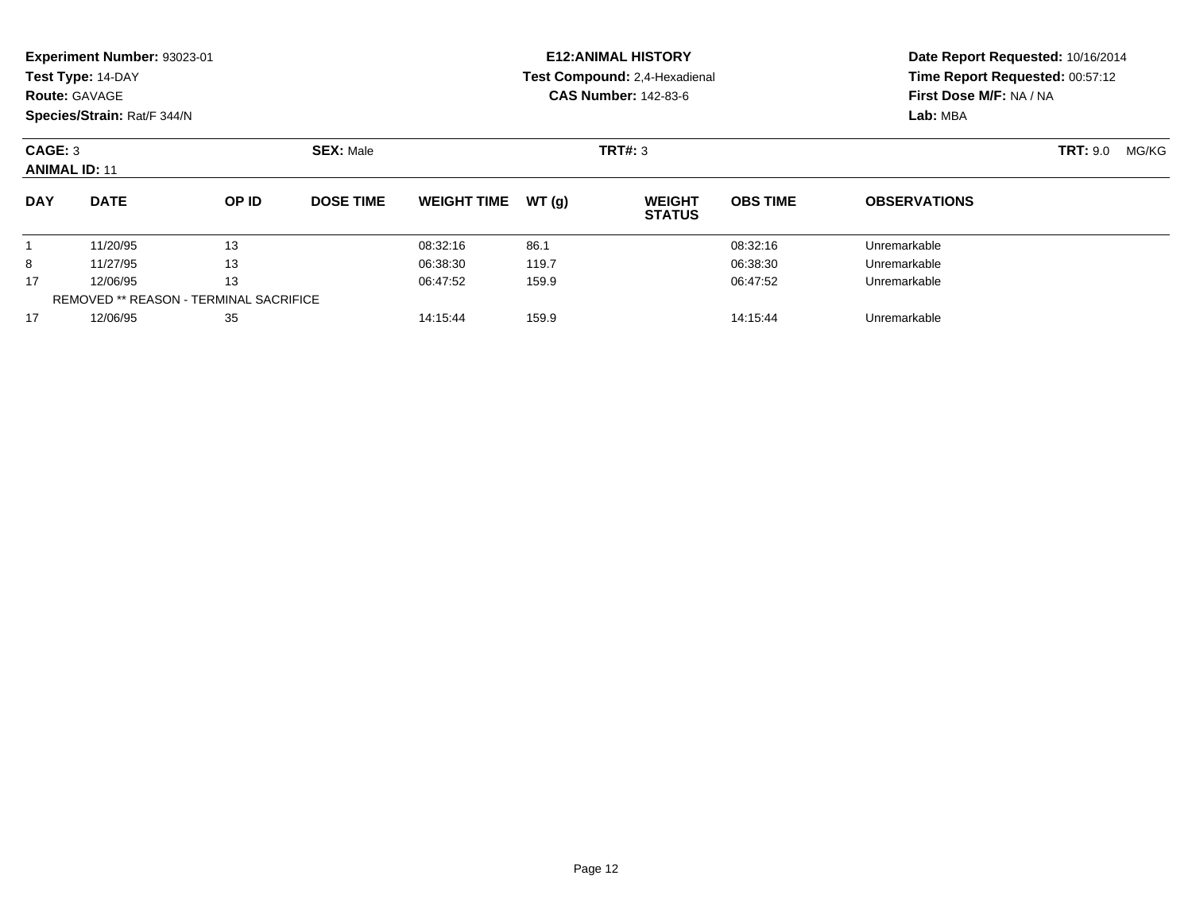**Experiment Number:** 93023-01
**Test Type:** 14-DAY
**Route:** GAVAGE
**Species/Strain:** Rat/F 344/N

**E12:ANIMAL HISTORY**
**Test Compound:** 2,4-Hexadienal
**CAS Number:** 142-83-6

**Date Report Requested:** 10/16/2014
**Time Report Requested:** 00:57:12
**First Dose M/F:** NA / NA
**Lab:** MBA

**CAGE:** 3 **SEX:** Male **TRT#:** 3 **TRT:** 9.0 MG/KG
**ANIMAL ID:** 11

| DAY | DATE | OP ID | DOSE TIME | WEIGHT TIME | WT (g) | WEIGHT STATUS | OBS TIME | OBSERVATIONS |
|---|---|---|---|---|---|---|---|---|
| 1 | 11/20/95 | 13 | | 08:32:16 | 86.1 | | 08:32:16 | Unremarkable |
| 8 | 11/27/95 | 13 | | 06:38:30 | 119.7 | | 06:38:30 | Unremarkable |
| 17 | 12/06/95 | 13 | | 06:47:52 | 159.9 | | 06:47:52 | Unremarkable |
| REMOVED ** REASON - TERMINAL SACRIFICE | | | | | | | | |
| 17 | 12/06/95 | 35 | | 14:15:44 | 159.9 | | 14:15:44 | Unremarkable |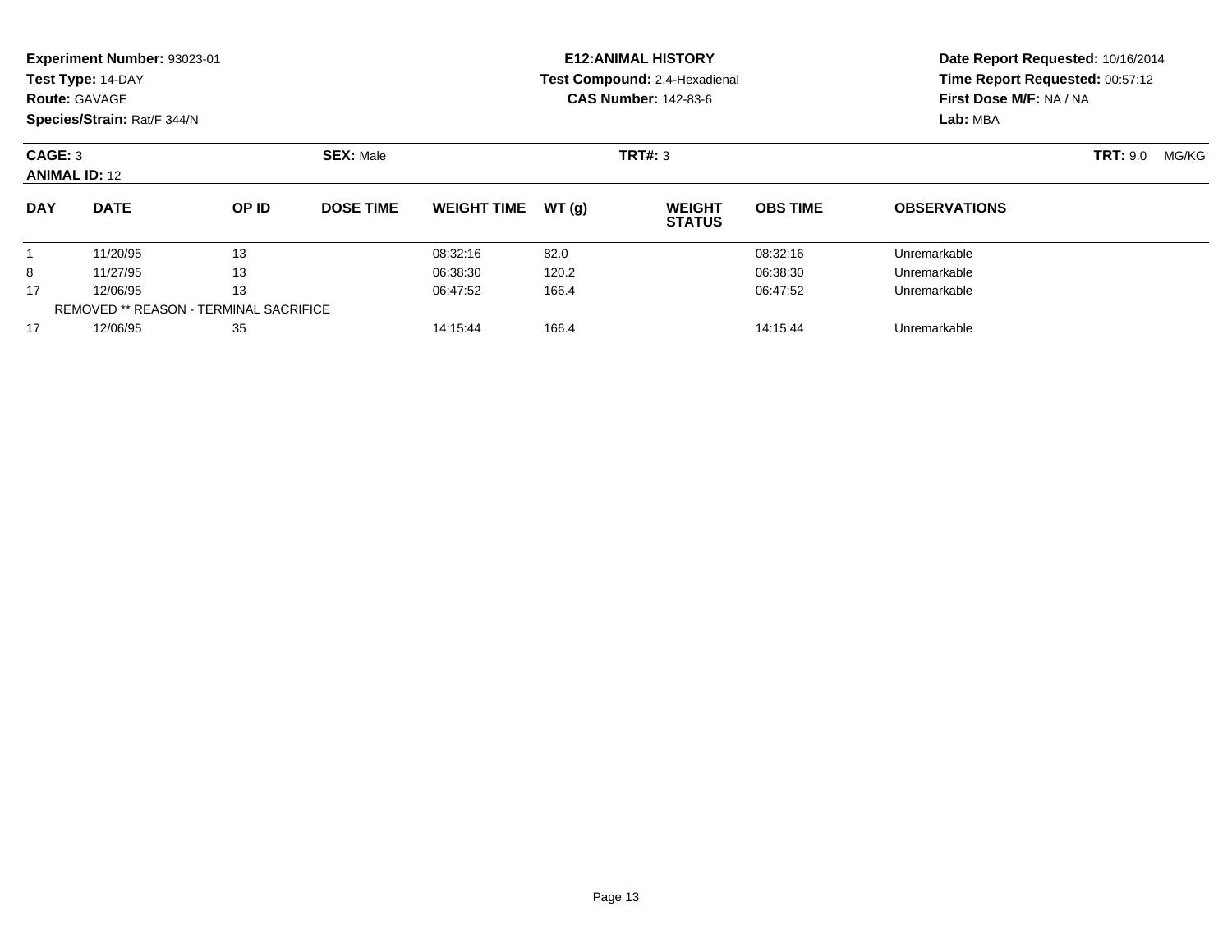**Experiment Number:** 93023-01
**Test Type:** 14-DAY
**Route:** GAVAGE
**Species/Strain:** Rat/F 344/N

**E12:ANIMAL HISTORY**
**Test Compound:** 2,4-Hexadienal
**CAS Number:** 142-83-6

**Date Report Requested:** 10/16/2014
**Time Report Requested:** 00:57:12
**First Dose M/F:** NA / NA
**Lab:** MBA

**CAGE:** 3
**ANIMAL ID:** 12
**SEX:** Male
**TRT#:** 3
**TRT:** 9.0 MG/KG

| DAY | DATE | OP ID | DOSE TIME | WEIGHT TIME | WT (g) | WEIGHT STATUS | OBS TIME | OBSERVATIONS |
|---|---|---|---|---|---|---|---|---|
| 1 | 11/20/95 | 13 | | 08:32:16 | 82.0 | | 08:32:16 | Unremarkable |
| 8 | 11/27/95 | 13 | | 06:38:30 | 120.2 | | 06:38:30 | Unremarkable |
| 17 | 12/06/95 | 13 | | 06:47:52 | 166.4 | | 06:47:52 | Unremarkable |
| REMOVED ** REASON - TERMINAL SACRIFICE | | | | | | | | |
| 17 | 12/06/95 | 35 | | 14:15:44 | 166.4 | | 14:15:44 | Unremarkable |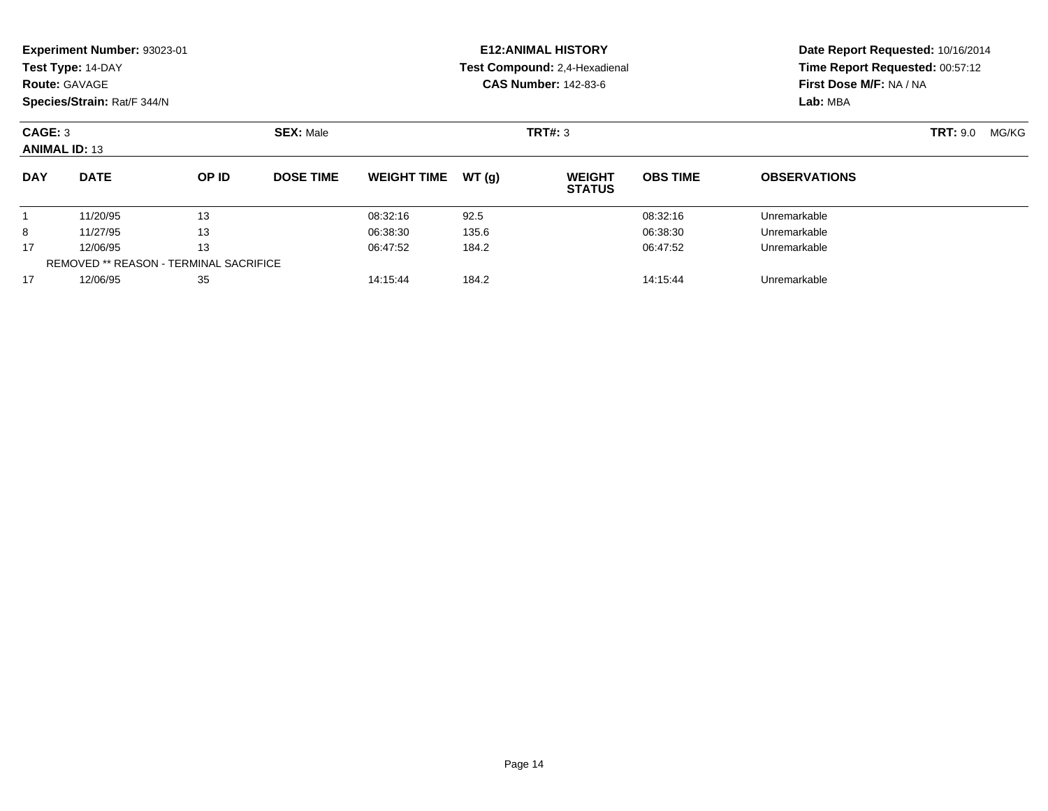**Experiment Number:** 93023-01
**Test Type:** 14-DAY
**Route:** GAVAGE
**Species/Strain:** Rat/F 344/N

**E12:ANIMAL HISTORY**
**Test Compound:** 2,4-Hexadienal
**CAS Number:** 142-83-6

**Date Report Requested:** 10/16/2014
**Time Report Requested:** 00:57:12
**First Dose M/F:** NA / NA
**Lab:** MBA

**CAGE:** 3 **SEX:** Male **TRT#:** 3 **TRT:** 9.0 MG/KG
**ANIMAL ID:** 13

| DAY | DATE | OP ID | DOSE TIME | WEIGHT TIME | WT (g) | WEIGHT STATUS | OBS TIME | OBSERVATIONS |
|---|---|---|---|---|---|---|---|---|
| 1 | 11/20/95 | 13 | | 08:32:16 | 92.5 | | 08:32:16 | Unremarkable |
| 8 | 11/27/95 | 13 | | 06:38:30 | 135.6 | | 06:38:30 | Unremarkable |
| 17 | 12/06/95 | 13 | | 06:47:52 | 184.2 | | 06:47:52 | Unremarkable |
| | REMOVED ** REASON - TERMINAL SACRIFICE | | | | | | | |
| 17 | 12/06/95 | 35 | | 14:15:44 | 184.2 | | 14:15:44 | Unremarkable |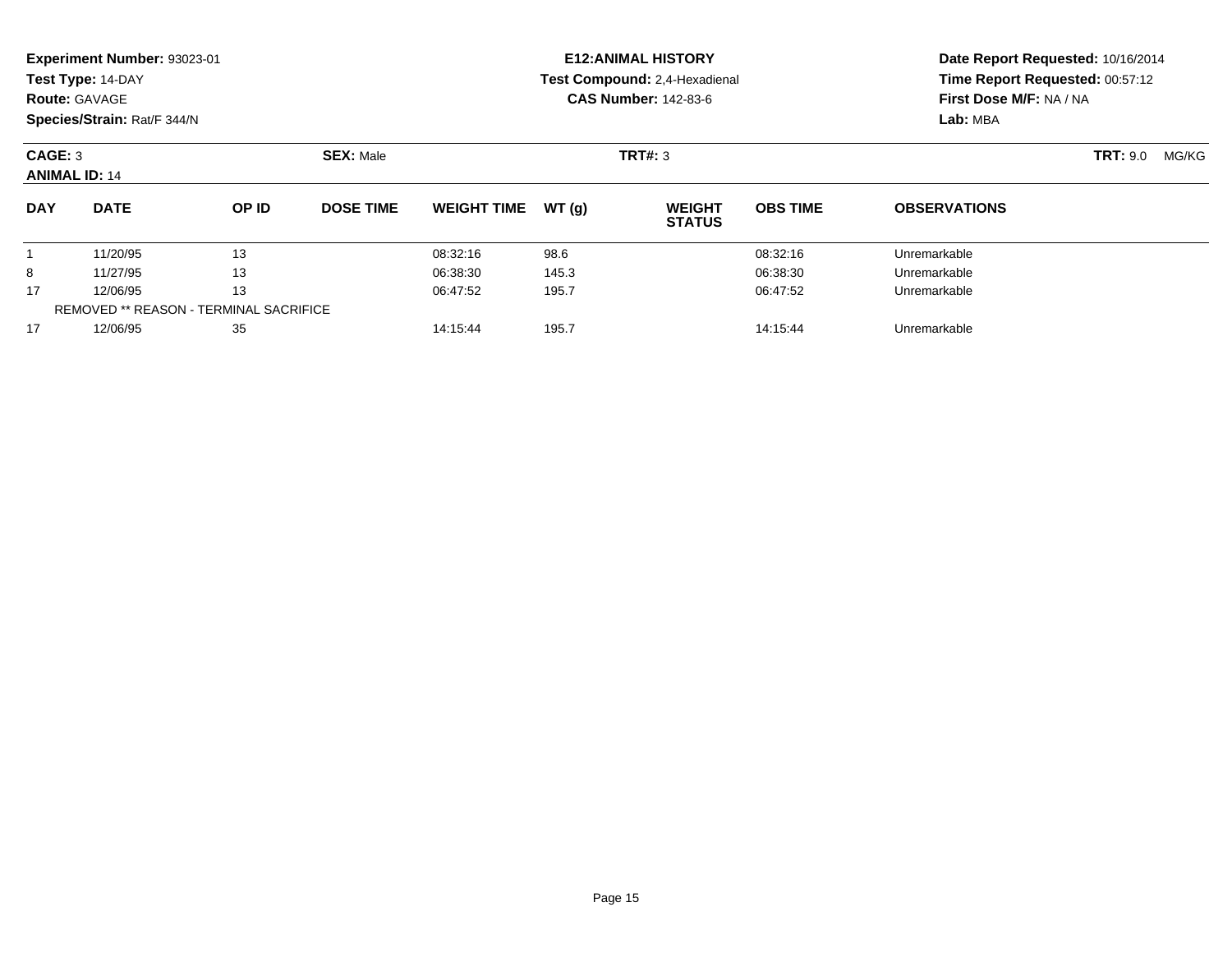**Experiment Number:** 93023-01
**Test Type:** 14-DAY
**Route:** GAVAGE
**Species/Strain:** Rat/F 344/N

**E12:ANIMAL HISTORY**
**Test Compound:** 2,4-Hexadienal
**CAS Number:** 142-83-6

**Date Report Requested:** 10/16/2014
**Time Report Requested:** 00:57:12
**First Dose M/F:** NA / NA
**Lab:** MBA

**CAGE:** 3 | **SEX:** Male | **TRT#:** 3 | **TRT:** 9.0 MG/KG
**ANIMAL ID:** 14

| DAY | DATE | OP ID | DOSE TIME | WEIGHT TIME | WT (g) | WEIGHT STATUS | OBS TIME | OBSERVATIONS |
|---|---|---|---|---|---|---|---|---|
| 1 | 11/20/95 | 13 | | 08:32:16 | 98.6 | | 08:32:16 | Unremarkable |
| 8 | 11/27/95 | 13 | | 06:38:30 | 145.3 | | 06:38:30 | Unremarkable |
| 17 | 12/06/95 | 13 | | 06:47:52 | 195.7 | | 06:47:52 | Unremarkable |
| REMOVED ** REASON - TERMINAL SACRIFICE | | | | | | | | |
| 17 | 12/06/95 | 35 | | 14:15:44 | 195.7 | | 14:15:44 | Unremarkable |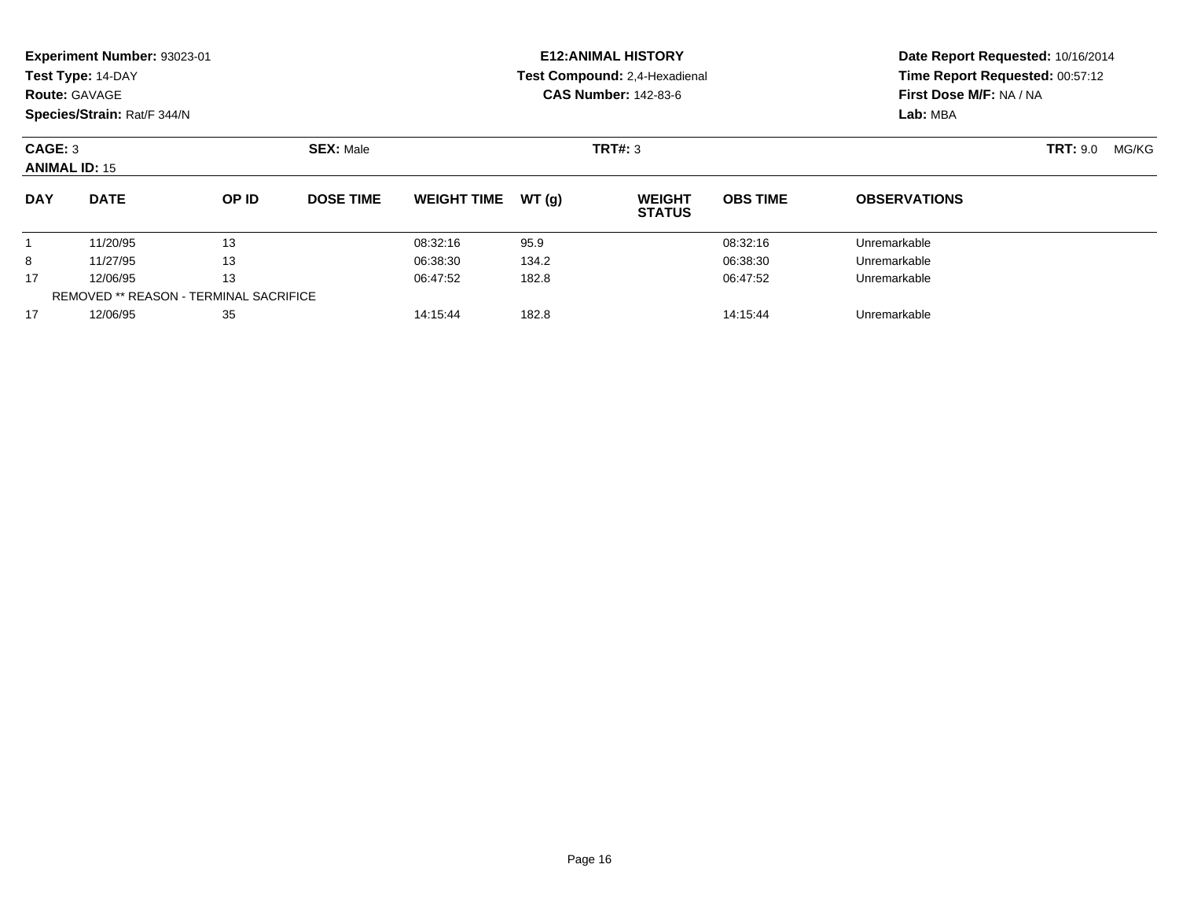**Experiment Number:** 93023-01
**Test Type:** 14-DAY
**Route:** GAVAGE
**Species/Strain:** Rat/F 344/N

**E12:ANIMAL HISTORY**
**Test Compound:** 2,4-Hexadienal
**CAS Number:** 142-83-6

**Date Report Requested:** 10/16/2014
**Time Report Requested:** 00:57:12
**First Dose M/F:** NA / NA
**Lab:** MBA

**CAGE:** 3 **SEX:** Male **TRT#:** 3 **TRT:** 9.0 MG/KG
**ANIMAL ID:** 15

| DAY | DATE | OP ID | DOSE TIME | WEIGHT TIME | WT (g) | WEIGHT STATUS | OBS TIME | OBSERVATIONS |
|---|---|---|---|---|---|---|---|---|
| 1 | 11/20/95 | 13 | | 08:32:16 | 95.9 | | 08:32:16 | Unremarkable |
| 8 | 11/27/95 | 13 | | 06:38:30 | 134.2 | | 06:38:30 | Unremarkable |
| 17 | 12/06/95 | 13 | | 06:47:52 | 182.8 | | 06:47:52 | Unremarkable |
| REMOVED ** REASON - TERMINAL SACRIFICE | | | | | | | | |
| 17 | 12/06/95 | 35 | | 14:15:44 | 182.8 | | 14:15:44 | Unremarkable |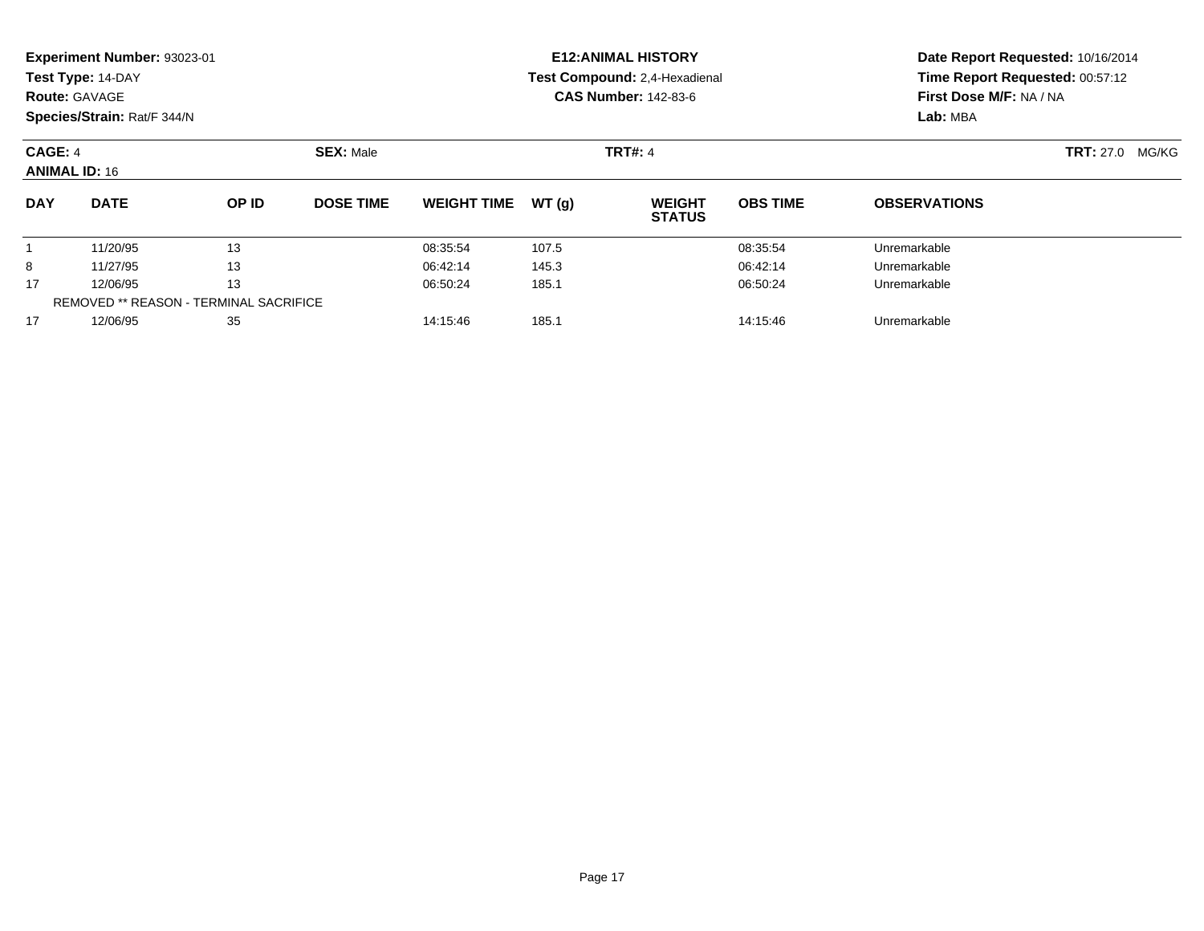**Experiment Number:** 93023-01
**Test Type:** 14-DAY
**Route:** GAVAGE
**Species/Strain:** Rat/F 344/N

**E12:ANIMAL HISTORY**
**Test Compound:** 2,4-Hexadienal
**CAS Number:** 142-83-6

**Date Report Requested:** 10/16/2014
**Time Report Requested:** 00:57:12
**First Dose M/F:** NA / NA
**Lab:** MBA

**CAGE:** 4 **SEX:** Male **TRT#:** 4 **TRT:** 27.0 MG/KG
**ANIMAL ID:** 16

| DAY | DATE | OP ID | DOSE TIME | WEIGHT TIME | WT (g) | WEIGHT STATUS | OBS TIME | OBSERVATIONS |
|---|---|---|---|---|---|---|---|---|
| 1 | 11/20/95 | 13 | | 08:35:54 | 107.5 | | 08:35:54 | Unremarkable |
| 8 | 11/27/95 | 13 | | 06:42:14 | 145.3 | | 06:42:14 | Unremarkable |
| 17 | 12/06/95 | 13 | | 06:50:24 | 185.1 | | 06:50:24 | Unremarkable |
| REMOVED ** REASON - TERMINAL SACRIFICE | | | | | | | | |
| 17 | 12/06/95 | 35 | | 14:15:46 | 185.1 | | 14:15:46 | Unremarkable |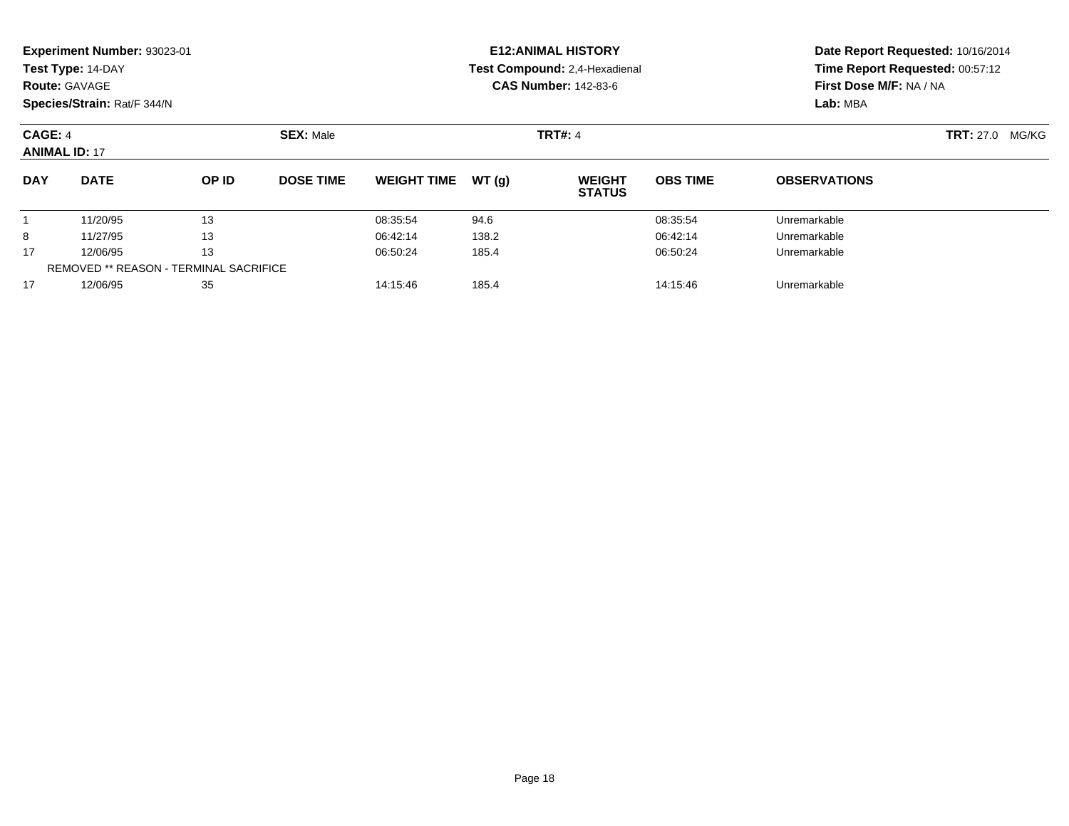**Experiment Number:** 93023-01
**Test Type:** 14-DAY
**Route:** GAVAGE
**Species/Strain:** Rat/F 344/N

**E12:ANIMAL HISTORY**
**Test Compound:** 2,4-Hexadienal
**CAS Number:** 142-83-6

**Date Report Requested:** 10/16/2014
**Time Report Requested:** 00:57:12
**First Dose M/F:** NA / NA
**Lab:** MBA

**CAGE:** 4 **SEX:** Male **TRT#:** 4 **TRT:** 27.0 MG/KG
**ANIMAL ID:** 17

| DAY | DATE | OP ID | DOSE TIME | WEIGHT TIME | WT (g) | WEIGHT STATUS | OBS TIME | OBSERVATIONS |
|---|---|---|---|---|---|---|---|---|
| 1 | 11/20/95 | 13 | | 08:35:54 | 94.6 | | 08:35:54 | Unremarkable |
| 8 | 11/27/95 | 13 | | 06:42:14 | 138.2 | | 06:42:14 | Unremarkable |
| 17 | 12/06/95 | 13 | | 06:50:24 | 185.4 | | 06:50:24 | Unremarkable |
| REMOVED ** REASON - TERMINAL SACRIFICE | | | | | | | | |
| 17 | 12/06/95 | 35 | | 14:15:46 | 185.4 | | 14:15:46 | Unremarkable |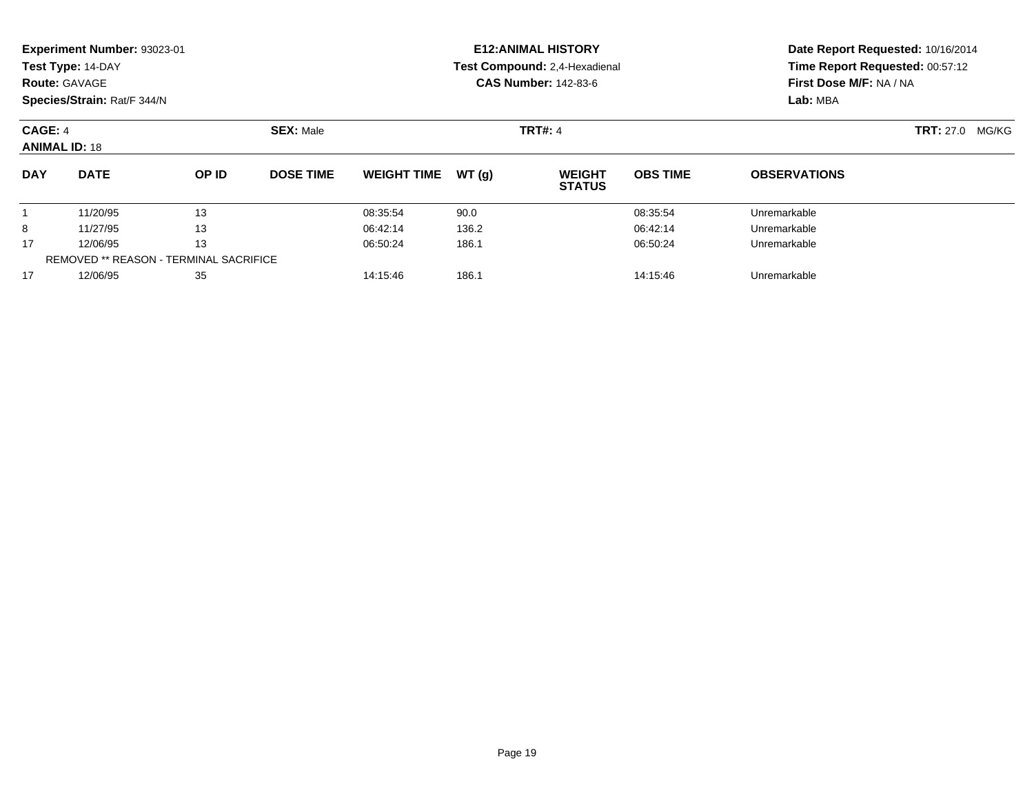**Experiment Number:** 93023-01
**Test Type:** 14-DAY
**Route:** GAVAGE
**Species/Strain:** Rat/F 344/N

**E12:ANIMAL HISTORY**
**Test Compound:** 2,4-Hexadienal
**CAS Number:** 142-83-6

**Date Report Requested:** 10/16/2014
**Time Report Requested:** 00:57:12
**First Dose M/F:** NA / NA
**Lab:** MBA

**CAGE:** 4 **SEX:** Male **TRT#:** 4 **TRT:** 27.0 MG/KG
**ANIMAL ID:** 18

| DAY | DATE | OP ID | DOSE TIME | WEIGHT TIME | WT (g) | WEIGHT STATUS | OBS TIME | OBSERVATIONS |
|---|---|---|---|---|---|---|---|---|
| 1 | 11/20/95 | 13 | | 08:35:54 | 90.0 | | 08:35:54 | Unremarkable |
| 8 | 11/27/95 | 13 | | 06:42:14 | 136.2 | | 06:42:14 | Unremarkable |
| 17 | 12/06/95 | 13 | | 06:50:24 | 186.1 | | 06:50:24 | Unremarkable |
| REMOVED ** REASON - TERMINAL SACRIFICE | | | | | | | | |
| 17 | 12/06/95 | 35 | | 14:15:46 | 186.1 | | 14:15:46 | Unremarkable |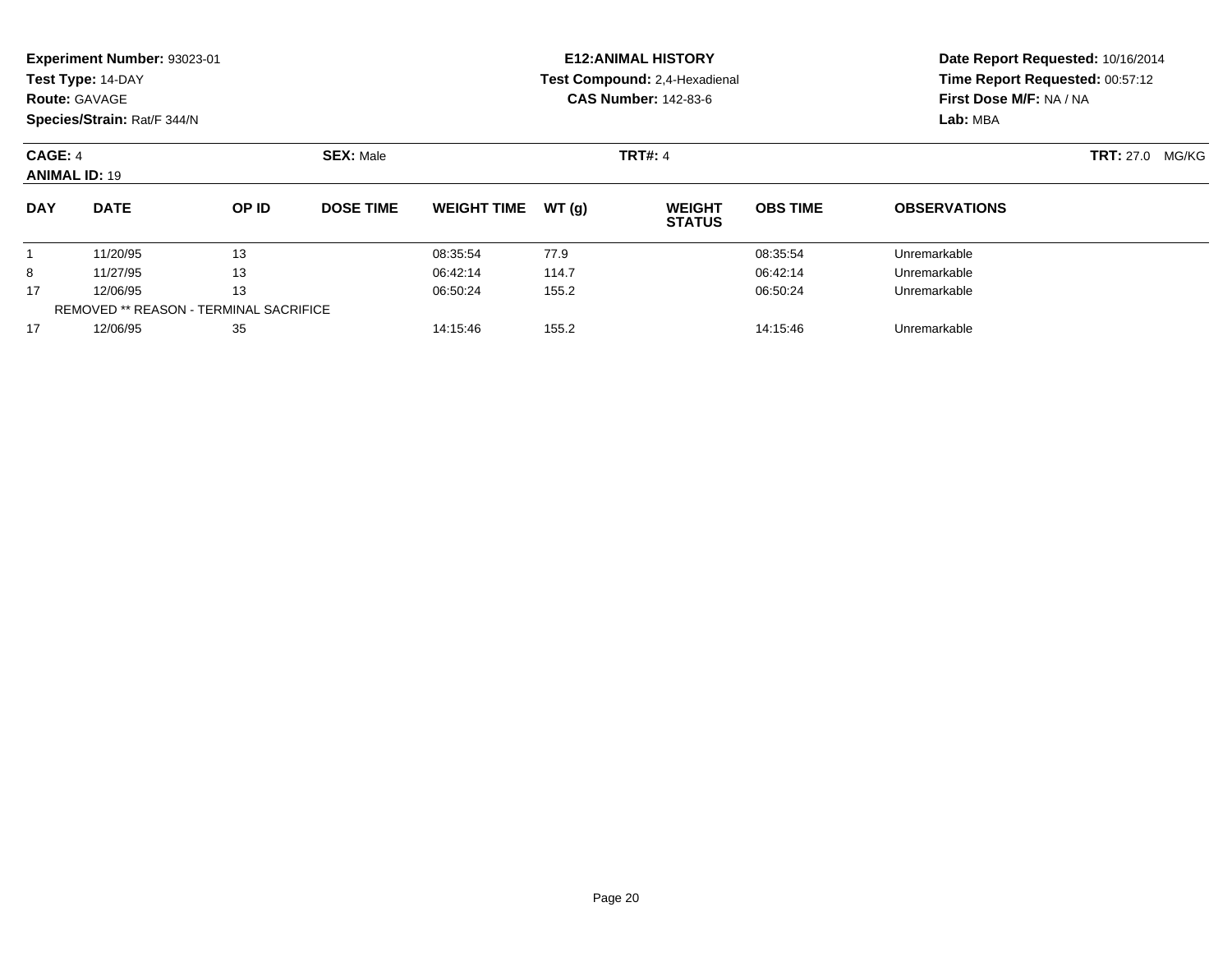**Experiment Number:** 93023-01
**Test Type:** 14-DAY
**Route:** GAVAGE
**Species/Strain:** Rat/F 344/N

**E12:ANIMAL HISTORY**
**Test Compound:** 2,4-Hexadienal
**CAS Number:** 142-83-6

**Date Report Requested:** 10/16/2014
**Time Report Requested:** 00:57:12
**First Dose M/F:** NA / NA
**Lab:** MBA

**CAGE:** 4 **SEX:** Male **TRT#:** 4 **TRT:** 27.0 MG/KG
**ANIMAL ID:** 19

| DAY | DATE | OP ID | DOSE TIME | WEIGHT TIME | WT (g) | WEIGHT STATUS | OBS TIME | OBSERVATIONS |
|---|---|---|---|---|---|---|---|---|
| 1 | 11/20/95 | 13 | | 08:35:54 | 77.9 | | 08:35:54 | Unremarkable |
| 8 | 11/27/95 | 13 | | 06:42:14 | 114.7 | | 06:42:14 | Unremarkable |
| 17 | 12/06/95 | 13 | | 06:50:24 | 155.2 | | 06:50:24 | Unremarkable |
| REMOVED ** REASON - TERMINAL SACRIFICE | | | | | | | | |
| 17 | 12/06/95 | 35 | | 14:15:46 | 155.2 | | 14:15:46 | Unremarkable |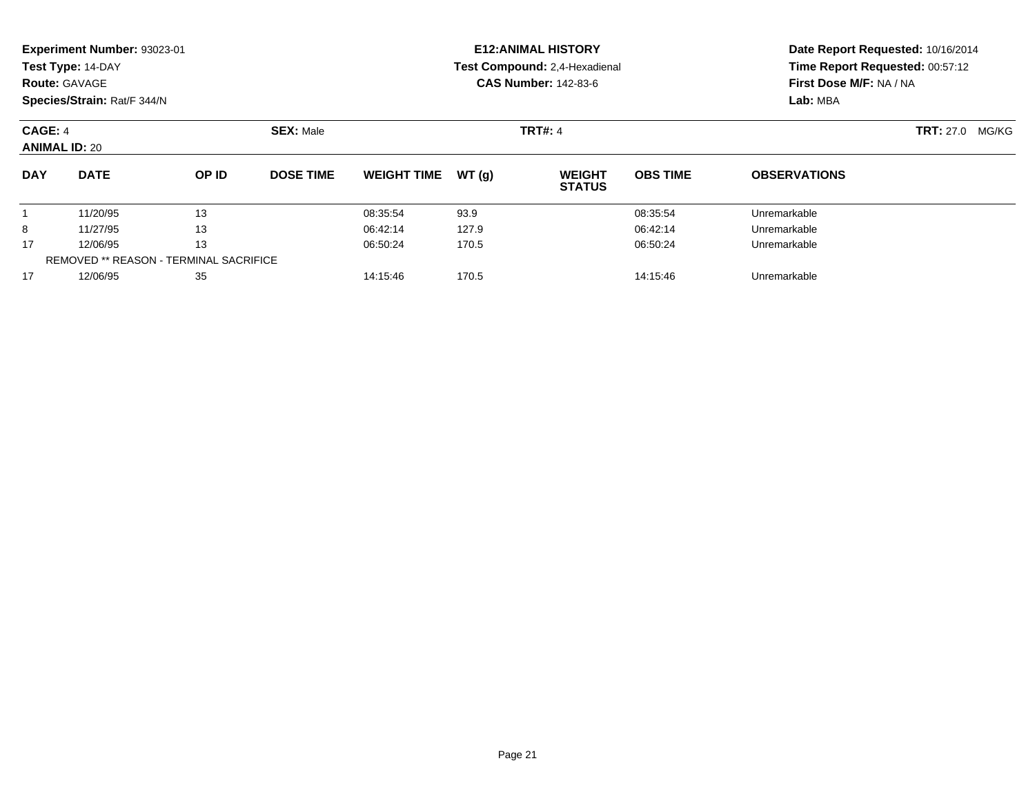**Experiment Number:** 93023-01
**Test Type:** 14-DAY
**Route:** GAVAGE
**Species/Strain:** Rat/F 344/N

**E12:ANIMAL HISTORY**
**Test Compound:** 2,4-Hexadienal
**CAS Number:** 142-83-6

**Date Report Requested:** 10/16/2014
**Time Report Requested:** 00:57:12
**First Dose M/F:** NA / NA
**Lab:** MBA

**CAGE:** 4 **SEX:** Male **TRT#:** 4 **TRT:** 27.0 MG/KG
**ANIMAL ID:** 20

| DAY | DATE | OP ID | DOSE TIME | WEIGHT TIME | WT (g) | WEIGHT STATUS | OBS TIME | OBSERVATIONS |
|---|---|---|---|---|---|---|---|---|
| 1 | 11/20/95 | 13 | | 08:35:54 | 93.9 | | 08:35:54 | Unremarkable |
| 8 | 11/27/95 | 13 | | 06:42:14 | 127.9 | | 06:42:14 | Unremarkable |
| 17 | 12/06/95 | 13 | | 06:50:24 | 170.5 | | 06:50:24 | Unremarkable |
| REMOVED ** REASON - TERMINAL SACRIFICE | | | | | | | | |
| 17 | 12/06/95 | 35 | | 14:15:46 | 170.5 | | 14:15:46 | Unremarkable |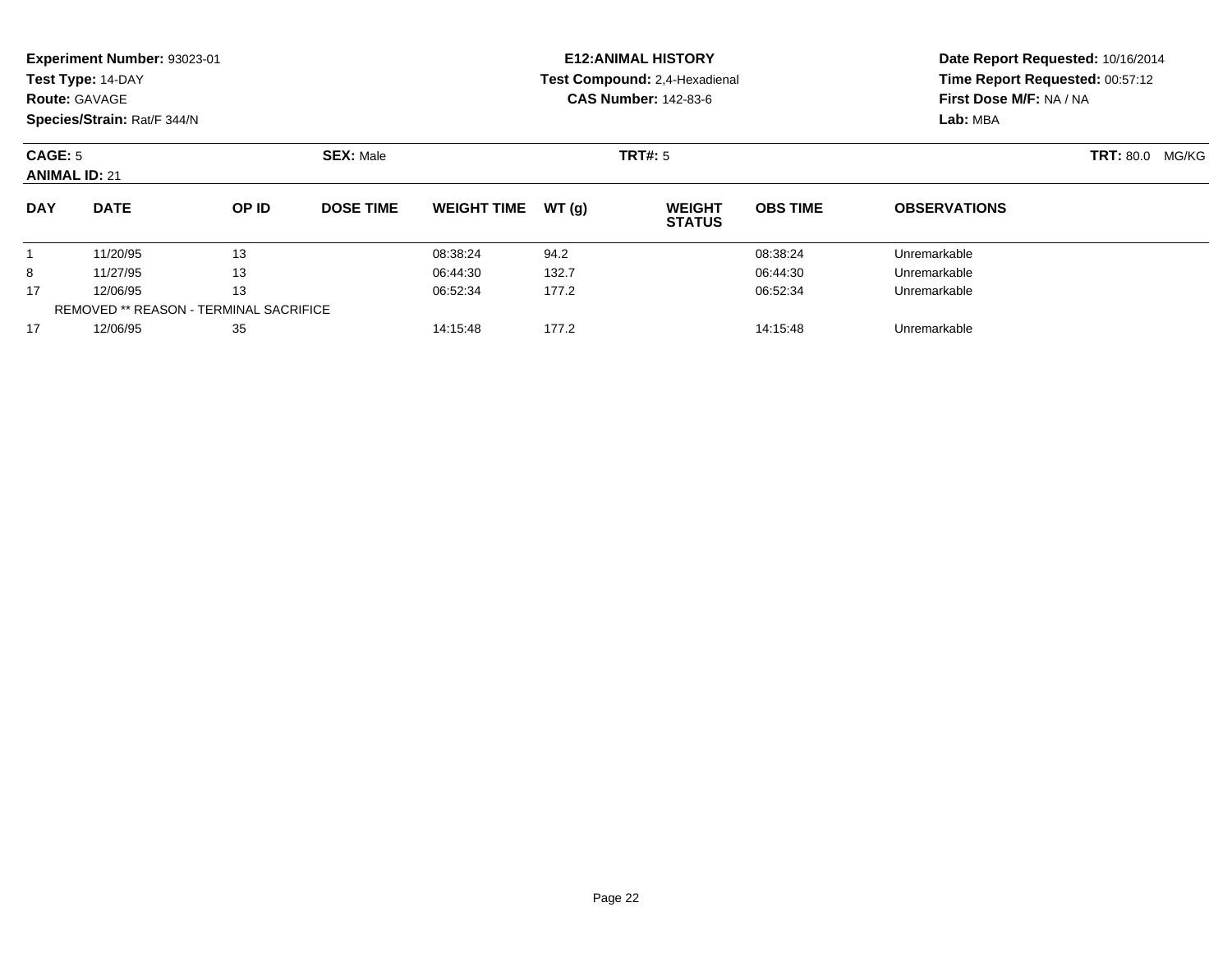**Experiment Number:** 93023-01
**Test Type:** 14-DAY
**Route:** GAVAGE
**Species/Strain:** Rat/F 344/N

**E12:ANIMAL HISTORY**
**Test Compound:** 2,4-Hexadienal
**CAS Number:** 142-83-6

**Date Report Requested:** 10/16/2014
**Time Report Requested:** 00:57:12
**First Dose M/F:** NA / NA
**Lab:** MBA

**CAGE:** 5 **SEX:** Male **TRT#:** 5 **TRT:** 80.0 MG/KG
**ANIMAL ID:** 21

| DAY | DATE | OP ID | DOSE TIME | WEIGHT TIME | WT (g) | WEIGHT STATUS | OBS TIME | OBSERVATIONS |
|---|---|---|---|---|---|---|---|---|
| 1 | 11/20/95 | 13 | | 08:38:24 | 94.2 | | 08:38:24 | Unremarkable |
| 8 | 11/27/95 | 13 | | 06:44:30 | 132.7 | | 06:44:30 | Unremarkable |
| 17 | 12/06/95 | 13 | | 06:52:34 | 177.2 | | 06:52:34 | Unremarkable |
| REMOVED ** REASON - TERMINAL SACRIFICE | | | | | | | | |
| 17 | 12/06/95 | 35 | | 14:15:48 | 177.2 | | 14:15:48 | Unremarkable |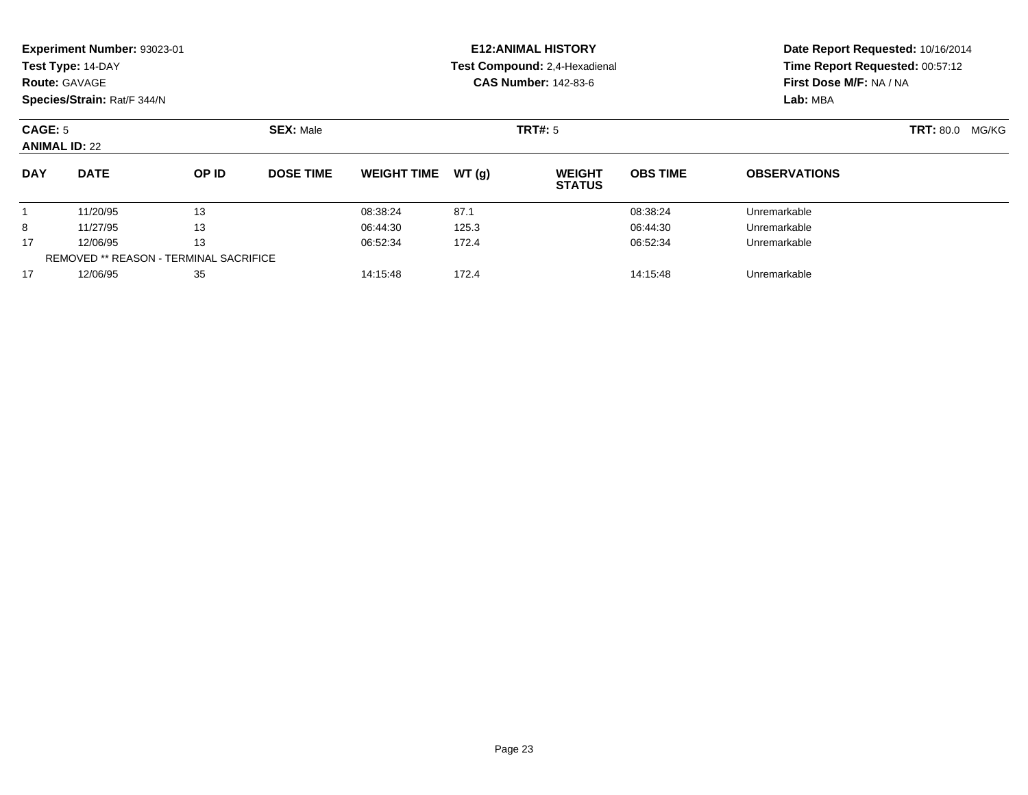**Experiment Number:** 93023-01
**Test Type:** 14-DAY
**Route:** GAVAGE
**Species/Strain:** Rat/F 344/N

**E12:ANIMAL HISTORY**
**Test Compound:** 2,4-Hexadienal
**CAS Number:** 142-83-6

**Date Report Requested:** 10/16/2014
**Time Report Requested:** 00:57:12
**First Dose M/F:** NA / NA
**Lab:** MBA

**CAGE:** 5 **SEX:** Male **TRT#:** 5 **TRT:** 80.0 MG/KG
**ANIMAL ID:** 22

| DAY | DATE | OP ID | DOSE TIME | WEIGHT TIME | WT (g) | WEIGHT STATUS | OBS TIME | OBSERVATIONS |
|---|---|---|---|---|---|---|---|---|
| 1 | 11/20/95 | 13 | | 08:38:24 | 87.1 | | 08:38:24 | Unremarkable |
| 8 | 11/27/95 | 13 | | 06:44:30 | 125.3 | | 06:44:30 | Unremarkable |
| 17 | 12/06/95 | 13 | | 06:52:34 | 172.4 | | 06:52:34 | Unremarkable |
| REMOVED ** REASON - TERMINAL SACRIFICE | | | | | | | | |
| 17 | 12/06/95 | 35 | | 14:15:48 | 172.4 | | 14:15:48 | Unremarkable |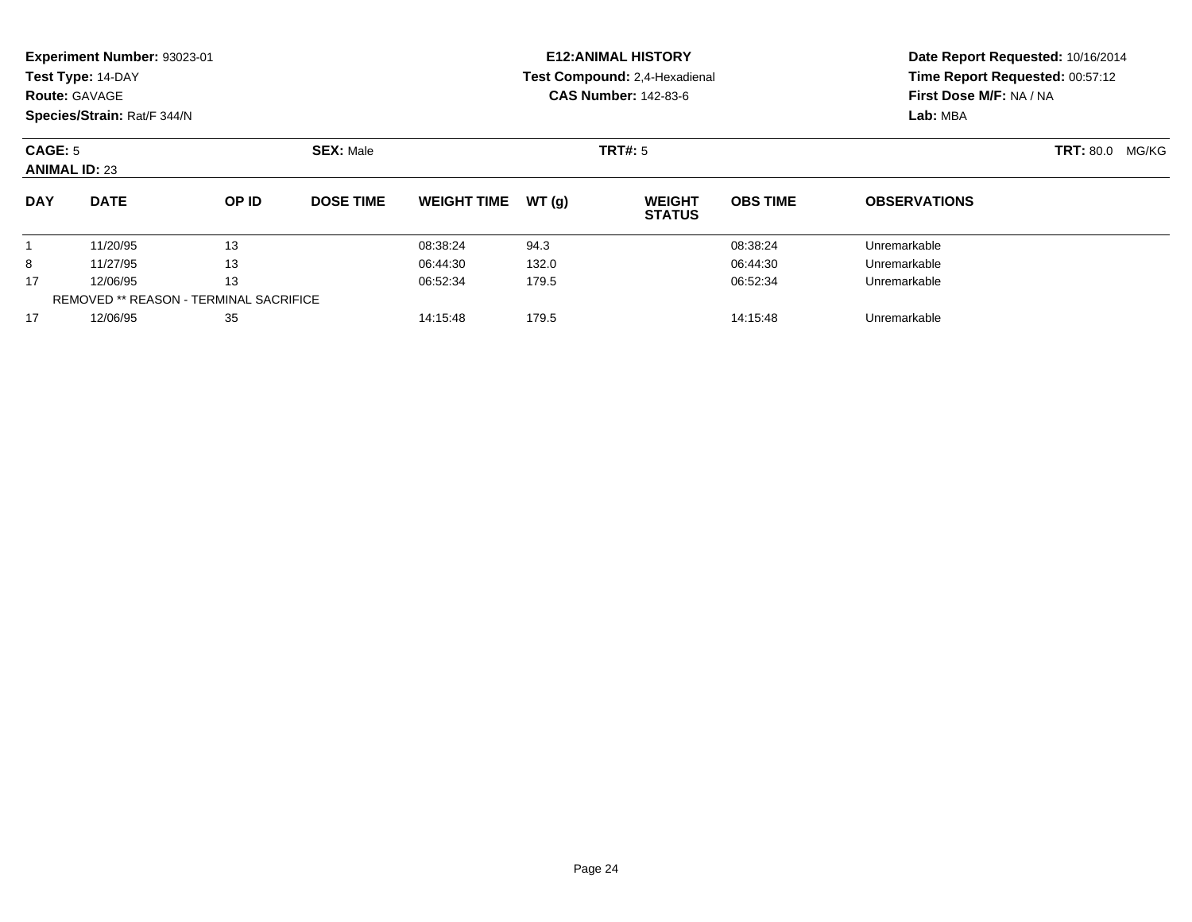**Experiment Number:** 93023-01
**Test Type:** 14-DAY
**Route:** GAVAGE
**Species/Strain:** Rat/F 344/N

**E12:ANIMAL HISTORY**
**Test Compound:** 2,4-Hexadienal
**CAS Number:** 142-83-6

**Date Report Requested:** 10/16/2014
**Time Report Requested:** 00:57:12
**First Dose M/F:** NA / NA
**Lab:** MBA

**CAGE:** 5
**ANIMAL ID:** 23
**SEX:** Male
**TRT#:** 5
**TRT:** 80.0 MG/KG

| DAY | DATE | OP ID | DOSE TIME | WEIGHT TIME | WT (g) | WEIGHT STATUS | OBS TIME | OBSERVATIONS |
|---|---|---|---|---|---|---|---|---|
| 1 | 11/20/95 | 13 | | 08:38:24 | 94.3 | | 08:38:24 | Unremarkable |
| 8 | 11/27/95 | 13 | | 06:44:30 | 132.0 | | 06:44:30 | Unremarkable |
| 17 | 12/06/95 | 13 | | 06:52:34 | 179.5 | | 06:52:34 | Unremarkable |
| REMOVED ** REASON - TERMINAL SACRIFICE | | | | | | | | |
| 17 | 12/06/95 | 35 | | 14:15:48 | 179.5 | | 14:15:48 | Unremarkable |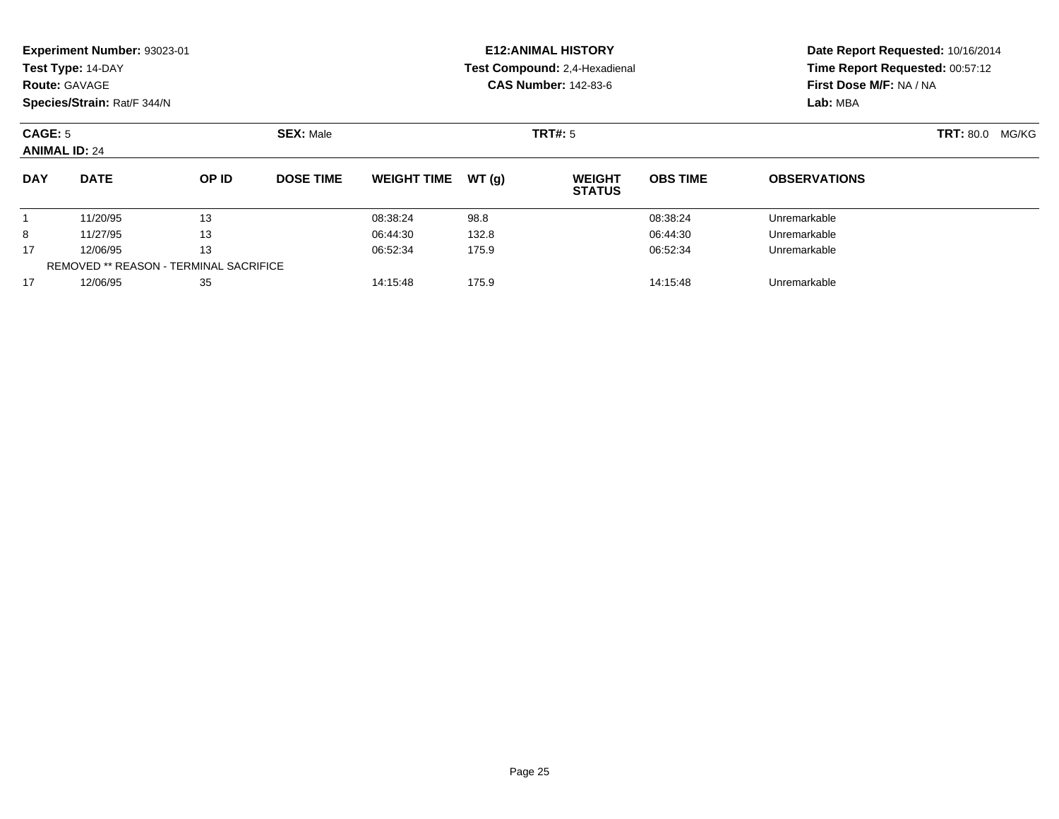**Experiment Number:** 93023-01
**Test Type:** 14-DAY
**Route:** GAVAGE
**Species/Strain:** Rat/F 344/N

**E12:ANIMAL HISTORY**
**Test Compound:** 2,4-Hexadienal
**CAS Number:** 142-83-6

**Date Report Requested:** 10/16/2014
**Time Report Requested:** 00:57:12
**First Dose M/F:** NA / NA
**Lab:** MBA

**CAGE:** 5 **SEX:** Male **TRT#:** 5 **TRT:** 80.0 MG/KG
**ANIMAL ID:** 24

| DAY | DATE | OP ID | DOSE TIME | WEIGHT TIME | WT (g) | WEIGHT STATUS | OBS TIME | OBSERVATIONS |
|---|---|---|---|---|---|---|---|---|
| 1 | 11/20/95 | 13 | | 08:38:24 | 98.8 | | 08:38:24 | Unremarkable |
| 8 | 11/27/95 | 13 | | 06:44:30 | 132.8 | | 06:44:30 | Unremarkable |
| 17 | 12/06/95 | 13 | | 06:52:34 | 175.9 | | 06:52:34 | Unremarkable |
| REMOVED ** REASON - TERMINAL SACRIFICE | | | | | | | | |
| 17 | 12/06/95 | 35 | | 14:15:48 | 175.9 | | 14:15:48 | Unremarkable |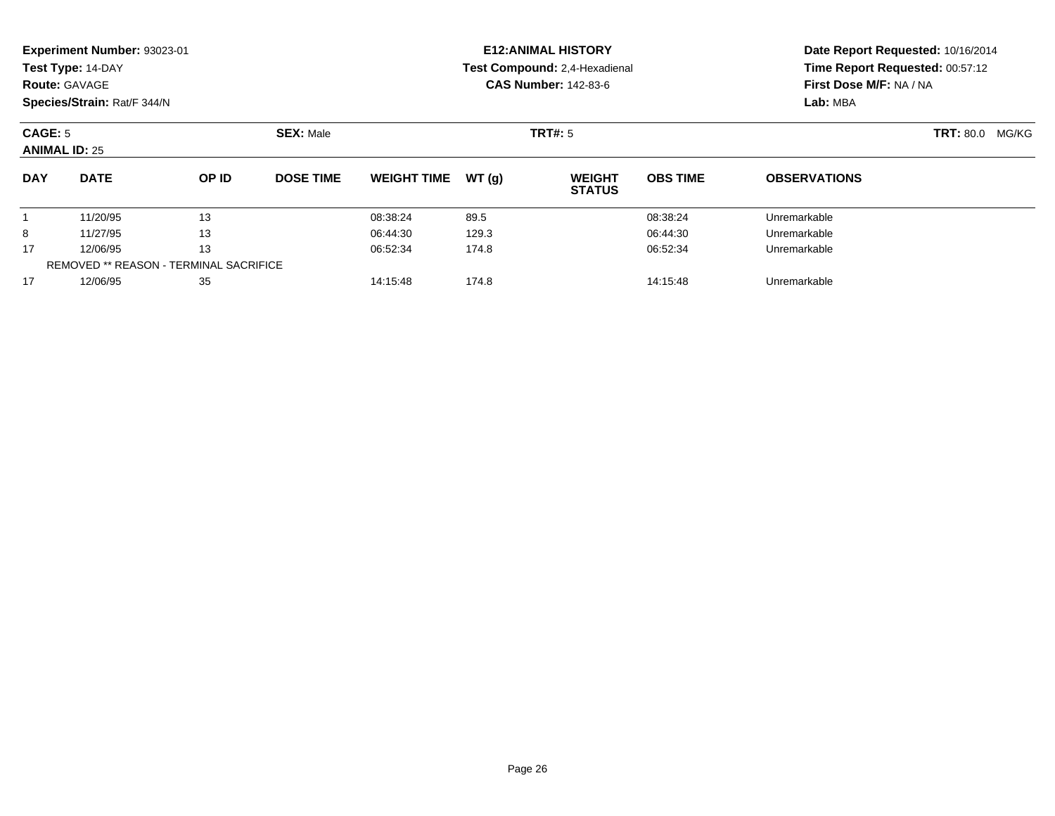**Experiment Number:** 93023-01
**Test Type:** 14-DAY
**Route:** GAVAGE
**Species/Strain:** Rat/F 344/N

**E12:ANIMAL HISTORY**
**Test Compound:** 2,4-Hexadienal
**CAS Number:** 142-83-6

**Date Report Requested:** 10/16/2014
**Time Report Requested:** 00:57:12
**First Dose M/F:** NA / NA
**Lab:** MBA

**CAGE:** 5 **SEX:** Male **TRT#:** 5 **TRT:** 80.0 MG/KG
**ANIMAL ID:** 25

| DAY | DATE | OP ID | DOSE TIME | WEIGHT TIME | WT (g) | WEIGHT STATUS | OBS TIME | OBSERVATIONS |
|---|---|---|---|---|---|---|---|---|
| 1 | 11/20/95 | 13 | | 08:38:24 | 89.5 | | 08:38:24 | Unremarkable |
| 8 | 11/27/95 | 13 | | 06:44:30 | 129.3 | | 06:44:30 | Unremarkable |
| 17 | 12/06/95 | 13 | | 06:52:34 | 174.8 | | 06:52:34 | Unremarkable |
| REMOVED ** REASON - TERMINAL SACRIFICE | | | | | | | | |
| 17 | 12/06/95 | 35 | | 14:15:48 | 174.8 | | 14:15:48 | Unremarkable |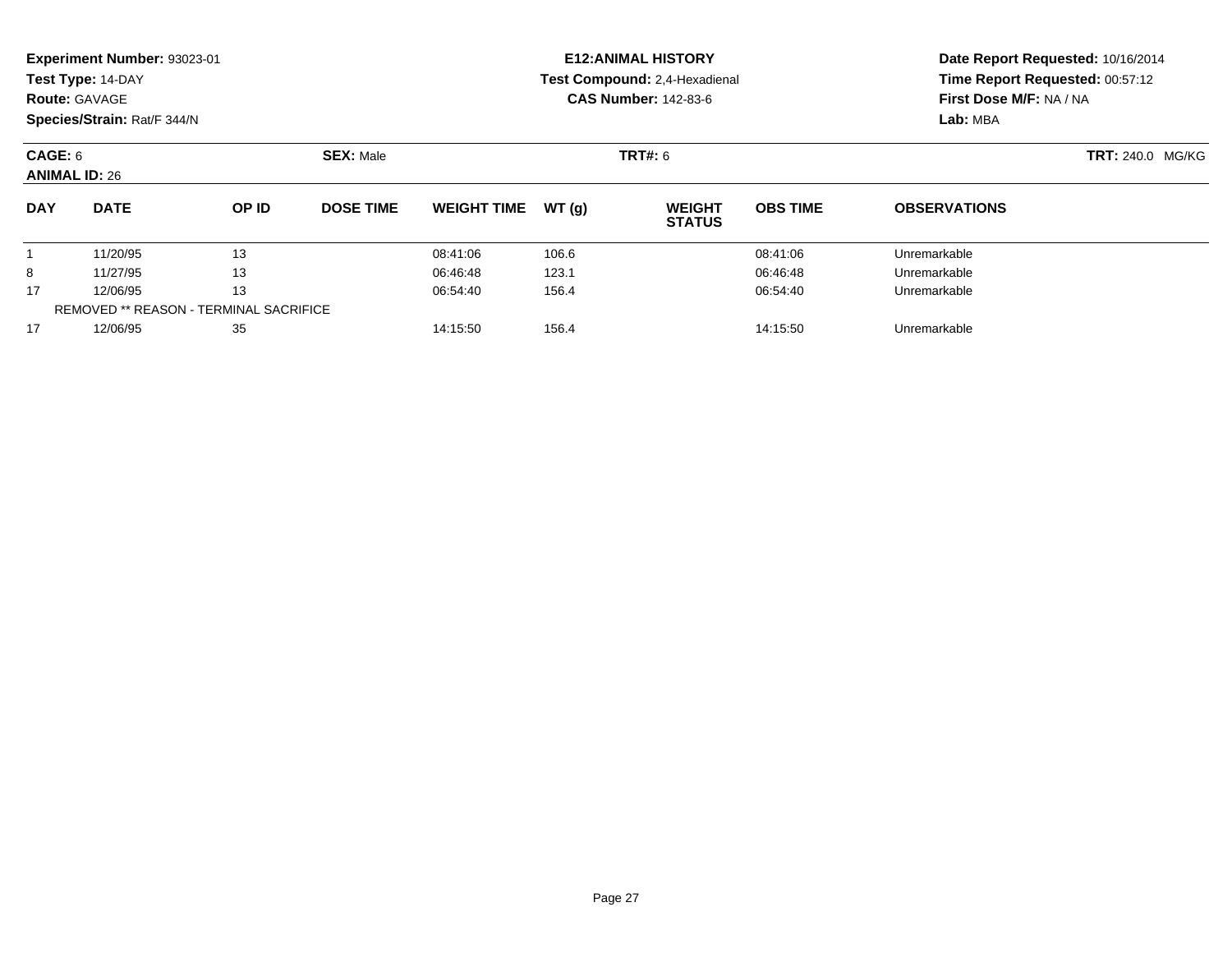**Experiment Number:** 93023-01
**Test Type:** 14-DAY
**Route:** GAVAGE
**Species/Strain:** Rat/F 344/N

**E12:ANIMAL HISTORY**
**Test Compound:** 2,4-Hexadienal
**CAS Number:** 142-83-6

**Date Report Requested:** 10/16/2014
**Time Report Requested:** 00:57:12
**First Dose M/F:** NA / NA
**Lab:** MBA

**CAGE:** 6 **SEX:** Male **TRT#:** 6 **TRT:** 240.0 MG/KG
**ANIMAL ID:** 26

| DAY | DATE | OP ID | DOSE TIME | WEIGHT TIME | WT (g) | WEIGHT STATUS | OBS TIME | OBSERVATIONS |
|---|---|---|---|---|---|---|---|---|
| 1 | 11/20/95 | 13 | | 08:41:06 | 106.6 | | 08:41:06 | Unremarkable |
| 8 | 11/27/95 | 13 | | 06:46:48 | 123.1 | | 06:46:48 | Unremarkable |
| 17 | 12/06/95 | 13 | | 06:54:40 | 156.4 | | 06:54:40 | Unremarkable |
| REMOVED ** REASON - TERMINAL SACRIFICE | | | | | | | | |
| 17 | 12/06/95 | 35 | | 14:15:50 | 156.4 | | 14:15:50 | Unremarkable |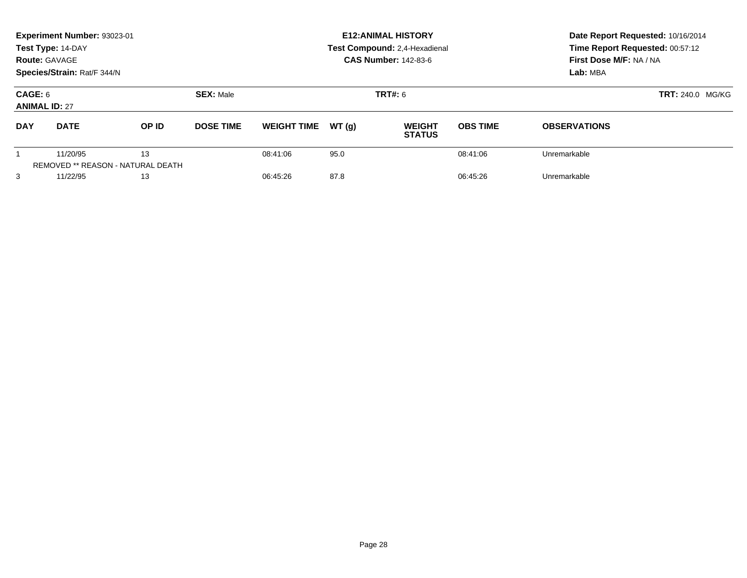**Experiment Number:** 93023-01
**Test Type:** 14-DAY
**Route:** GAVAGE
**Species/Strain:** Rat/F 344/N

**E12:ANIMAL HISTORY**
**Test Compound:** 2,4-Hexadienal
**CAS Number:** 142-83-6

**Date Report Requested:** 10/16/2014
**Time Report Requested:** 00:57:12
**First Dose M/F:** NA / NA
**Lab:** MBA

**CAGE:** 6
**ANIMAL ID:** 27
**SEX:** Male
**TRT#:** 6
**TRT:** 240.0 MG/KG

| DAY | DATE | OP ID | DOSE TIME | WEIGHT TIME | WT (g) | WEIGHT STATUS | OBS TIME | OBSERVATIONS |
|---|---|---|---|---|---|---|---|---|
| 1 | 11/20/95 | 13 | | 08:41:06 | 95.0 | | 08:41:06 | Unremarkable |
| | REMOVED ** REASON - NATURAL DEATH | | | | | | | |
| 3 | 11/22/95 | 13 | | 06:45:26 | 87.8 | | 06:45:26 | Unremarkable |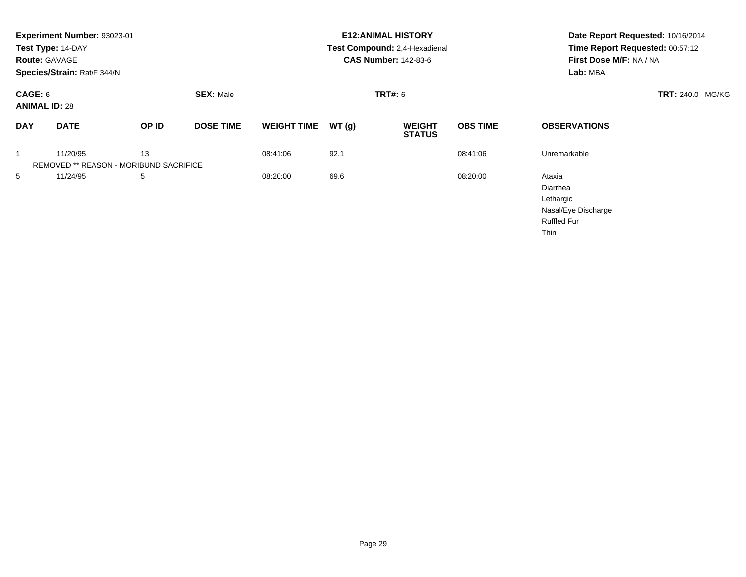**Experiment Number:** 93023-01
**Test Type:** 14-DAY
**Route:** GAVAGE
**Species/Strain:** Rat/F 344/N

**E12:ANIMAL HISTORY**
**Test Compound:** 2,4-Hexadienal
**CAS Number:** 142-83-6

**Date Report Requested:** 10/16/2014
**Time Report Requested:** 00:57:12
**First Dose M/F:** NA / NA
**Lab:** MBA

**CAGE:** 6 **SEX:** Male **TRT#:** 6 **TRT:** 240.0 MG/KG
**ANIMAL ID:** 28

| DAY | DATE | OP ID | DOSE TIME | WEIGHT TIME | WT (g) | WEIGHT STATUS | OBS TIME | OBSERVATIONS |
|---|---|---|---|---|---|---|---|---|
| 1 | 11/20/95 | 13 | | 08:41:06 | 92.1 | | 08:41:06 | Unremarkable |
| REMOVED ** REASON - MORIBUND SACRIFICE | | | | | | | | |
| 5 | 11/24/95 | 5 | | 08:20:00 | 69.6 | | 08:20:00 | Ataxia |
| | | | | | | | | Diarrhea |
| | | | | | | | | Lethargic |
| | | | | | | | | Nasal/Eye Discharge |
| | | | | | | | | Ruffled Fur |
| | | | | | | | | Thin |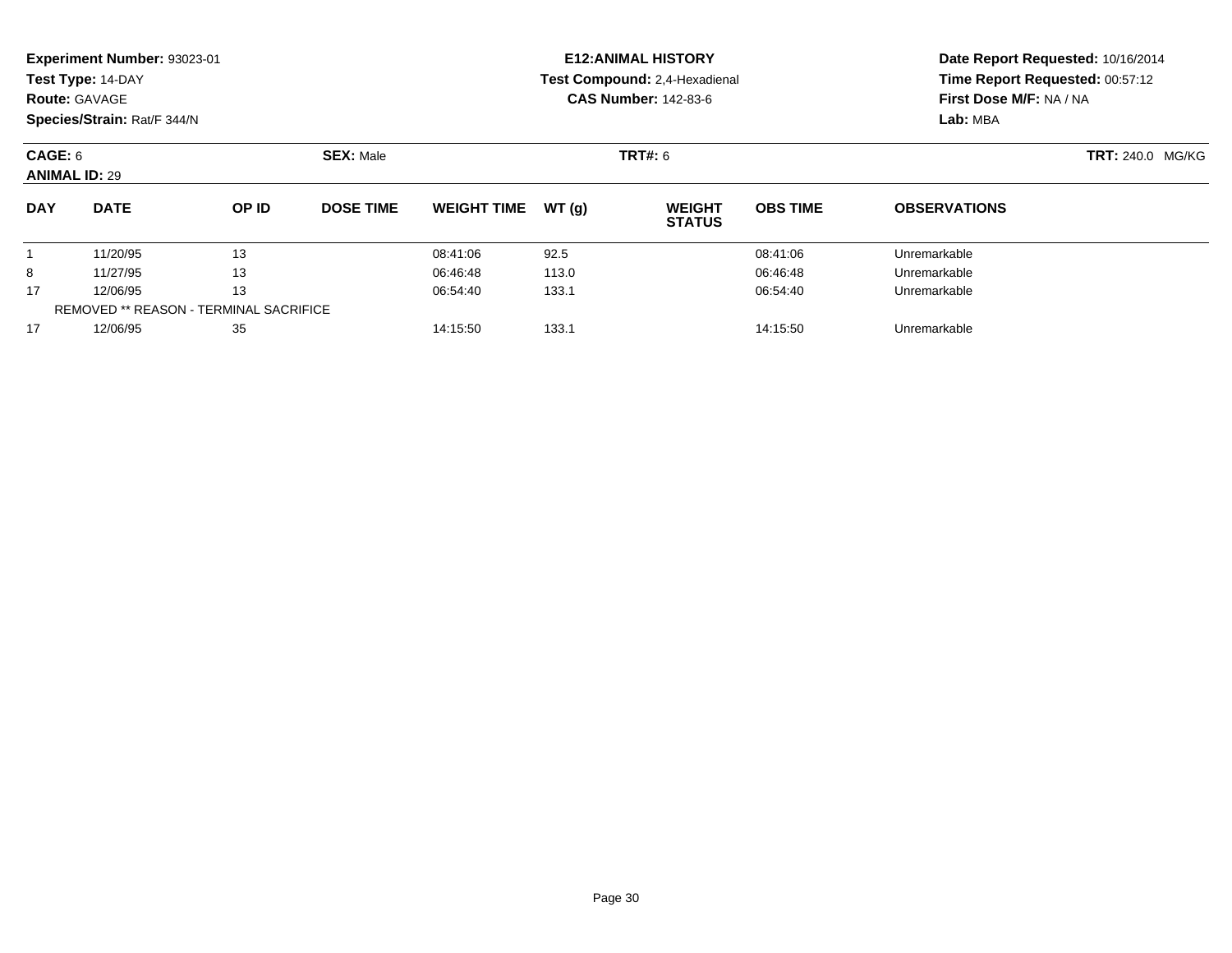**Experiment Number:** 93023-01
**Test Type:** 14-DAY
**Route:** GAVAGE
**Species/Strain:** Rat/F 344/N

**E12:ANIMAL HISTORY**
**Test Compound:** 2,4-Hexadienal
**CAS Number:** 142-83-6

**Date Report Requested:** 10/16/2014
**Time Report Requested:** 00:57:12
**First Dose M/F:** NA / NA
**Lab:** MBA

**CAGE:** 6
**ANIMAL ID:** 29

**SEX:** Male

**TRT#:** 6

**TRT:** 240.0 MG/KG

| DAY | DATE | OP ID | DOSE TIME | WEIGHT TIME | WT (g) | WEIGHT STATUS | OBS TIME | OBSERVATIONS |
|---|---|---|---|---|---|---|---|---|
| 1 | 11/20/95 | 13 | | 08:41:06 | 92.5 | | 08:41:06 | Unremarkable |
| 8 | 11/27/95 | 13 | | 06:46:48 | 113.0 | | 06:46:48 | Unremarkable |
| 17 | 12/06/95 | 13 | | 06:54:40 | 133.1 | | 06:54:40 | Unremarkable |
| REMOVED ** REASON - TERMINAL SACRIFICE | | | | | | | | |
| 17 | 12/06/95 | 35 | | 14:15:50 | 133.1 | | 14:15:50 | Unremarkable |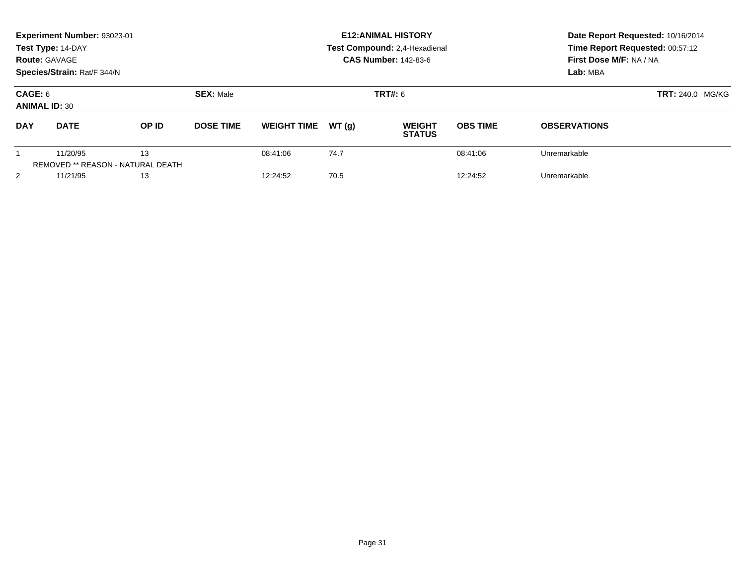**Experiment Number:** 93023-01
**Test Type:** 14-DAY
**Route:** GAVAGE
**Species/Strain:** Rat/F 344/N

**E12:ANIMAL HISTORY**
**Test Compound:** 2,4-Hexadienal
**CAS Number:** 142-83-6

**Date Report Requested:** 10/16/2014
**Time Report Requested:** 00:57:12
**First Dose M/F:** NA / NA
**Lab:** MBA

**CAGE:** 6
**ANIMAL ID:** 30
**SEX:** Male
**TRT#:** 6
**TRT:** 240.0 MG/KG

| DAY | DATE | OP ID | DOSE TIME | WEIGHT TIME | WT (g) | WEIGHT STATUS | OBS TIME | OBSERVATIONS |
|---|---|---|---|---|---|---|---|---|
| 1 | 11/20/95 | 13 | | 08:41:06 | 74.7 | | 08:41:06 | Unremarkable |
| REMOVED ** REASON - NATURAL DEATH | | | | | | | | |
| 2 | 11/21/95 | 13 | | 12:24:52 | 70.5 | | 12:24:52 | Unremarkable |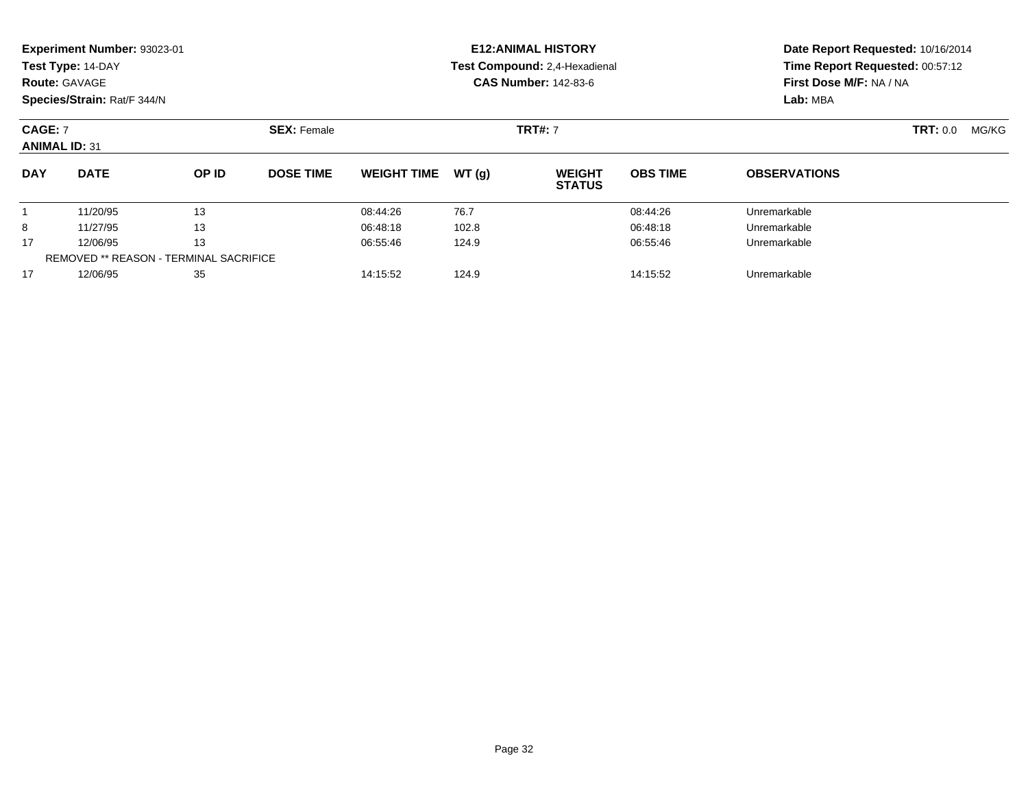**Experiment Number:** 93023-01
**Test Type:** 14-DAY
**Route:** GAVAGE
**Species/Strain:** Rat/F 344/N

**E12:ANIMAL HISTORY**
**Test Compound:** 2,4-Hexadienal
**CAS Number:** 142-83-6

**Date Report Requested:** 10/16/2014
**Time Report Requested:** 00:57:12
**First Dose M/F:** NA / NA
**Lab:** MBA

**CAGE:** 7 **SEX:** Female **TRT#:** 7 **TRT:** 0.0 MG/KG
**ANIMAL ID:** 31

| DAY | DATE | OP ID | DOSE TIME | WEIGHT TIME | WT (g) | WEIGHT STATUS | OBS TIME | OBSERVATIONS |
|---|---|---|---|---|---|---|---|---|
| 1 | 11/20/95 | 13 | | 08:44:26 | 76.7 | | 08:44:26 | Unremarkable |
| 8 | 11/27/95 | 13 | | 06:48:18 | 102.8 | | 06:48:18 | Unremarkable |
| 17 | 12/06/95 | 13 | | 06:55:46 | 124.9 | | 06:55:46 | Unremarkable |
| REMOVED ** REASON - TERMINAL SACRIFICE | | | | | | | | |
| 17 | 12/06/95 | 35 | | 14:15:52 | 124.9 | | 14:15:52 | Unremarkable |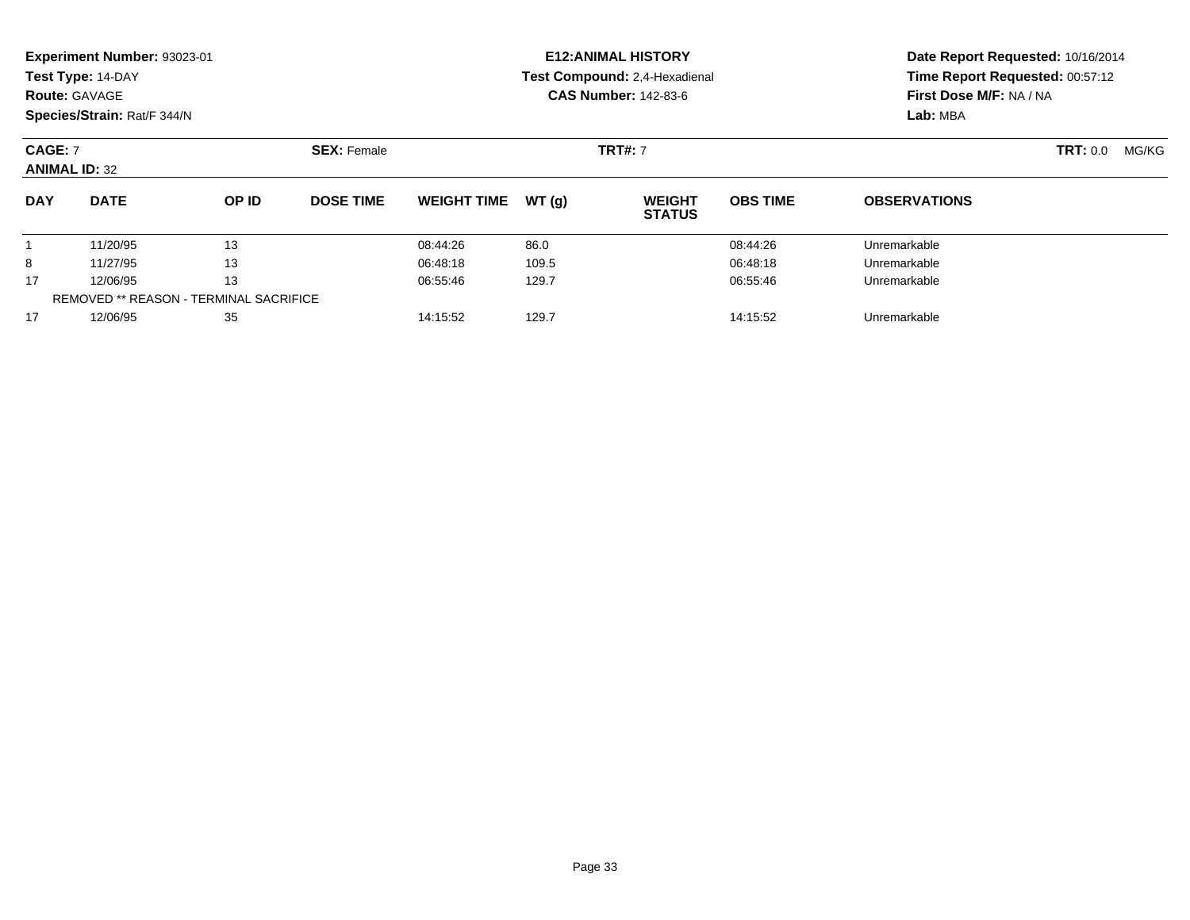**Experiment Number:** 93023-01
**Test Type:** 14-DAY
**Route:** GAVAGE
**Species/Strain:** Rat/F 344/N

**E12:ANIMAL HISTORY**
**Test Compound:** 2,4-Hexadienal
**CAS Number:** 142-83-6

**Date Report Requested:** 10/16/2014
**Time Report Requested:** 00:57:12
**First Dose M/F:** NA / NA
**Lab:** MBA

**CAGE:** 7 **SEX:** Female **TRT#:** 7 **TRT:** 0.0 MG/KG
**ANIMAL ID:** 32

| DAY | DATE | OP ID | DOSE TIME | WEIGHT TIME | WT (g) | WEIGHT STATUS | OBS TIME | OBSERVATIONS |
|---|---|---|---|---|---|---|---|---|
| 1 | 11/20/95 | 13 | | 08:44:26 | 86.0 | | 08:44:26 | Unremarkable |
| 8 | 11/27/95 | 13 | | 06:48:18 | 109.5 | | 06:48:18 | Unremarkable |
| 17 | 12/06/95 | 13 | | 06:55:46 | 129.7 | | 06:55:46 | Unremarkable |
| REMOVED ** REASON - TERMINAL SACRIFICE | | | | | | | | |
| 17 | 12/06/95 | 35 | | 14:15:52 | 129.7 | | 14:15:52 | Unremarkable |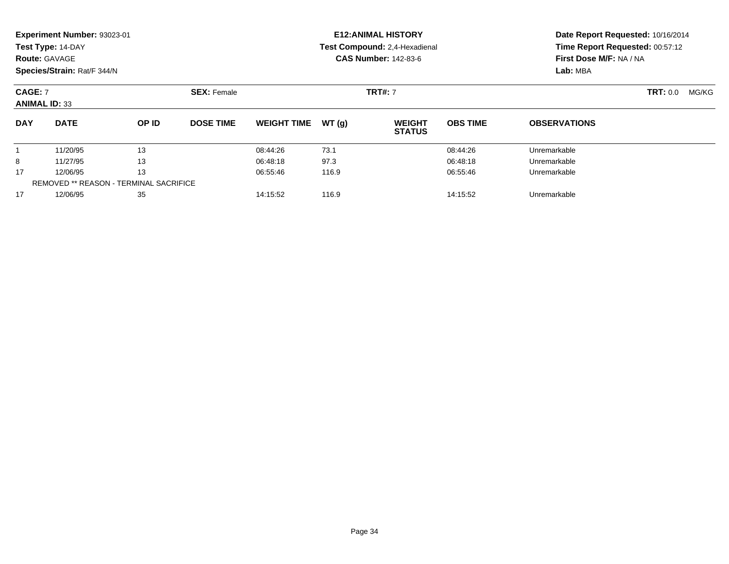**Experiment Number:** 93023-01
**Test Type:** 14-DAY
**Route:** GAVAGE
**Species/Strain:** Rat/F 344/N

**E12:ANIMAL HISTORY**
**Test Compound:** 2,4-Hexadienal
**CAS Number:** 142-83-6

**Date Report Requested:** 10/16/2014
**Time Report Requested:** 00:57:12
**First Dose M/F:** NA / NA
**Lab:** MBA

**CAGE:** 7 **SEX:** Female **TRT#:** 7 **TRT:** 0.0 MG/KG
**ANIMAL ID:** 33

| DAY | DATE | OP ID | DOSE TIME | WEIGHT TIME | WT (g) | WEIGHT STATUS | OBS TIME | OBSERVATIONS |
|---|---|---|---|---|---|---|---|---|
| 1 | 11/20/95 | 13 | | 08:44:26 | 73.1 | | 08:44:26 | Unremarkable |
| 8 | 11/27/95 | 13 | | 06:48:18 | 97.3 | | 06:48:18 | Unremarkable |
| 17 | 12/06/95 | 13 | | 06:55:46 | 116.9 | | 06:55:46 | Unremarkable |
| REMOVED ** REASON - TERMINAL SACRIFICE | | | | | | | | |
| 17 | 12/06/95 | 35 | | 14:15:52 | 116.9 | | 14:15:52 | Unremarkable |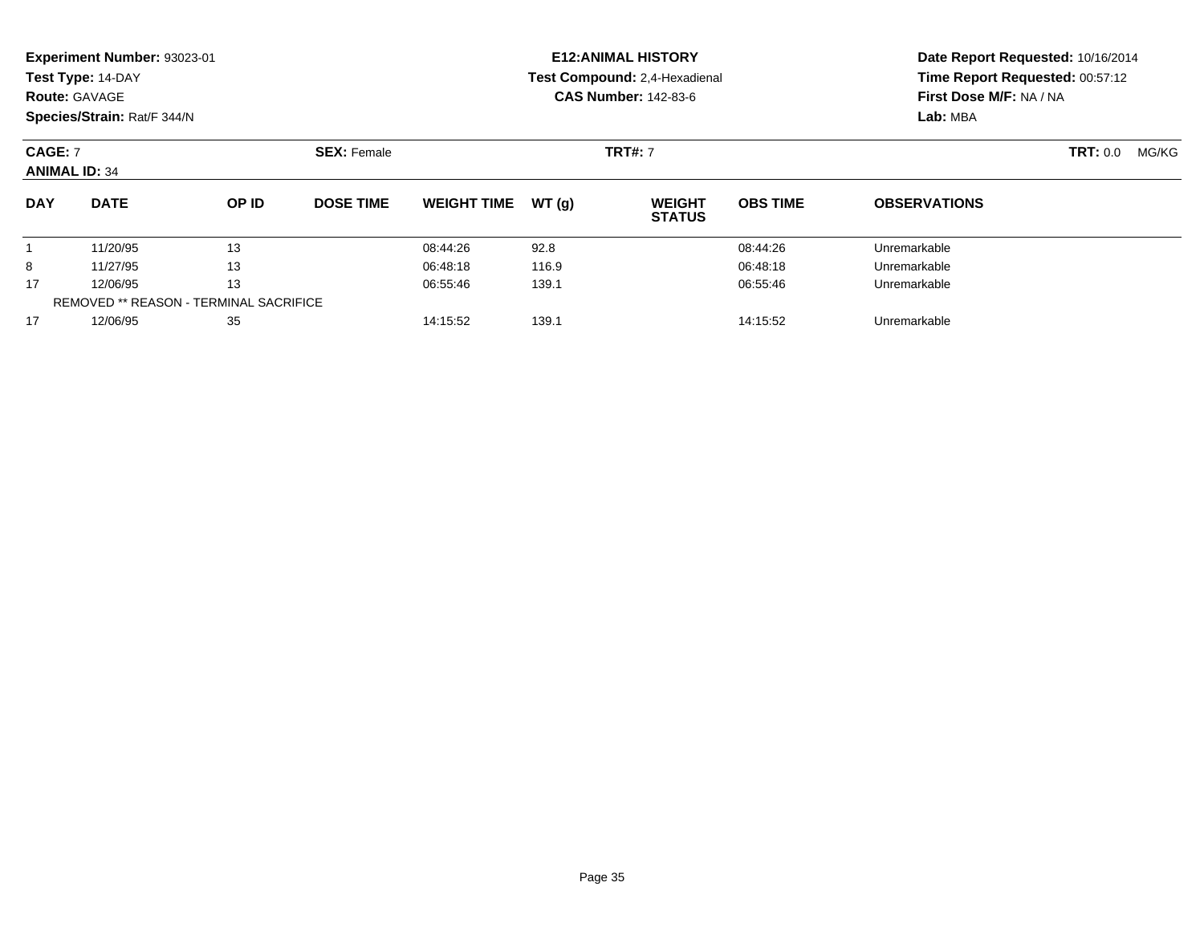**Experiment Number:** 93023-01
**Test Type:** 14-DAY
**Route:** GAVAGE
**Species/Strain:** Rat/F 344/N

**E12:ANIMAL HISTORY**
**Test Compound:** 2,4-Hexadienal
**CAS Number:** 142-83-6

**Date Report Requested:** 10/16/2014
**Time Report Requested:** 00:57:12
**First Dose M/F:** NA / NA
**Lab:** MBA

**CAGE:** 7 **SEX:** Female **TRT#:** 7 **TRT:** 0.0 MG/KG
**ANIMAL ID:** 34

| DAY | DATE | OP ID | DOSE TIME | WEIGHT TIME | WT (g) | WEIGHT STATUS | OBS TIME | OBSERVATIONS |
|---|---|---|---|---|---|---|---|---|
| 1 | 11/20/95 | 13 | | 08:44:26 | 92.8 | | 08:44:26 | Unremarkable |
| 8 | 11/27/95 | 13 | | 06:48:18 | 116.9 | | 06:48:18 | Unremarkable |
| 17 | 12/06/95 | 13 | | 06:55:46 | 139.1 | | 06:55:46 | Unremarkable |
| REMOVED ** REASON - TERMINAL SACRIFICE | | | | | | | | |
| 17 | 12/06/95 | 35 | | 14:15:52 | 139.1 | | 14:15:52 | Unremarkable |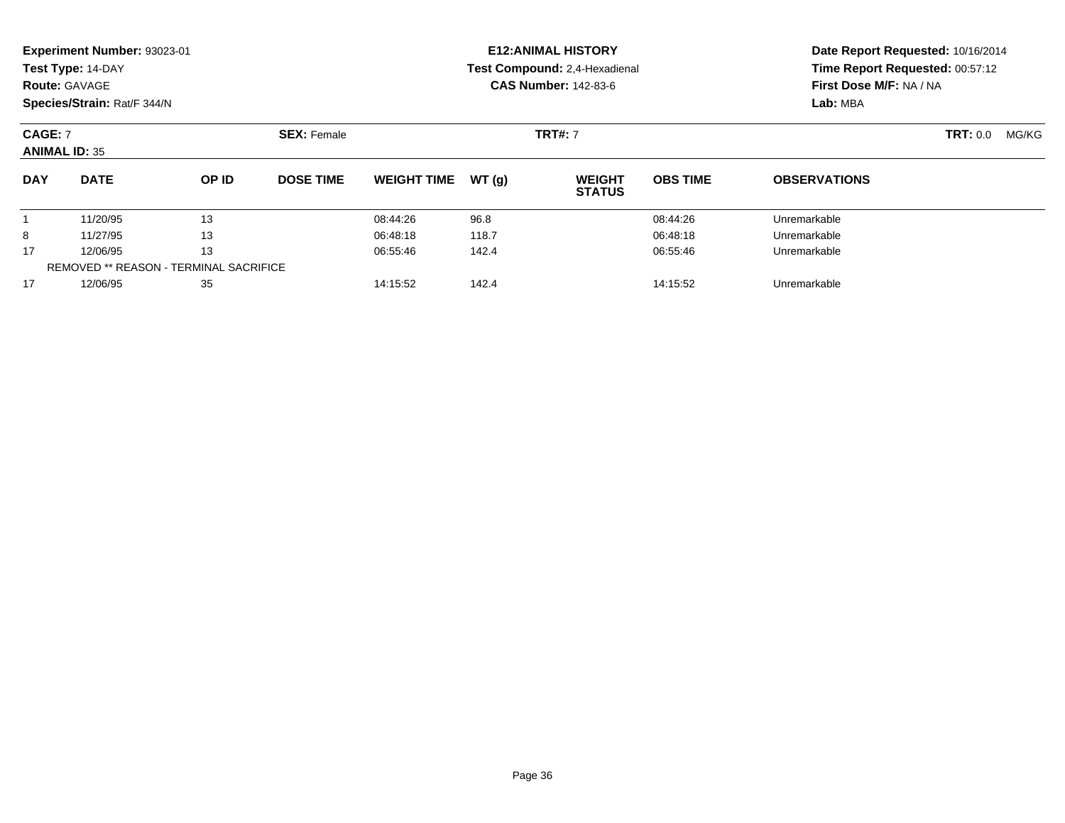**Experiment Number:** 93023-01
**Test Type:** 14-DAY
**Route:** GAVAGE
**Species/Strain:** Rat/F 344/N

**E12:ANIMAL HISTORY**
**Test Compound:** 2,4-Hexadienal
**CAS Number:** 142-83-6

**Date Report Requested:** 10/16/2014
**Time Report Requested:** 00:57:12
**First Dose M/F:** NA / NA
**Lab:** MBA

**CAGE:** 7 **SEX:** Female **TRT#:** 7 **TRT:** 0.0 MG/KG
**ANIMAL ID:** 35

| DAY | DATE | OP ID | DOSE TIME | WEIGHT TIME | WT (g) | WEIGHT STATUS | OBS TIME | OBSERVATIONS |
|---|---|---|---|---|---|---|---|---|
| 1 | 11/20/95 | 13 | | 08:44:26 | 96.8 | | 08:44:26 | Unremarkable |
| 8 | 11/27/95 | 13 | | 06:48:18 | 118.7 | | 06:48:18 | Unremarkable |
| 17 | 12/06/95 | 13 | | 06:55:46 | 142.4 | | 06:55:46 | Unremarkable |
| REMOVED ** REASON - TERMINAL SACRIFICE | | | | | | | | |
| 17 | 12/06/95 | 35 | | 14:15:52 | 142.4 | | 14:15:52 | Unremarkable |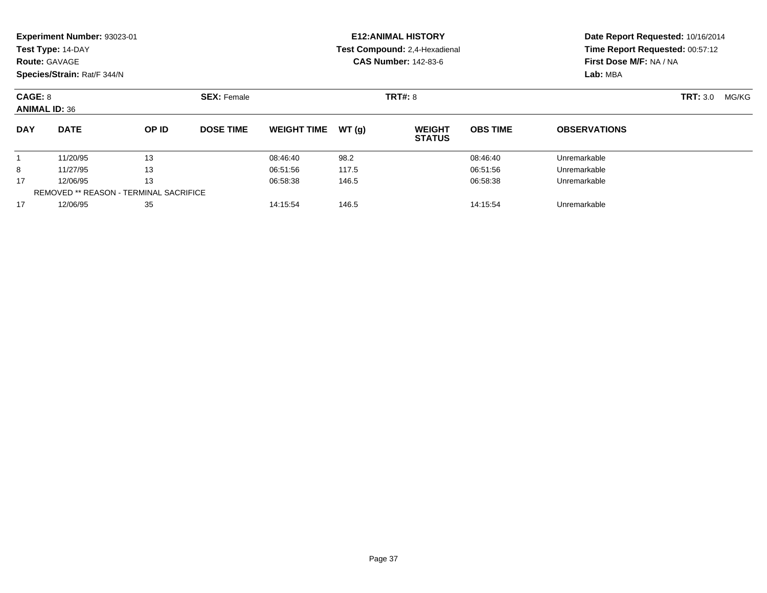**Experiment Number:** 93023-01
**Test Type:** 14-DAY
**Route:** GAVAGE
**Species/Strain:** Rat/F 344/N

**E12:ANIMAL HISTORY**
**Test Compound:** 2,4-Hexadienal
**CAS Number:** 142-83-6

**Date Report Requested:** 10/16/2014
**Time Report Requested:** 00:57:12
**First Dose M/F:** NA / NA
**Lab:** MBA

**CAGE:** 8
**ANIMAL ID:** 36
**SEX:** Female
**TRT#:** 8
**TRT:** 3.0 MG/KG

| DAY | DATE | OP ID | DOSE TIME | WEIGHT TIME | WT (g) | WEIGHT STATUS | OBS TIME | OBSERVATIONS |
|---|---|---|---|---|---|---|---|---|
| 1 | 11/20/95 | 13 | | 08:46:40 | 98.2 | | 08:46:40 | Unremarkable |
| 8 | 11/27/95 | 13 | | 06:51:56 | 117.5 | | 06:51:56 | Unremarkable |
| 17 | 12/06/95 | 13 | | 06:58:38 | 146.5 | | 06:58:38 | Unremarkable |
| REMOVED ** REASON - TERMINAL SACRIFICE | | | | | | | | |
| 17 | 12/06/95 | 35 | | 14:15:54 | 146.5 | | 14:15:54 | Unremarkable |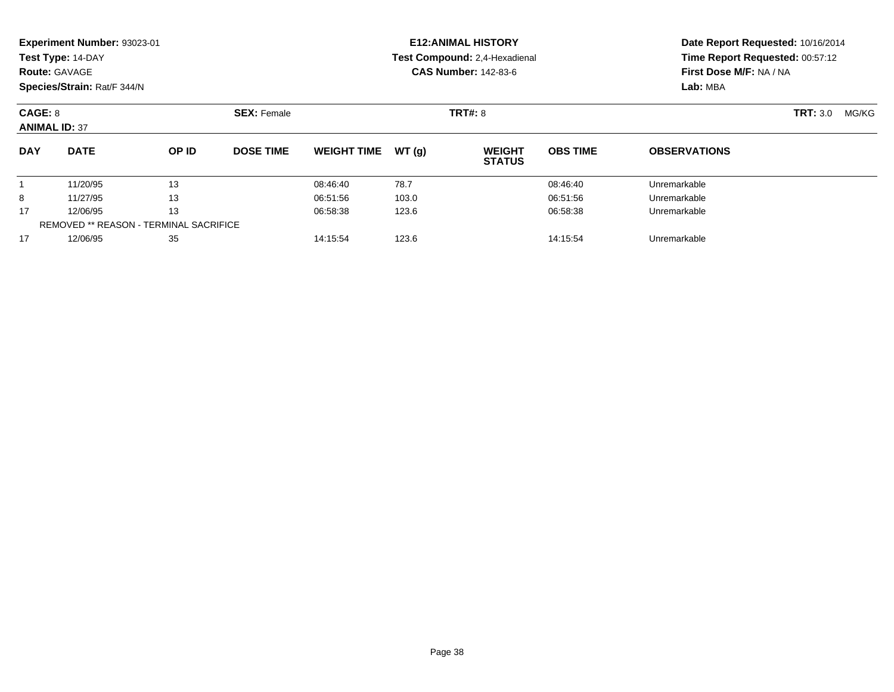**Experiment Number:** 93023-01
**Test Type:** 14-DAY
**Route:** GAVAGE
**Species/Strain:** Rat/F 344/N

**E12:ANIMAL HISTORY**
**Test Compound:** 2,4-Hexadienal
**CAS Number:** 142-83-6

**Date Report Requested:** 10/16/2014
**Time Report Requested:** 00:57:12
**First Dose M/F:** NA / NA
**Lab:** MBA

**CAGE:** 8 **SEX:** Female **TRT#:** 8 **TRT:** 3.0 MG/KG
**ANIMAL ID:** 37

| DAY | DATE | OP ID | DOSE TIME | WEIGHT TIME | WT (g) | WEIGHT STATUS | OBS TIME | OBSERVATIONS |
|---|---|---|---|---|---|---|---|---|
| 1 | 11/20/95 | 13 | | 08:46:40 | 78.7 | | 08:46:40 | Unremarkable |
| 8 | 11/27/95 | 13 | | 06:51:56 | 103.0 | | 06:51:56 | Unremarkable |
| 17 | 12/06/95 | 13 | | 06:58:38 | 123.6 | | 06:58:38 | Unremarkable |
| REMOVED ** REASON - TERMINAL SACRIFICE | | | | | | | | |
| 17 | 12/06/95 | 35 | | 14:15:54 | 123.6 | | 14:15:54 | Unremarkable |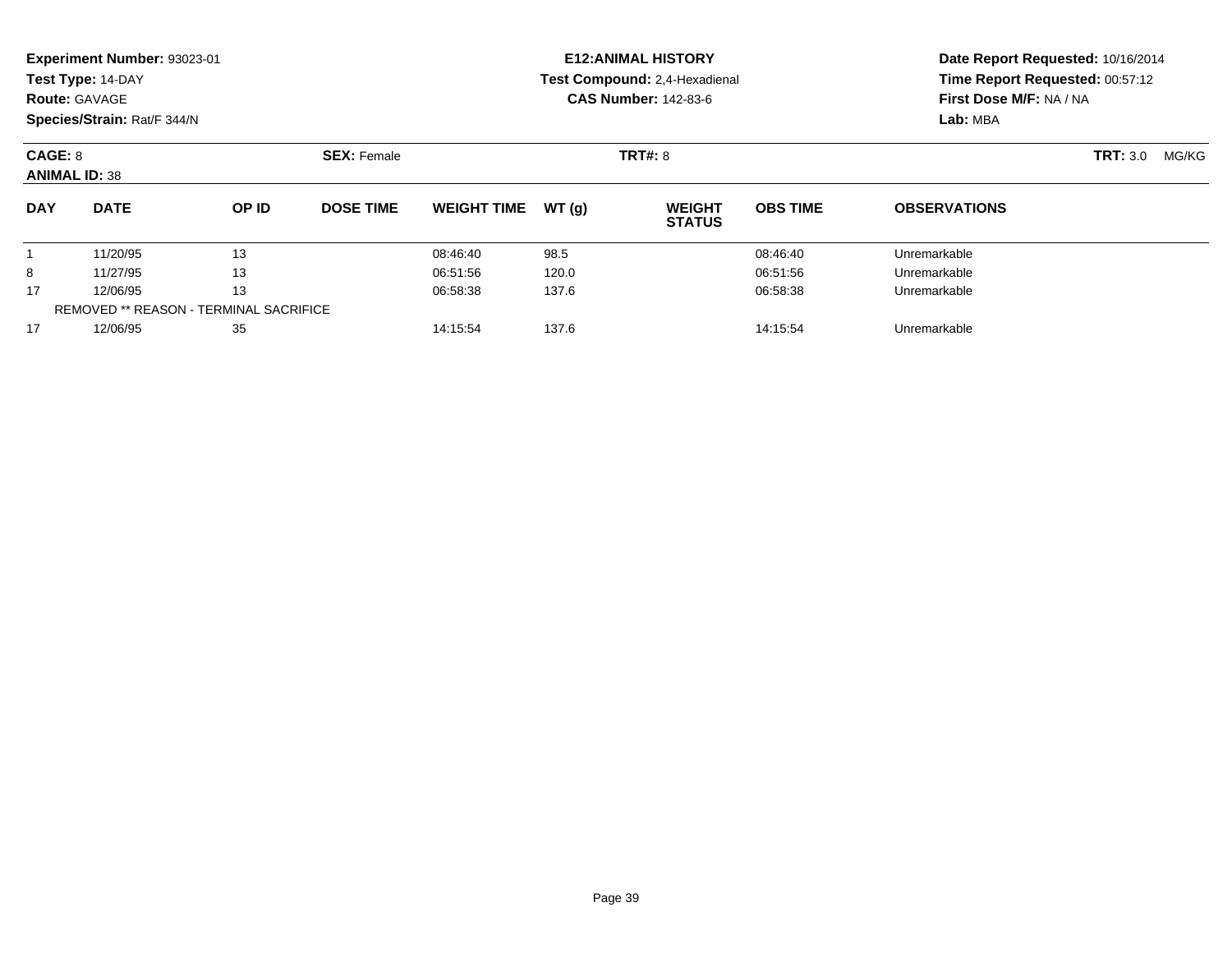**Experiment Number:** 93023-01
**Test Type:** 14-DAY
**Route:** GAVAGE
**Species/Strain:** Rat/F 344/N

**E12:ANIMAL HISTORY**
**Test Compound:** 2,4-Hexadienal
**CAS Number:** 142-83-6

**Date Report Requested:** 10/16/2014
**Time Report Requested:** 00:57:12
**First Dose M/F:** NA / NA
**Lab:** MBA

**CAGE:** 8 **SEX:** Female **TRT#:** 8 **TRT:** 3.0 MG/KG
**ANIMAL ID:** 38

| DAY | DATE | OP ID | DOSE TIME | WEIGHT TIME | WT (g) | WEIGHT STATUS | OBS TIME | OBSERVATIONS |
|---|---|---|---|---|---|---|---|---|
| 1 | 11/20/95 | 13 | | 08:46:40 | 98.5 | | 08:46:40 | Unremarkable |
| 8 | 11/27/95 | 13 | | 06:51:56 | 120.0 | | 06:51:56 | Unremarkable |
| 17 | 12/06/95 | 13 | | 06:58:38 | 137.6 | | 06:58:38 | Unremarkable |
| REMOVED ** REASON - TERMINAL SACRIFICE | | | | | | | | |
| 17 | 12/06/95 | 35 | | 14:15:54 | 137.6 | | 14:15:54 | Unremarkable |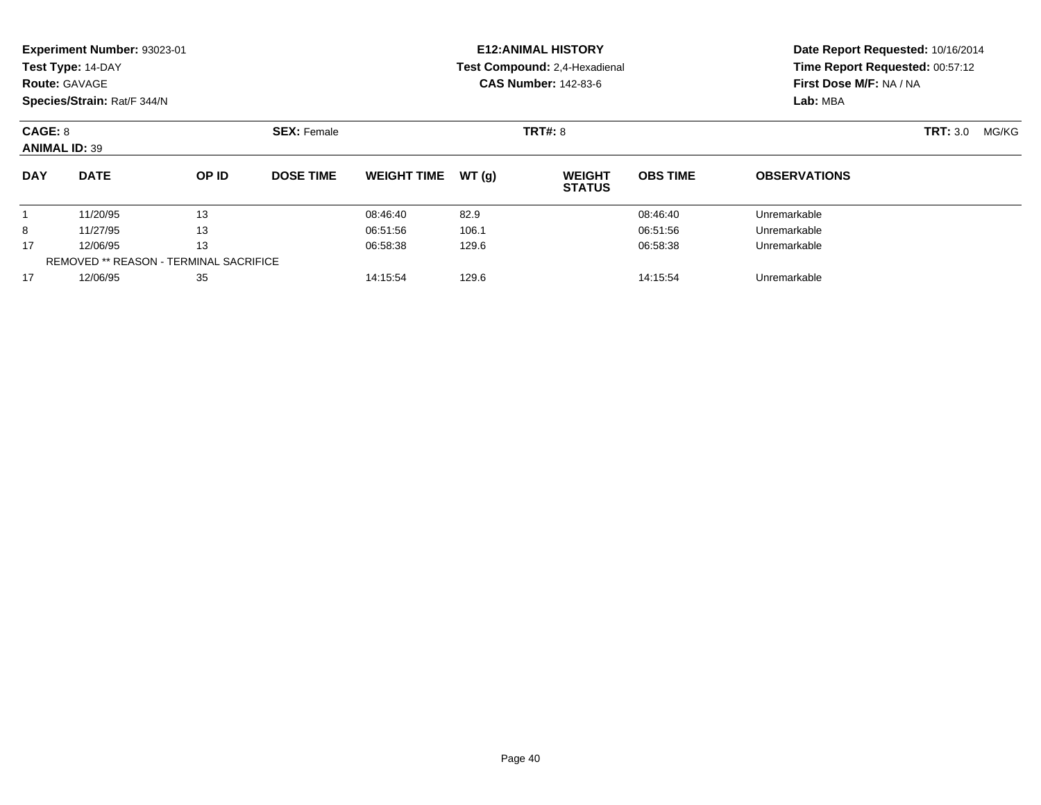**Experiment Number:** 93023-01
**Test Type:** 14-DAY
**Route:** GAVAGE
**Species/Strain:** Rat/F 344/N

**E12:ANIMAL HISTORY**
**Test Compound:** 2,4-Hexadienal
**CAS Number:** 142-83-6

**Date Report Requested:** 10/16/2014
**Time Report Requested:** 00:57:12
**First Dose M/F:** NA / NA
**Lab:** MBA

**CAGE:** 8 **SEX:** Female **TRT#:** 8 **TRT:** 3.0 MG/KG
**ANIMAL ID:** 39

| DAY | DATE | OP ID | DOSE TIME | WEIGHT TIME | WT (g) | WEIGHT STATUS | OBS TIME | OBSERVATIONS |
|---|---|---|---|---|---|---|---|---|
| 1 | 11/20/95 | 13 | | 08:46:40 | 82.9 | | 08:46:40 | Unremarkable |
| 8 | 11/27/95 | 13 | | 06:51:56 | 106.1 | | 06:51:56 | Unremarkable |
| 17 | 12/06/95 | 13 | | 06:58:38 | 129.6 | | 06:58:38 | Unremarkable |
| REMOVED ** REASON - TERMINAL SACRIFICE | | | | | | | | |
| 17 | 12/06/95 | 35 | | 14:15:54 | 129.6 | | 14:15:54 | Unremarkable |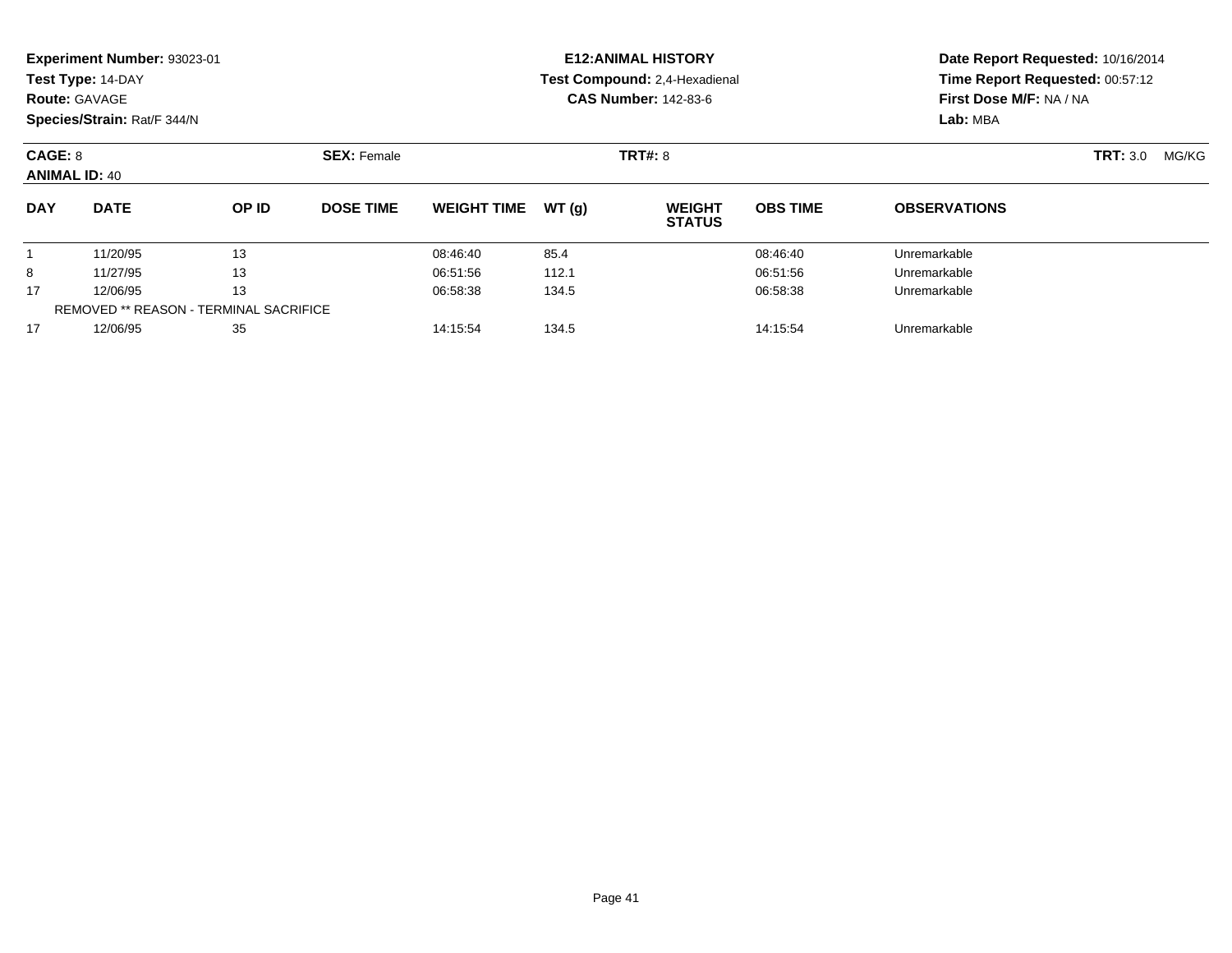**Experiment Number:** 93023-01
**Test Type:** 14-DAY
**Route:** GAVAGE
**Species/Strain:** Rat/F 344/N

**E12:ANIMAL HISTORY**
**Test Compound:** 2,4-Hexadienal
**CAS Number:** 142-83-6

**Date Report Requested:** 10/16/2014
**Time Report Requested:** 00:57:12
**First Dose M/F:** NA / NA
**Lab:** MBA

**CAGE:** 8 **SEX:** Female **TRT#:** 8 **TRT:** 3.0 MG/KG
**ANIMAL ID:** 40

| DAY | DATE | OP ID | DOSE TIME | WEIGHT TIME | WT (g) | WEIGHT STATUS | OBS TIME | OBSERVATIONS |
|---|---|---|---|---|---|---|---|---|
| 1 | 11/20/95 | 13 | | 08:46:40 | 85.4 | | 08:46:40 | Unremarkable |
| 8 | 11/27/95 | 13 | | 06:51:56 | 112.1 | | 06:51:56 | Unremarkable |
| 17 | 12/06/95 | 13 | | 06:58:38 | 134.5 | | 06:58:38 | Unremarkable |
| REMOVED ** REASON - TERMINAL SACRIFICE | | | | | | | | |
| 17 | 12/06/95 | 35 | | 14:15:54 | 134.5 | | 14:15:54 | Unremarkable |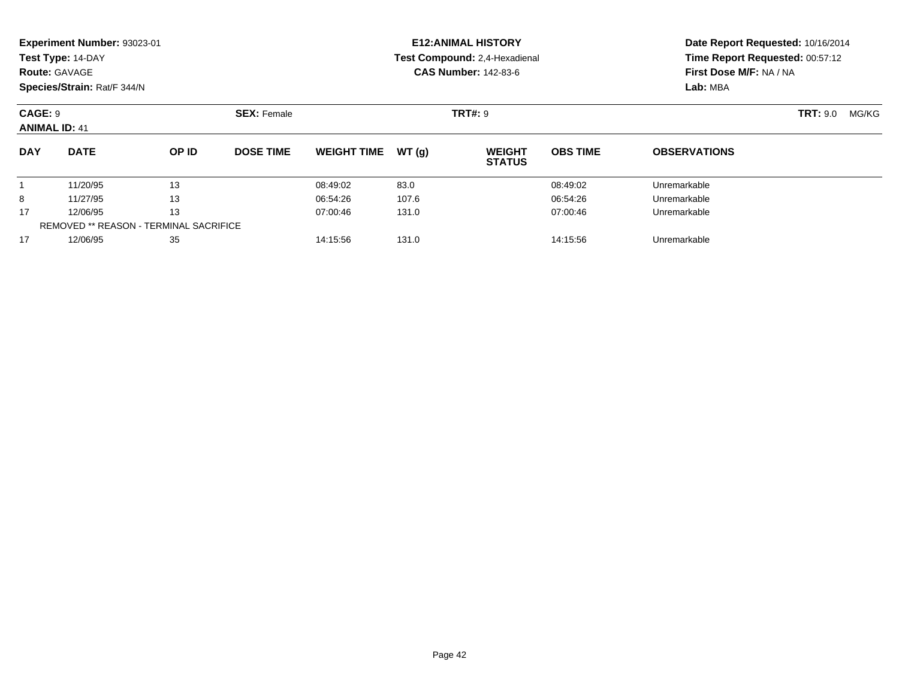**Experiment Number:** 93023-01
**Test Type:** 14-DAY
**Route:** GAVAGE
**Species/Strain:** Rat/F 344/N

**E12:ANIMAL HISTORY**
**Test Compound:** 2,4-Hexadienal
**CAS Number:** 142-83-6

**Date Report Requested:** 10/16/2014
**Time Report Requested:** 00:57:12
**First Dose M/F:** NA / NA
**Lab:** MBA

**CAGE:** 9 **SEX:** Female **TRT#:** 9 **TRT:** 9.0 MG/KG
**ANIMAL ID:** 41

| DAY | DATE | OP ID | DOSE TIME | WEIGHT TIME | WT (g) | WEIGHT STATUS | OBS TIME | OBSERVATIONS |
|---|---|---|---|---|---|---|---|---|
| 1 | 11/20/95 | 13 | | 08:49:02 | 83.0 | | 08:49:02 | Unremarkable |
| 8 | 11/27/95 | 13 | | 06:54:26 | 107.6 | | 06:54:26 | Unremarkable |
| 17 | 12/06/95 | 13 | | 07:00:46 | 131.0 | | 07:00:46 | Unremarkable |
| REMOVED ** REASON - TERMINAL SACRIFICE | | | | | | | | |
| 17 | 12/06/95 | 35 | | 14:15:56 | 131.0 | | 14:15:56 | Unremarkable |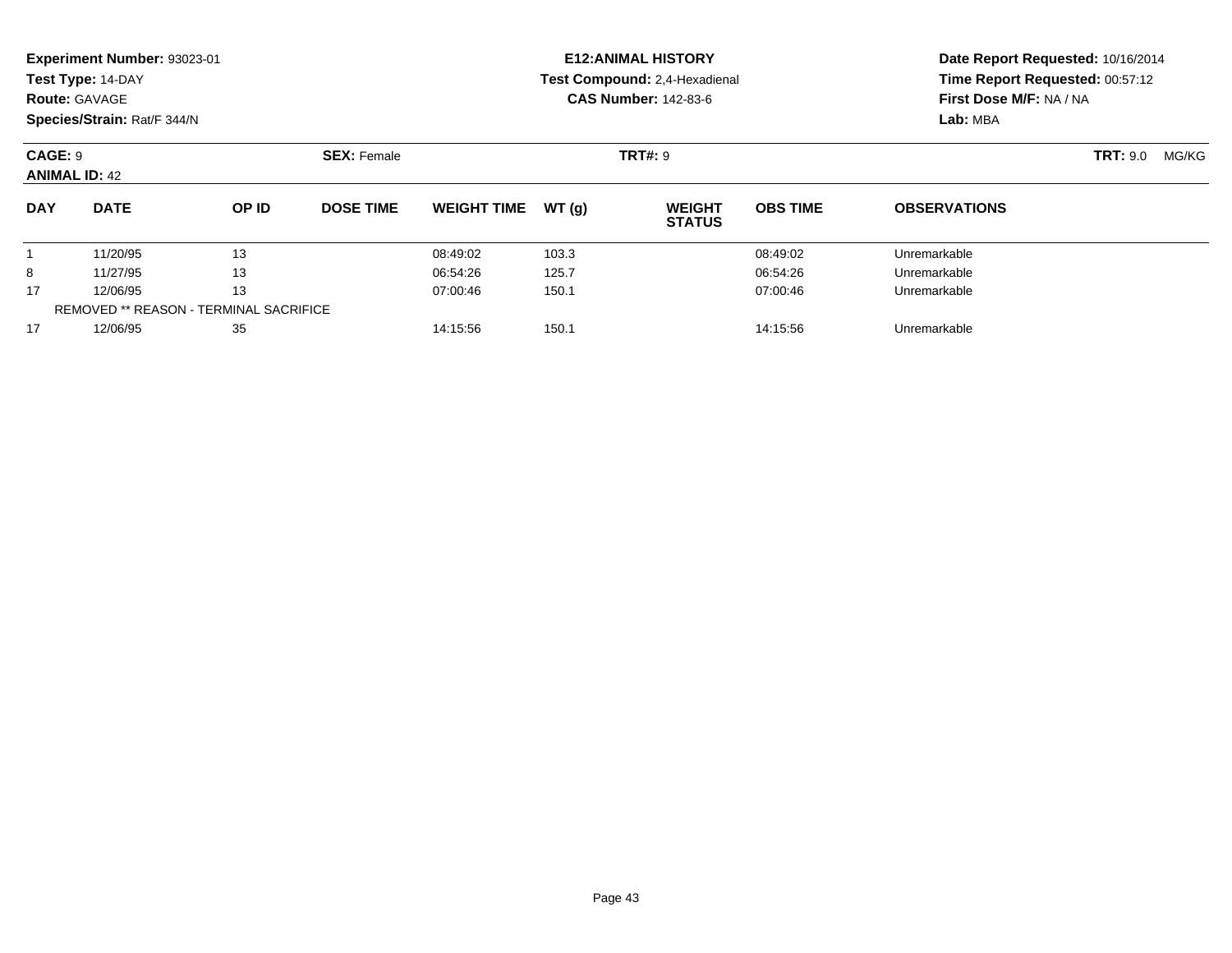**Experiment Number:** 93023-01
**Test Type:** 14-DAY
**Route:** GAVAGE
**Species/Strain:** Rat/F 344/N

**E12:ANIMAL HISTORY**
**Test Compound:** 2,4-Hexadienal
**CAS Number:** 142-83-6

**Date Report Requested:** 10/16/2014
**Time Report Requested:** 00:57:12
**First Dose M/F:** NA / NA
**Lab:** MBA

**CAGE:** 9 **SEX:** Female **TRT#:** 9 **TRT:** 9.0 MG/KG
**ANIMAL ID:** 42

| DAY | DATE | OP ID | DOSE TIME | WEIGHT TIME | WT (g) | WEIGHT STATUS | OBS TIME | OBSERVATIONS |
|---|---|---|---|---|---|---|---|---|
| 1 | 11/20/95 | 13 | | 08:49:02 | 103.3 | | 08:49:02 | Unremarkable |
| 8 | 11/27/95 | 13 | | 06:54:26 | 125.7 | | 06:54:26 | Unremarkable |
| 17 | 12/06/95 | 13 | | 07:00:46 | 150.1 | | 07:00:46 | Unremarkable |
| REMOVED ** REASON - TERMINAL SACRIFICE | | | | | | | | |
| 17 | 12/06/95 | 35 | | 14:15:56 | 150.1 | | 14:15:56 | Unremarkable |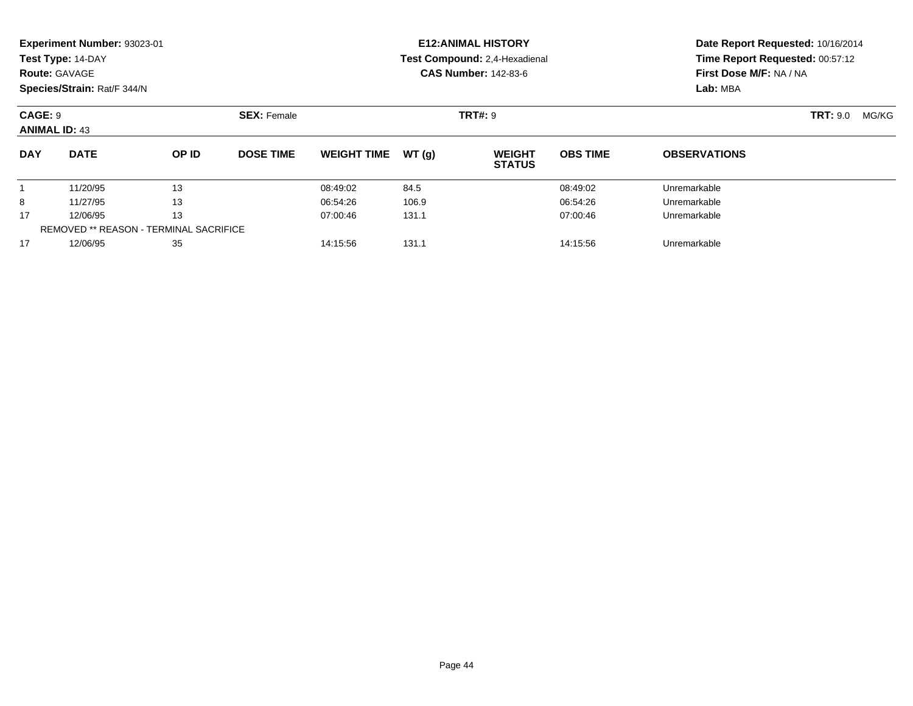**Experiment Number:** 93023-01
**Test Type:** 14-DAY
**Route:** GAVAGE
**Species/Strain:** Rat/F 344/N

**E12:ANIMAL HISTORY**
**Test Compound:** 2,4-Hexadienal
**CAS Number:** 142-83-6

**Date Report Requested:** 10/16/2014
**Time Report Requested:** 00:57:12
**First Dose M/F:** NA / NA
**Lab:** MBA

**CAGE:** 9
**ANIMAL ID:** 43
**SEX:** Female
**TRT#:** 9
**TRT:** 9.0 MG/KG

| DAY | DATE | OP ID | DOSE TIME | WEIGHT TIME | WT (g) | WEIGHT STATUS | OBS TIME | OBSERVATIONS |
|---|---|---|---|---|---|---|---|---|
| 1 | 11/20/95 | 13 | | 08:49:02 | 84.5 | | 08:49:02 | Unremarkable |
| 8 | 11/27/95 | 13 | | 06:54:26 | 106.9 | | 06:54:26 | Unremarkable |
| 17 | 12/06/95 | 13 | | 07:00:46 | 131.1 | | 07:00:46 | Unremarkable |
| REMOVED ** REASON - TERMINAL SACRIFICE | | | | | | | | |
| 17 | 12/06/95 | 35 | | 14:15:56 | 131.1 | | 14:15:56 | Unremarkable |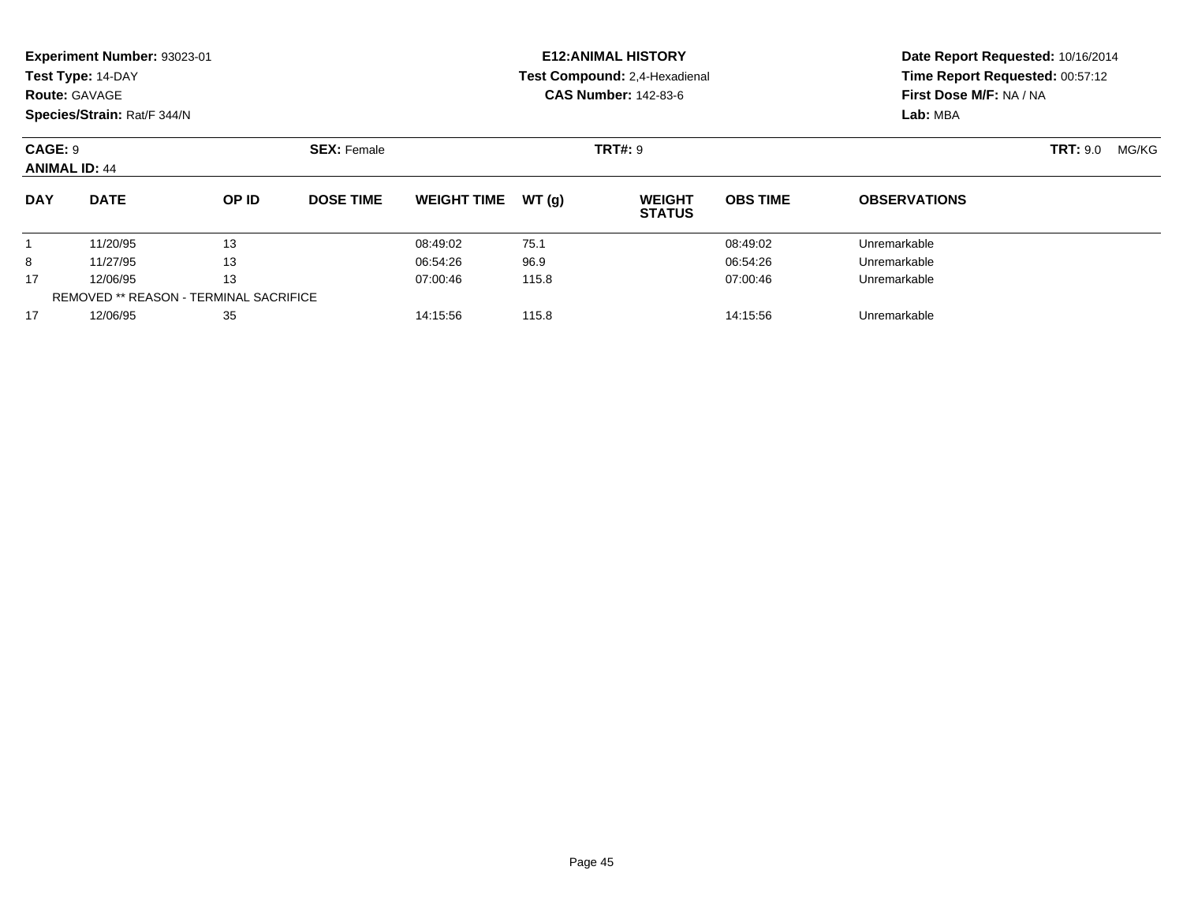**Experiment Number:** 93023-01
**Test Type:** 14-DAY
**Route:** GAVAGE
**Species/Strain:** Rat/F 344/N

**E12:ANIMAL HISTORY**
**Test Compound:** 2,4-Hexadienal
**CAS Number:** 142-83-6

**Date Report Requested:** 10/16/2014
**Time Report Requested:** 00:57:12
**First Dose M/F:** NA / NA
**Lab:** MBA

**CAGE:** 9
**ANIMAL ID:** 44

**SEX:** Female

**TRT#:** 9

**TRT:** 9.0 MG/KG

| DAY | DATE | OP ID | DOSE TIME | WEIGHT TIME | WT (g) | WEIGHT STATUS | OBS TIME | OBSERVATIONS |
|---|---|---|---|---|---|---|---|---|
| 1 | 11/20/95 | 13 | | 08:49:02 | 75.1 | | 08:49:02 | Unremarkable |
| 8 | 11/27/95 | 13 | | 06:54:26 | 96.9 | | 06:54:26 | Unremarkable |
| 17 | 12/06/95 | 13 | | 07:00:46 | 115.8 | | 07:00:46 | Unremarkable |
| REMOVED ** REASON - TERMINAL SACRIFICE | | | | | | | | |
| 17 | 12/06/95 | 35 | | 14:15:56 | 115.8 | | 14:15:56 | Unremarkable |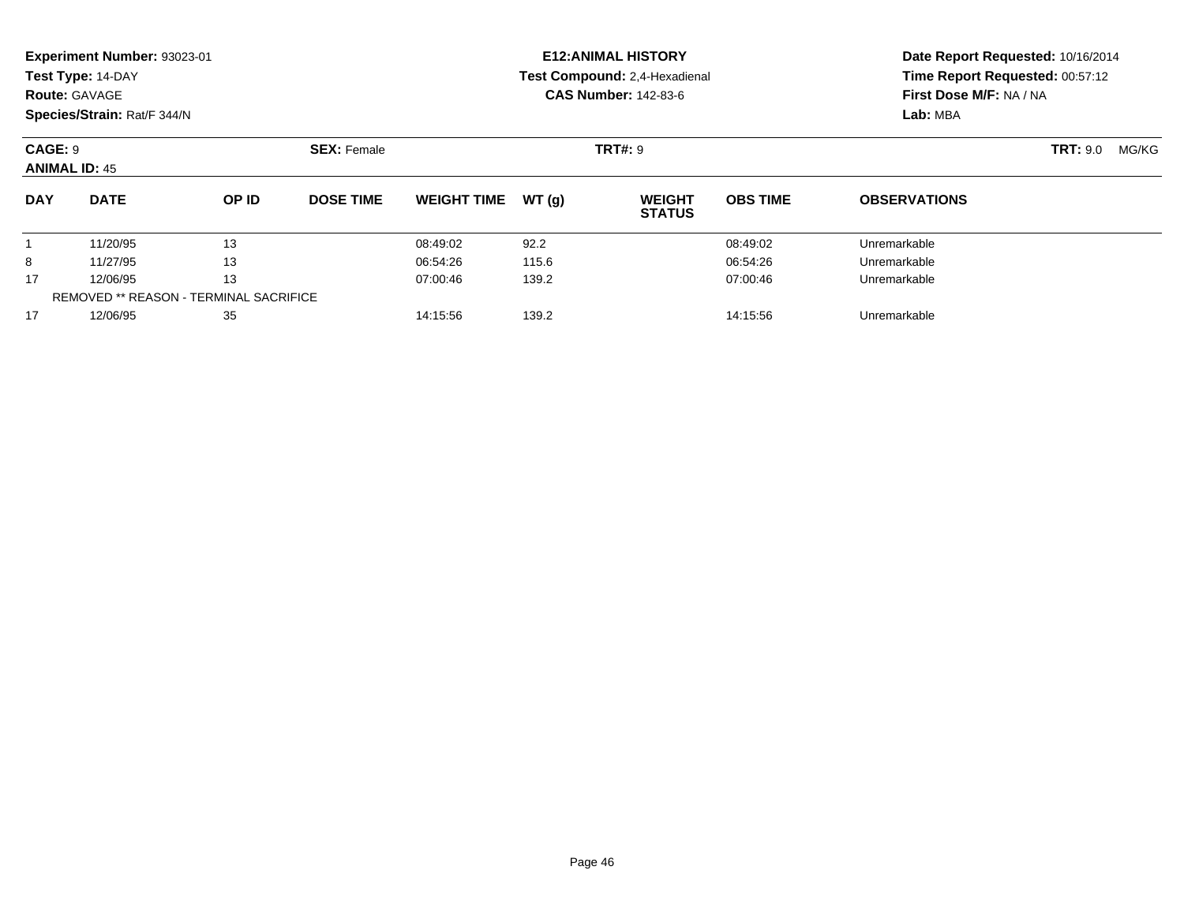**Experiment Number:** 93023-01
**Test Type:** 14-DAY
**Route:** GAVAGE
**Species/Strain:** Rat/F 344/N

**E12:ANIMAL HISTORY**
**Test Compound:** 2,4-Hexadienal
**CAS Number:** 142-83-6

**Date Report Requested:** 10/16/2014
**Time Report Requested:** 00:57:12
**First Dose M/F:** NA / NA
**Lab:** MBA

**CAGE:** 9
**ANIMAL ID:** 45

**SEX:** Female

**TRT#:** 9

**TRT:** 9.0 MG/KG

| DAY | DATE | OP ID | DOSE TIME | WEIGHT TIME | WT (g) | WEIGHT STATUS | OBS TIME | OBSERVATIONS |
|---|---|---|---|---|---|---|---|---|
| 1 | 11/20/95 | 13 | | 08:49:02 | 92.2 | | 08:49:02 | Unremarkable |
| 8 | 11/27/95 | 13 | | 06:54:26 | 115.6 | | 06:54:26 | Unremarkable |
| 17 | 12/06/95 | 13 | | 07:00:46 | 139.2 | | 07:00:46 | Unremarkable |
| REMOVED ** REASON - TERMINAL SACRIFICE | | | | | | | | |
| 17 | 12/06/95 | 35 | | 14:15:56 | 139.2 | | 14:15:56 | Unremarkable |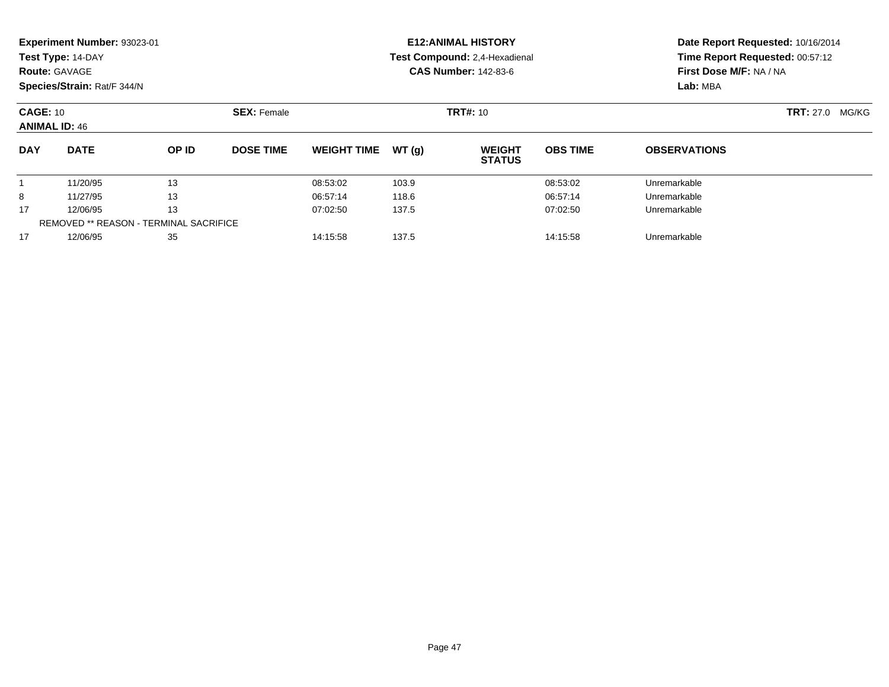**Experiment Number:** 93023-01
**Test Type:** 14-DAY
**Route:** GAVAGE
**Species/Strain:** Rat/F 344/N

**E12:ANIMAL HISTORY**
**Test Compound:** 2,4-Hexadienal
**CAS Number:** 142-83-6

**Date Report Requested:** 10/16/2014
**Time Report Requested:** 00:57:12
**First Dose M/F:** NA / NA
**Lab:** MBA

**CAGE:** 10
**ANIMAL ID:** 46
**SEX:** Female
**TRT#:** 10
**TRT:** 27.0 MG/KG

| DAY | DATE | OP ID | DOSE TIME | WEIGHT TIME | WT (g) | WEIGHT STATUS | OBS TIME | OBSERVATIONS |
|---|---|---|---|---|---|---|---|---|
| 1 | 11/20/95 | 13 | | 08:53:02 | 103.9 | | 08:53:02 | Unremarkable |
| 8 | 11/27/95 | 13 | | 06:57:14 | 118.6 | | 06:57:14 | Unremarkable |
| 17 | 12/06/95 | 13 | | 07:02:50 | 137.5 | | 07:02:50 | Unremarkable |
| REMOVED ** REASON - TERMINAL SACRIFICE | | | | | | | | |
| 17 | 12/06/95 | 35 | | 14:15:58 | 137.5 | | 14:15:58 | Unremarkable |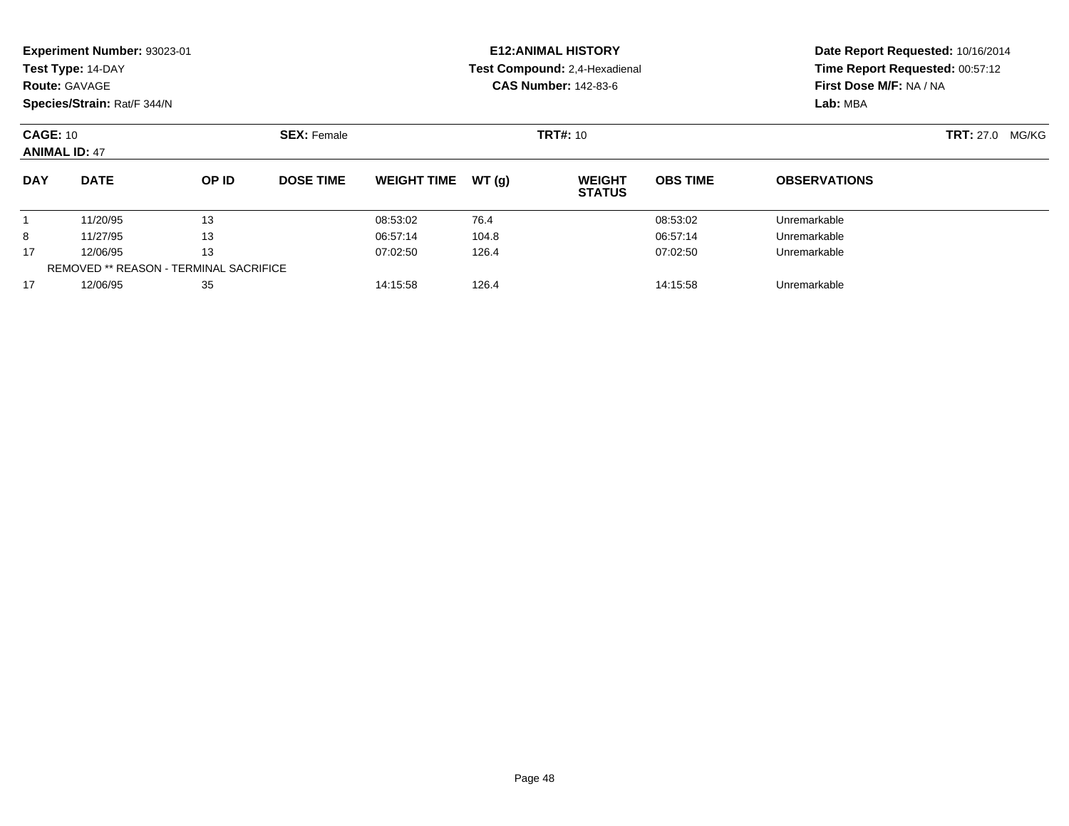**Experiment Number:** 93023-01
**Test Type:** 14-DAY
**Route:** GAVAGE
**Species/Strain:** Rat/F 344/N

**E12:ANIMAL HISTORY**
**Test Compound:** 2,4-Hexadienal
**CAS Number:** 142-83-6

**Date Report Requested:** 10/16/2014
**Time Report Requested:** 00:57:12
**First Dose M/F:** NA / NA
**Lab:** MBA

**CAGE:** 10 **SEX:** Female **TRT#:** 10 **TRT:** 27.0 MG/KG
**ANIMAL ID:** 47

| DAY | DATE | OP ID | DOSE TIME | WEIGHT TIME | WT (g) | WEIGHT STATUS | OBS TIME | OBSERVATIONS |
|---|---|---|---|---|---|---|---|---|
| 1 | 11/20/95 | 13 | | 08:53:02 | 76.4 | | 08:53:02 | Unremarkable |
| 8 | 11/27/95 | 13 | | 06:57:14 | 104.8 | | 06:57:14 | Unremarkable |
| 17 | 12/06/95 | 13 | | 07:02:50 | 126.4 | | 07:02:50 | Unremarkable |
| REMOVED ** REASON - TERMINAL SACRIFICE | | | | | | | | |
| 17 | 12/06/95 | 35 | | 14:15:58 | 126.4 | | 14:15:58 | Unremarkable |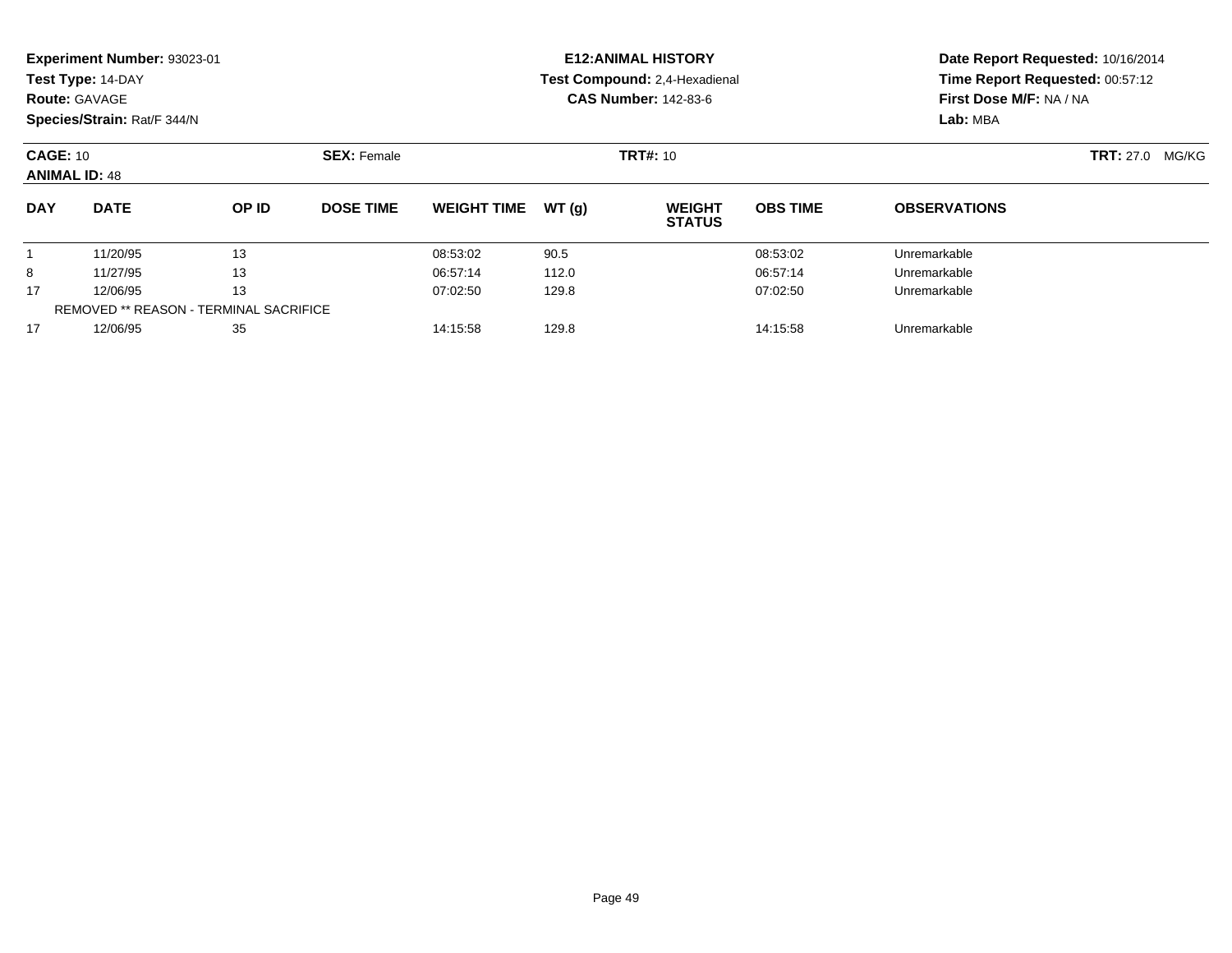**Experiment Number:** 93023-01
**Test Type:** 14-DAY
**Route:** GAVAGE
**Species/Strain:** Rat/F 344/N

**E12:ANIMAL HISTORY**
**Test Compound:** 2,4-Hexadienal
**CAS Number:** 142-83-6

**Date Report Requested:** 10/16/2014
**Time Report Requested:** 00:57:12
**First Dose M/F:** NA / NA
**Lab:** MBA

**CAGE:** 10
**ANIMAL ID:** 48

**SEX:** Female

**TRT#:** 10

**TRT:** 27.0 MG/KG

| DAY | DATE | OP ID | DOSE TIME | WEIGHT TIME | WT (g) | WEIGHT STATUS | OBS TIME | OBSERVATIONS |
|---|---|---|---|---|---|---|---|---|
| 1 | 11/20/95 | 13 | | 08:53:02 | 90.5 | | 08:53:02 | Unremarkable |
| 8 | 11/27/95 | 13 | | 06:57:14 | 112.0 | | 06:57:14 | Unremarkable |
| 17 | 12/06/95 | 13 | | 07:02:50 | 129.8 | | 07:02:50 | Unremarkable |
| REMOVED ** REASON - TERMINAL SACRIFICE | | | | | | | | |
| 17 | 12/06/95 | 35 | | 14:15:58 | 129.8 | | 14:15:58 | Unremarkable |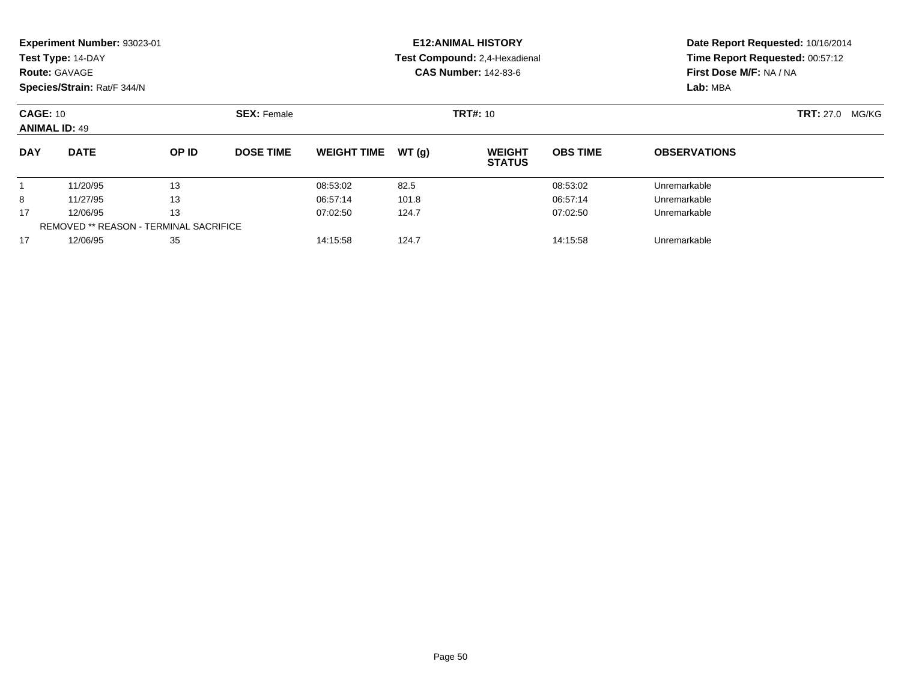**Experiment Number:** 93023-01
**Test Type:** 14-DAY
**Route:** GAVAGE
**Species/Strain:** Rat/F 344/N

**E12:ANIMAL HISTORY**
**Test Compound:** 2,4-Hexadienal
**CAS Number:** 142-83-6

**Date Report Requested:** 10/16/2014
**Time Report Requested:** 00:57:12
**First Dose M/F:** NA / NA
**Lab:** MBA

**CAGE:** 10 **SEX:** Female **TRT#:** 10 **TRT:** 27.0 MG/KG
**ANIMAL ID:** 49

| DAY | DATE | OP ID | DOSE TIME | WEIGHT TIME | WT (g) | WEIGHT STATUS | OBS TIME | OBSERVATIONS |
|---|---|---|---|---|---|---|---|---|
| 1 | 11/20/95 | 13 | | 08:53:02 | 82.5 | | 08:53:02 | Unremarkable |
| 8 | 11/27/95 | 13 | | 06:57:14 | 101.8 | | 06:57:14 | Unremarkable |
| 17 | 12/06/95 | 13 | | 07:02:50 | 124.7 | | 07:02:50 | Unremarkable |
| REMOVED ** REASON - TERMINAL SACRIFICE | | | | | | | | |
| 17 | 12/06/95 | 35 | | 14:15:58 | 124.7 | | 14:15:58 | Unremarkable |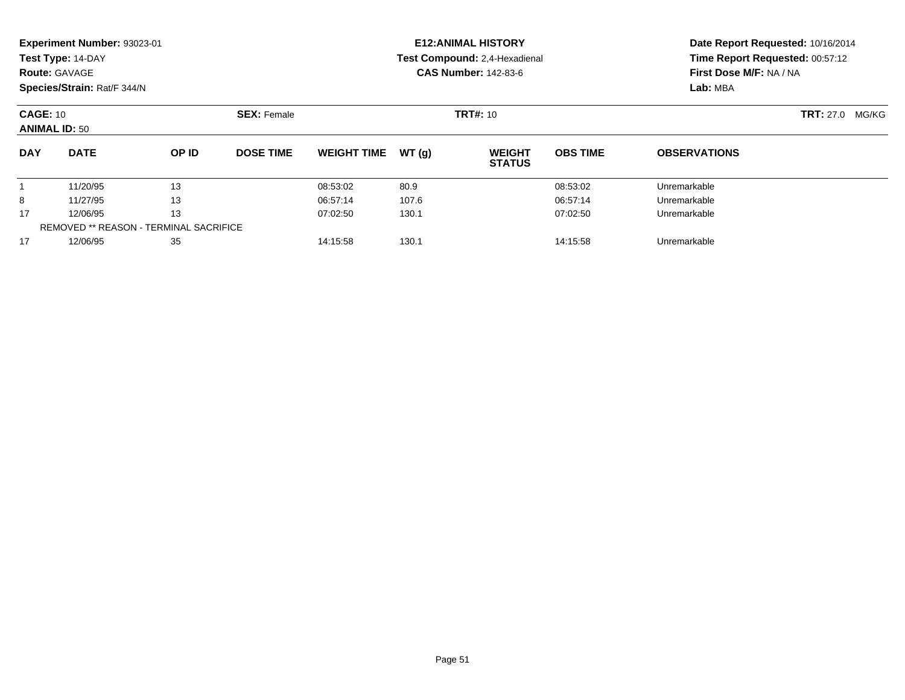**Experiment Number:** 93023-01
**Test Type:** 14-DAY
**Route:** GAVAGE
**Species/Strain:** Rat/F 344/N

**E12:ANIMAL HISTORY**
**Test Compound:** 2,4-Hexadienal
**CAS Number:** 142-83-6

**Date Report Requested:** 10/16/2014
**Time Report Requested:** 00:57:12
**First Dose M/F:** NA / NA
**Lab:** MBA

**CAGE:** 10 **SEX:** Female **TRT#:** 10 **TRT:** 27.0 MG/KG
**ANIMAL ID:** 50

| DAY | DATE | OP ID | DOSE TIME | WEIGHT TIME | WT (g) | WEIGHT STATUS | OBS TIME | OBSERVATIONS |
|---|---|---|---|---|---|---|---|---|
| 1 | 11/20/95 | 13 | | 08:53:02 | 80.9 | | 08:53:02 | Unremarkable |
| 8 | 11/27/95 | 13 | | 06:57:14 | 107.6 | | 06:57:14 | Unremarkable |
| 17 | 12/06/95 | 13 | | 07:02:50 | 130.1 | | 07:02:50 | Unremarkable |
| REMOVED ** REASON - TERMINAL SACRIFICE | | | | | | | | |
| 17 | 12/06/95 | 35 | | 14:15:58 | 130.1 | | 14:15:58 | Unremarkable |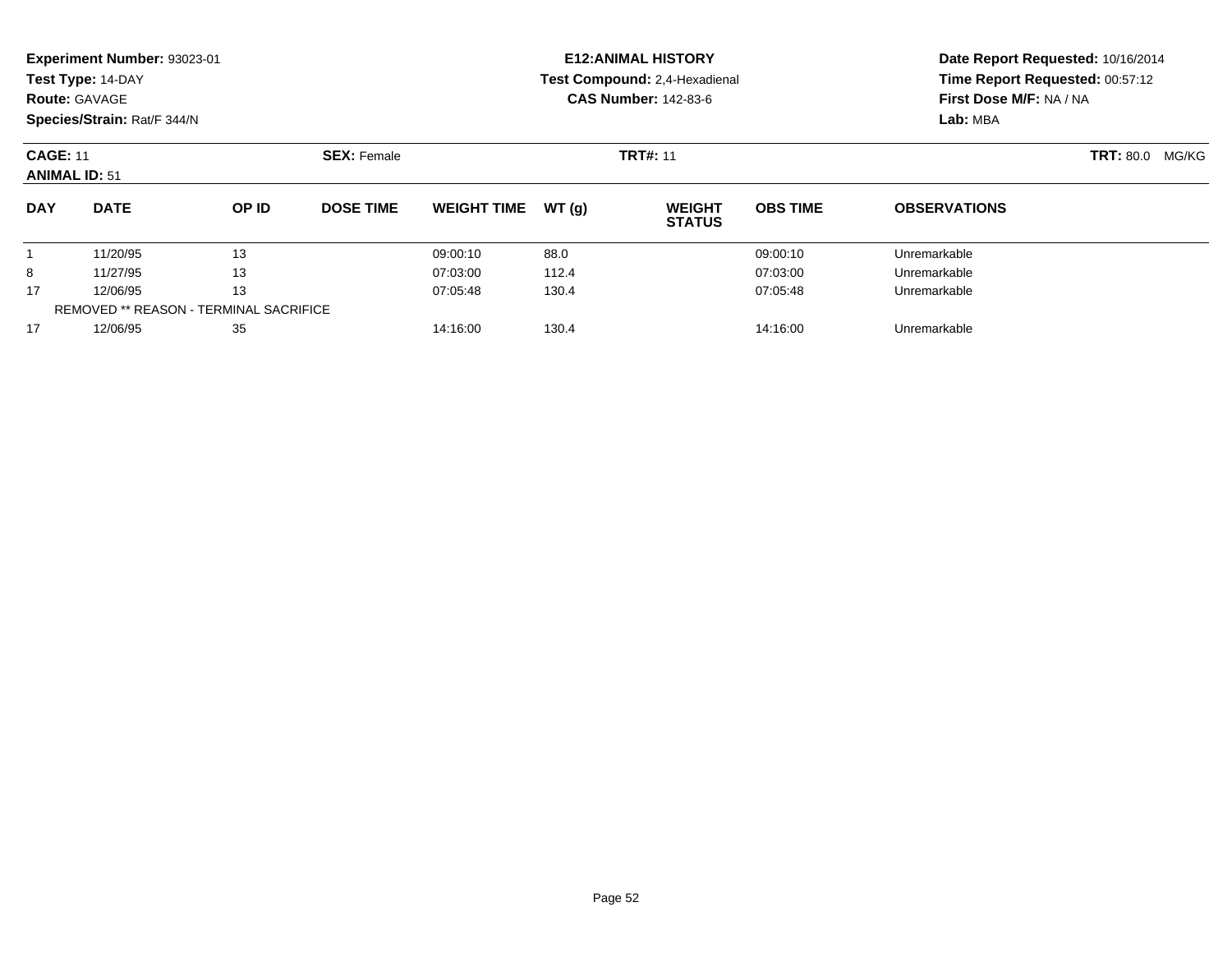**Experiment Number:** 93023-01
**Test Type:** 14-DAY
**Route:** GAVAGE
**Species/Strain:** Rat/F 344/N

**E12:ANIMAL HISTORY**
**Test Compound:** 2,4-Hexadienal
**CAS Number:** 142-83-6

**Date Report Requested:** 10/16/2014
**Time Report Requested:** 00:57:12
**First Dose M/F:** NA / NA
**Lab:** MBA

**CAGE:** 11 **SEX:** Female **TRT#:** 11 **TRT:** 80.0 MG/KG
**ANIMAL ID:** 51

| DAY | DATE | OP ID | DOSE TIME | WEIGHT TIME | WT (g) | WEIGHT STATUS | OBS TIME | OBSERVATIONS |
|---|---|---|---|---|---|---|---|---|
| 1 | 11/20/95 | 13 | | 09:00:10 | 88.0 | | 09:00:10 | Unremarkable |
| 8 | 11/27/95 | 13 | | 07:03:00 | 112.4 | | 07:03:00 | Unremarkable |
| 17 | 12/06/95 | 13 | | 07:05:48 | 130.4 | | 07:05:48 | Unremarkable |
| REMOVED ** REASON - TERMINAL SACRIFICE | | | | | | | | |
| 17 | 12/06/95 | 35 | | 14:16:00 | 130.4 | | 14:16:00 | Unremarkable |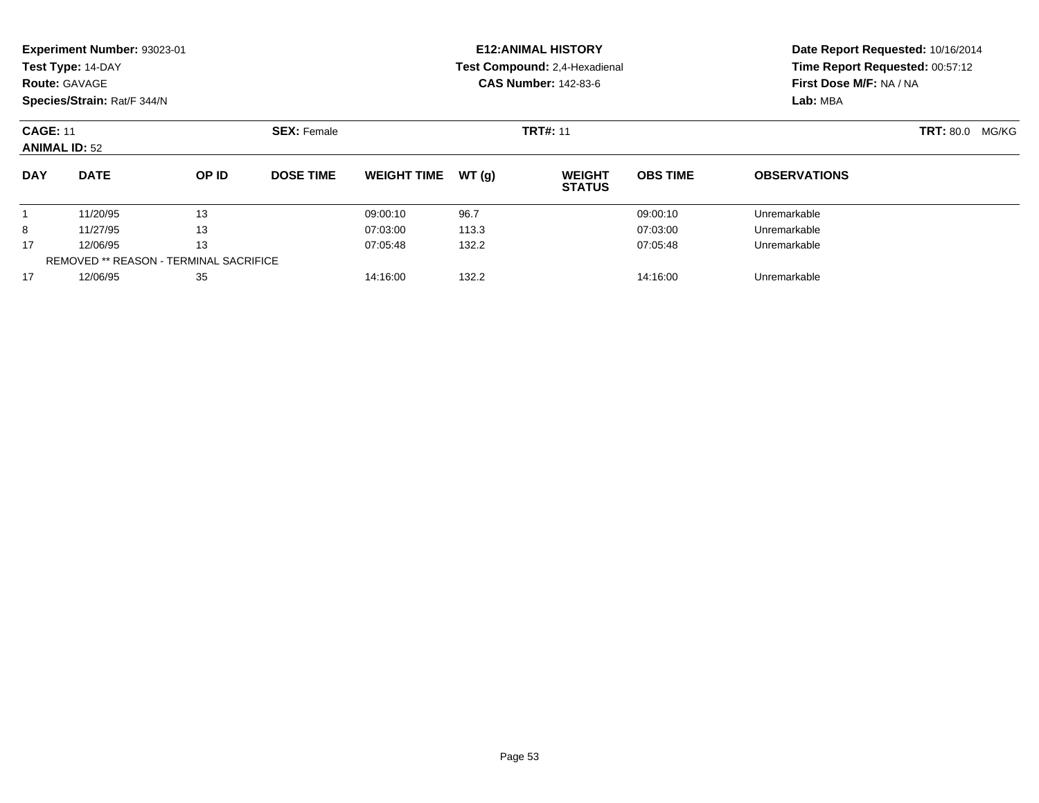**Experiment Number:** 93023-01
**Test Type:** 14-DAY
**Route:** GAVAGE
**Species/Strain:** Rat/F 344/N

**E12:ANIMAL HISTORY**
**Test Compound:** 2,4-Hexadienal
**CAS Number:** 142-83-6

**Date Report Requested:** 10/16/2014
**Time Report Requested:** 00:57:12
**First Dose M/F:** NA / NA
**Lab:** MBA

**CAGE:** 11 **SEX:** Female **TRT#:** 11 **TRT:** 80.0 MG/KG
**ANIMAL ID:** 52

| DAY | DATE | OP ID | DOSE TIME | WEIGHT TIME | WT (g) | WEIGHT STATUS | OBS TIME | OBSERVATIONS |
|---|---|---|---|---|---|---|---|---|
| 1 | 11/20/95 | 13 | | 09:00:10 | 96.7 | | 09:00:10 | Unremarkable |
| 8 | 11/27/95 | 13 | | 07:03:00 | 113.3 | | 07:03:00 | Unremarkable |
| 17 | 12/06/95 | 13 | | 07:05:48 | 132.2 | | 07:05:48 | Unremarkable |
| REMOVED ** REASON - TERMINAL SACRIFICE | | | | | | | | |
| 17 | 12/06/95 | 35 | | 14:16:00 | 132.2 | | 14:16:00 | Unremarkable |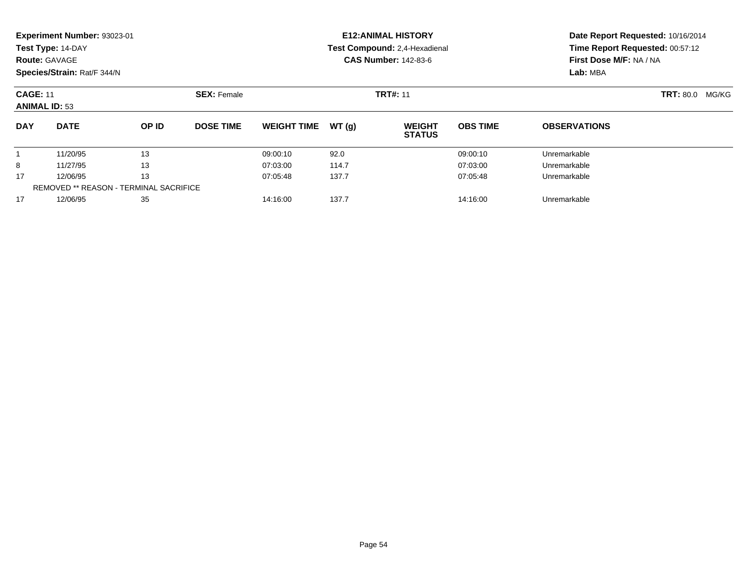**Experiment Number:** 93023-01
**Test Type:** 14-DAY
**Route:** GAVAGE
**Species/Strain:** Rat/F 344/N

**E12:ANIMAL HISTORY**
**Test Compound:** 2,4-Hexadienal
**CAS Number:** 142-83-6

**Date Report Requested:** 10/16/2014
**Time Report Requested:** 00:57:12
**First Dose M/F:** NA / NA
**Lab:** MBA

**CAGE:** 11 **SEX:** Female **TRT#:** 11 **TRT:** 80.0 MG/KG
**ANIMAL ID:** 53

| DAY | DATE | OP ID | DOSE TIME | WEIGHT TIME | WT (g) | WEIGHT STATUS | OBS TIME | OBSERVATIONS |
|---|---|---|---|---|---|---|---|---|
| 1 | 11/20/95 | 13 | | 09:00:10 | 92.0 | | 09:00:10 | Unremarkable |
| 8 | 11/27/95 | 13 | | 07:03:00 | 114.7 | | 07:03:00 | Unremarkable |
| 17 | 12/06/95 | 13 | | 07:05:48 | 137.7 | | 07:05:48 | Unremarkable |
| REMOVED ** REASON - TERMINAL SACRIFICE | | | | | | | | |
| 17 | 12/06/95 | 35 | | 14:16:00 | 137.7 | | 14:16:00 | Unremarkable |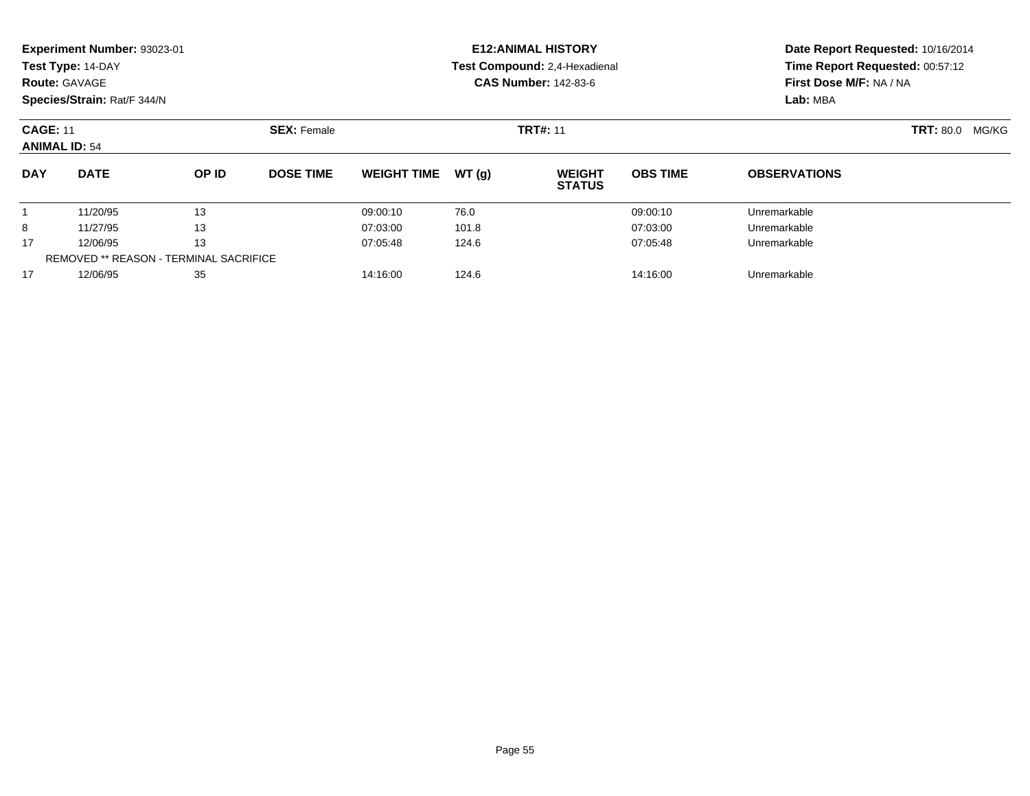**Experiment Number:** 93023-01
**Test Type:** 14-DAY
**Route:** GAVAGE
**Species/Strain:** Rat/F 344/N

**E12:ANIMAL HISTORY**
**Test Compound:** 2,4-Hexadienal
**CAS Number:** 142-83-6

**Date Report Requested:** 10/16/2014
**Time Report Requested:** 00:57:12
**First Dose M/F:** NA / NA
**Lab:** MBA

**CAGE:** 11
**ANIMAL ID:** 54

**SEX:** Female

**TRT#:** 11

**TRT:** 80.0 MG/KG

| DAY | DATE | OP ID | DOSE TIME | WEIGHT TIME | WT (g) | WEIGHT STATUS | OBS TIME | OBSERVATIONS |
|---|---|---|---|---|---|---|---|---|
| 1 | 11/20/95 | 13 | | 09:00:10 | 76.0 | | 09:00:10 | Unremarkable |
| 8 | 11/27/95 | 13 | | 07:03:00 | 101.8 | | 07:03:00 | Unremarkable |
| 17 | 12/06/95 | 13 | | 07:05:48 | 124.6 | | 07:05:48 | Unremarkable |
| REMOVED ** REASON - TERMINAL SACRIFICE | | | | | | | | |
| 17 | 12/06/95 | 35 | | 14:16:00 | 124.6 | | 14:16:00 | Unremarkable |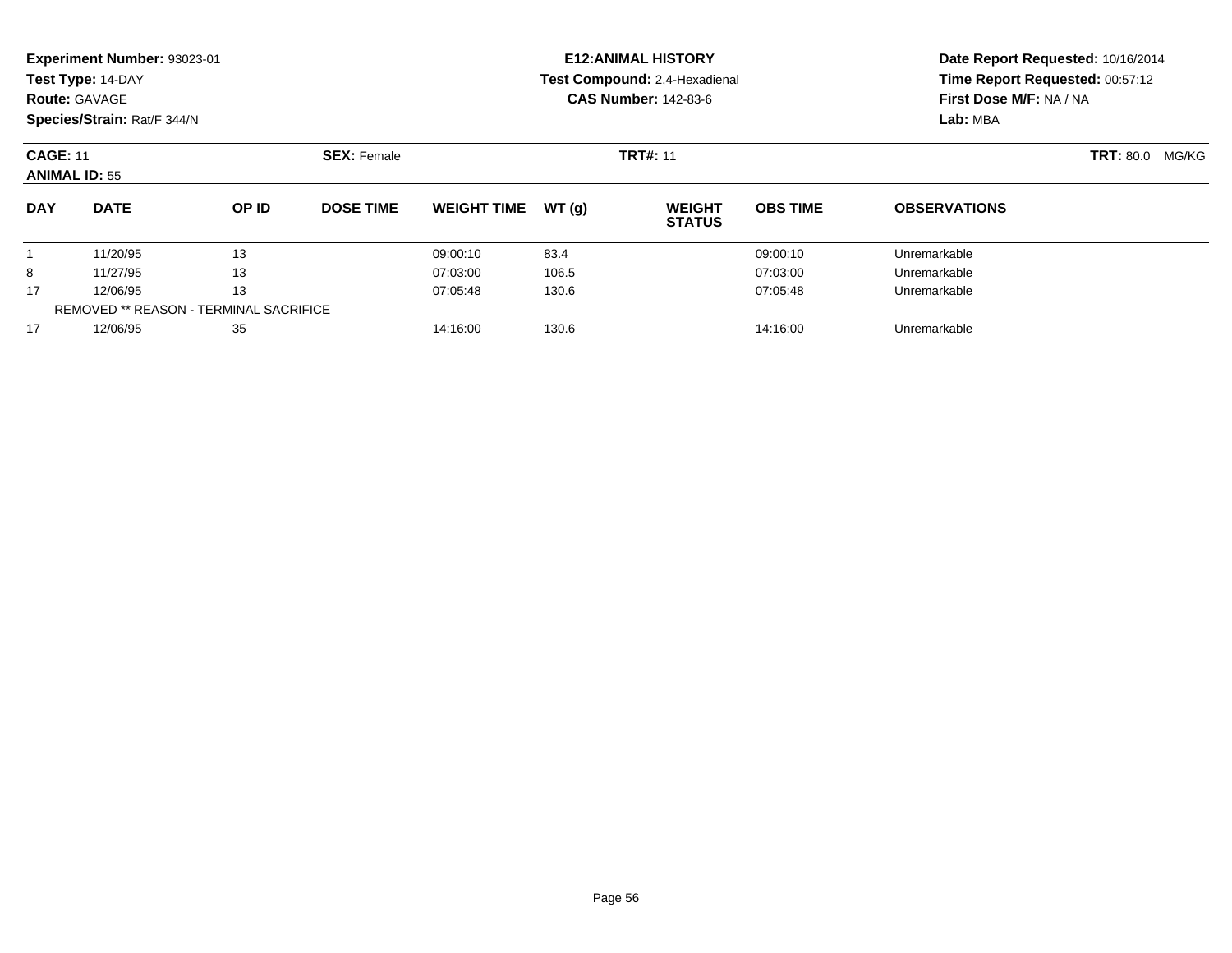**Experiment Number:** 93023-01
**Test Type:** 14-DAY
**Route:** GAVAGE
**Species/Strain:** Rat/F 344/N

**E12:ANIMAL HISTORY**
**Test Compound:** 2,4-Hexadienal
**CAS Number:** 142-83-6

**Date Report Requested:** 10/16/2014
**Time Report Requested:** 00:57:12
**First Dose M/F:** NA / NA
**Lab:** MBA

**CAGE:** 11 **SEX:** Female **TRT#:** 11 **TRT:** 80.0 MG/KG
**ANIMAL ID:** 55

| DAY | DATE | OP ID | DOSE TIME | WEIGHT TIME | WT (g) | WEIGHT STATUS | OBS TIME | OBSERVATIONS |
|---|---|---|---|---|---|---|---|---|
| 1 | 11/20/95 | 13 | | 09:00:10 | 83.4 | | 09:00:10 | Unremarkable |
| 8 | 11/27/95 | 13 | | 07:03:00 | 106.5 | | 07:03:00 | Unremarkable |
| 17 | 12/06/95 | 13 | | 07:05:48 | 130.6 | | 07:05:48 | Unremarkable |
| REMOVED ** REASON - TERMINAL SACRIFICE | | | | | | | | |
| 17 | 12/06/95 | 35 | | 14:16:00 | 130.6 | | 14:16:00 | Unremarkable |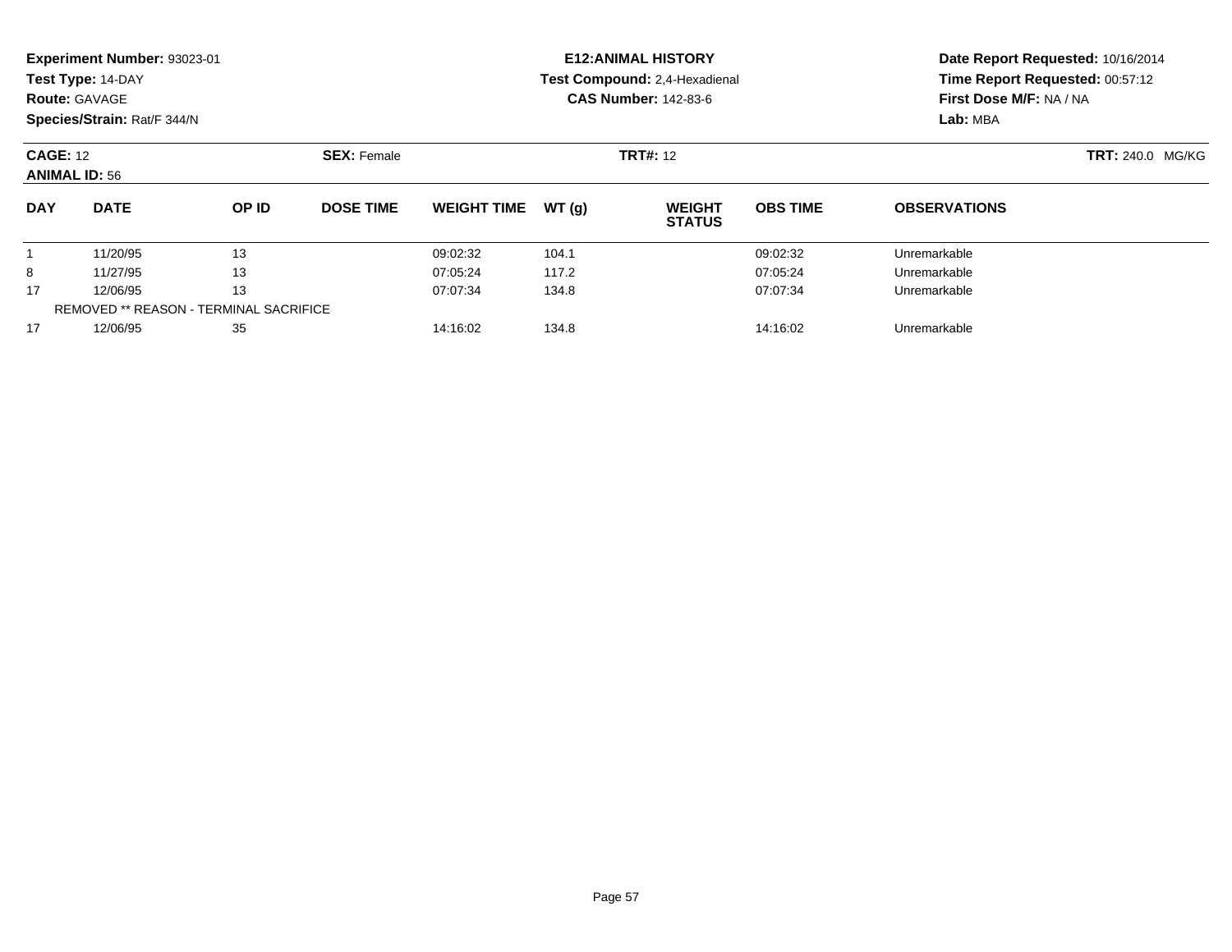**Experiment Number:** 93023-01
**Test Type:** 14-DAY
**Route:** GAVAGE
**Species/Strain:** Rat/F 344/N

**E12:ANIMAL HISTORY**
**Test Compound:** 2,4-Hexadienal
**CAS Number:** 142-83-6

**Date Report Requested:** 10/16/2014
**Time Report Requested:** 00:57:12
**First Dose M/F:** NA / NA
**Lab:** MBA

**CAGE:** 12 **SEX:** Female **TRT#:** 12 **TRT:** 240.0 MG/KG
**ANIMAL ID:** 56

| DAY | DATE | OP ID | DOSE TIME | WEIGHT TIME | WT (g) | WEIGHT STATUS | OBS TIME | OBSERVATIONS |
|---|---|---|---|---|---|---|---|---|
| 1 | 11/20/95 | 13 | | 09:02:32 | 104.1 | | 09:02:32 | Unremarkable |
| 8 | 11/27/95 | 13 | | 07:05:24 | 117.2 | | 07:05:24 | Unremarkable |
| 17 | 12/06/95 | 13 | | 07:07:34 | 134.8 | | 07:07:34 | Unremarkable |
| REMOVED ** REASON - TERMINAL SACRIFICE | | | | | | | | |
| 17 | 12/06/95 | 35 | | 14:16:02 | 134.8 | | 14:16:02 | Unremarkable |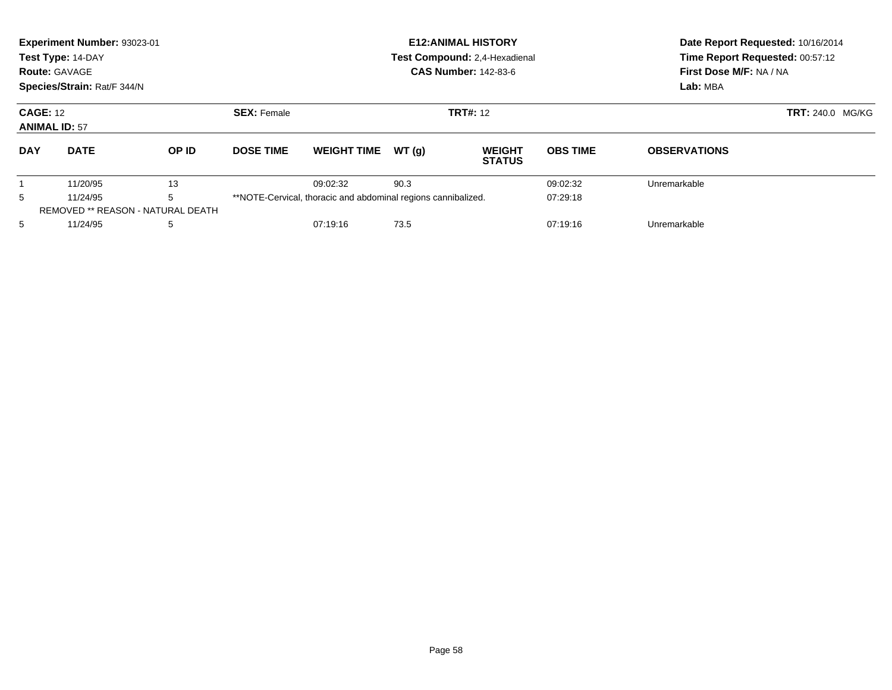**Experiment Number:** 93023-01
**Test Type:** 14-DAY
**Route:** GAVAGE
**Species/Strain:** Rat/F 344/N

**E12:ANIMAL HISTORY**
**Test Compound:** 2,4-Hexadienal
**CAS Number:** 142-83-6

**Date Report Requested:** 10/16/2014
**Time Report Requested:** 00:57:12
**First Dose M/F:** NA / NA
**Lab:** MBA

**CAGE:** 12 **SEX:** Female **TRT#:** 12 **TRT:** 240.0 MG/KG
**ANIMAL ID:** 57

| DAY | DATE | OP ID | DOSE TIME | WEIGHT TIME | WT (g) | WEIGHT STATUS | OBS TIME | OBSERVATIONS |
|---|---|---|---|---|---|---|---|---|
| 1 | 11/20/95 | 13 | | 09:02:32 | 90.3 | | 09:02:32 | Unremarkable |
| 5 | 11/24/95 | 5 | **NOTE-Cervical, thoracic and abdominal regions cannibalized. | | | | 07:29:18 | |
| REMOVED ** REASON - NATURAL DEATH | | | | | | | | |
| 5 | 11/24/95 | 5 | | 07:19:16 | 73.5 | | 07:19:16 | Unremarkable |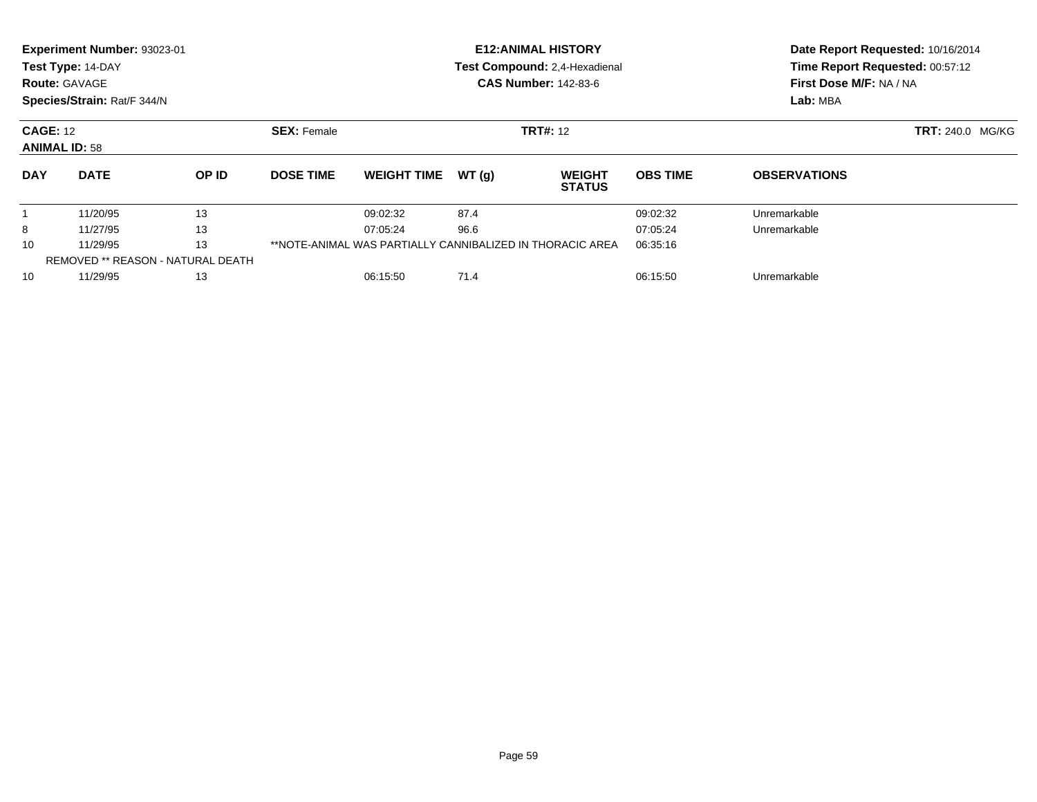**Experiment Number:** 93023-01
**Test Type:** 14-DAY
**Route:** GAVAGE
**Species/Strain:** Rat/F 344/N

**E12:ANIMAL HISTORY**
**Test Compound:** 2,4-Hexadienal
**CAS Number:** 142-83-6

**Date Report Requested:** 10/16/2014
**Time Report Requested:** 00:57:12
**First Dose M/F:** NA / NA
**Lab:** MBA

**CAGE:** 12
**ANIMAL ID:** 58
**SEX:** Female
**TRT#:** 12
**TRT:** 240.0 MG/KG

| DAY | DATE | OP ID | DOSE TIME | WEIGHT TIME | WT (g) | WEIGHT STATUS | OBS TIME | OBSERVATIONS |
|---|---|---|---|---|---|---|---|---|
| 1 | 11/20/95 | 13 | | 09:02:32 | 87.4 | | 09:02:32 | Unremarkable |
| 8 | 11/27/95 | 13 | | 07:05:24 | 96.6 | | 07:05:24 | Unremarkable |
| 10 | 11/29/95 | 13 | **NOTE-ANIMAL WAS PARTIALLY CANNIBALIZED IN THORACIC AREA | | | | 06:35:16 | |
| | REMOVED ** REASON - NATURAL DEATH | | | | | | | |
| 10 | 11/29/95 | 13 | | 06:15:50 | 71.4 | | 06:15:50 | Unremarkable |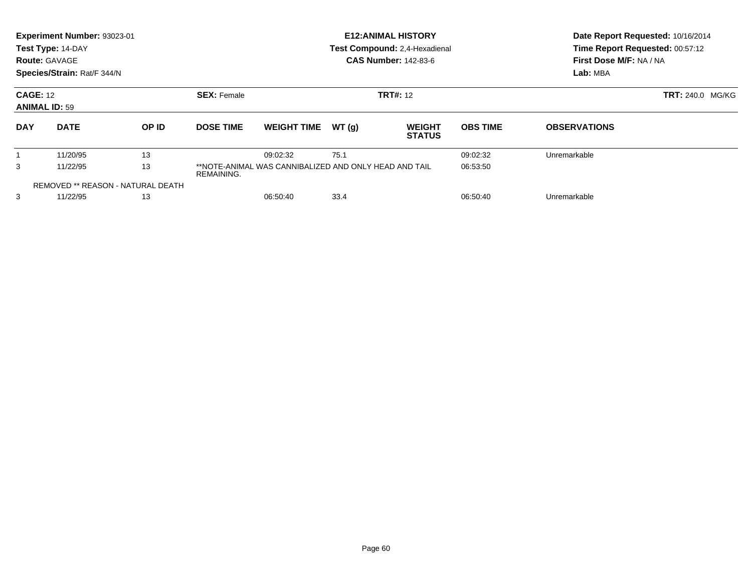**Experiment Number:** 93023-01
**Test Type:** 14-DAY
**Route:** GAVAGE
**Species/Strain:** Rat/F 344/N

**E12:ANIMAL HISTORY**
**Test Compound:** 2,4-Hexadienal
**CAS Number:** 142-83-6

**Date Report Requested:** 10/16/2014
**Time Report Requested:** 00:57:12
**First Dose M/F:** NA / NA
**Lab:** MBA

**CAGE:** 12
**ANIMAL ID:** 59

**SEX:** Female

**TRT#:** 12

**TRT:** 240.0 MG/KG

| DAY | DATE | OP ID | DOSE TIME | WEIGHT TIME | WT (g) | WEIGHT STATUS | OBS TIME | OBSERVATIONS |
|---|---|---|---|---|---|---|---|---|
| 1 | 11/20/95 | 13 | | 09:02:32 | 75.1 | | 09:02:32 | Unremarkable |
| 3 | 11/22/95 | 13 | **NOTE-ANIMAL WAS CANNIBALIZED AND ONLY HEAD AND TAIL REMAINING. | | | | 06:53:50 | |
| REMOVED ** REASON - NATURAL DEATH | | | | | | | | |
| 3 | 11/22/95 | 13 | | 06:50:40 | 33.4 | | 06:50:40 | Unremarkable |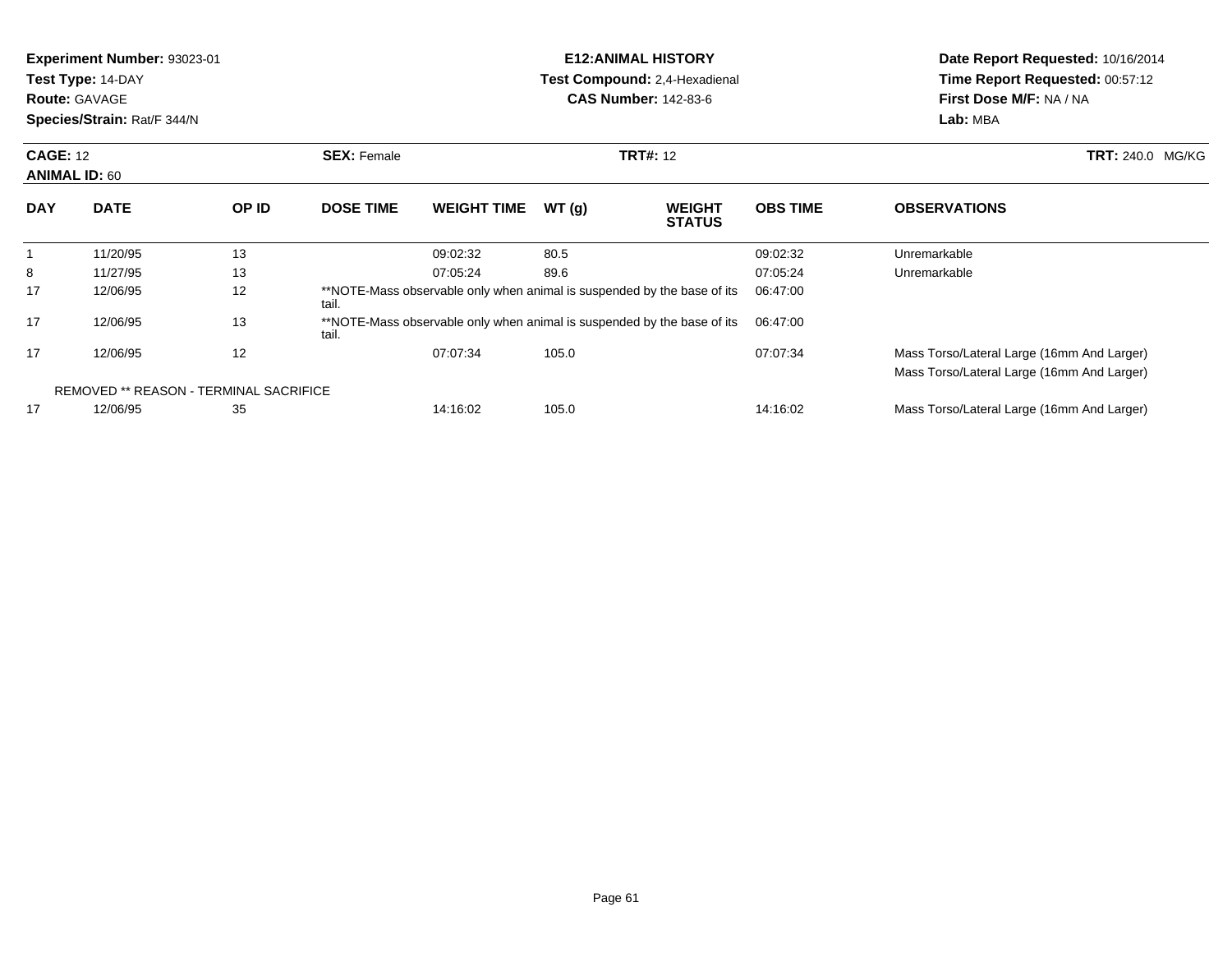**Experiment Number:** 93023-01
**Test Type:** 14-DAY
**Route:** GAVAGE
**Species/Strain:** Rat/F 344/N

**E12:ANIMAL HISTORY**
**Test Compound:** 2,4-Hexadienal
**CAS Number:** 142-83-6

**Date Report Requested:** 10/16/2014
**Time Report Requested:** 00:57:12
**First Dose M/F:** NA / NA
**Lab:** MBA

**CAGE:** 12 **SEX:** Female **TRT#:** 12 **TRT:** 240.0 MG/KG
**ANIMAL ID:** 60

| DAY | DATE | OP ID | DOSE TIME | WEIGHT TIME | WT (g) | WEIGHT STATUS | OBS TIME | OBSERVATIONS |
|---|---|---|---|---|---|---|---|---|
| 1 | 11/20/95 | 13 | | 09:02:32 | 80.5 | | 09:02:32 | Unremarkable |
| 8 | 11/27/95 | 13 | | 07:05:24 | 89.6 | | 07:05:24 | Unremarkable |
| 17 | 12/06/95 | 12 | **NOTE-Mass observable only when animal is suspended by the base of its tail. | | | | 06:47:00 | |
| 17 | 12/06/95 | 13 | **NOTE-Mass observable only when animal is suspended by the base of its tail. | | | | 06:47:00 | |
| 17 | 12/06/95 | 12 | | 07:07:34 | 105.0 | | 07:07:34 | Mass Torso/Lateral Large (16mm And Larger) |
| | | | | | | | | Mass Torso/Lateral Large (16mm And Larger) |
| | REMOVED ** REASON - TERMINAL SACRIFICE | | | | | | | |
| 17 | 12/06/95 | 35 | | 14:16:02 | 105.0 | | 14:16:02 | Mass Torso/Lateral Large (16mm And Larger) |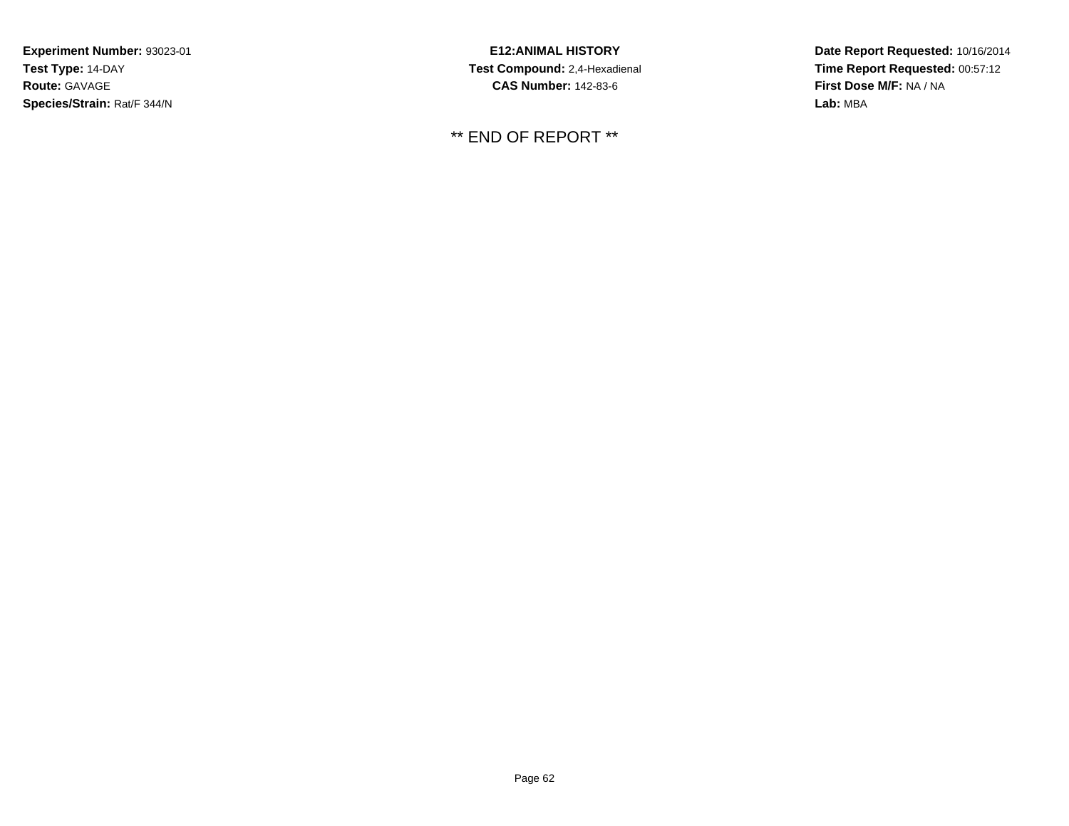**Experiment Number:** 93023-01
**Test Type:** 14-DAY
**Route:** GAVAGE
**Species/Strain:** Rat/F 344/N

**E12:ANIMAL HISTORY**
**Test Compound:** 2,4-Hexadienal
**CAS Number:** 142-83-6

**Date Report Requested:** 10/16/2014
**Time Report Requested:** 00:57:12
**First Dose M/F:** NA / NA
**Lab:** MBA

** END OF REPORT **